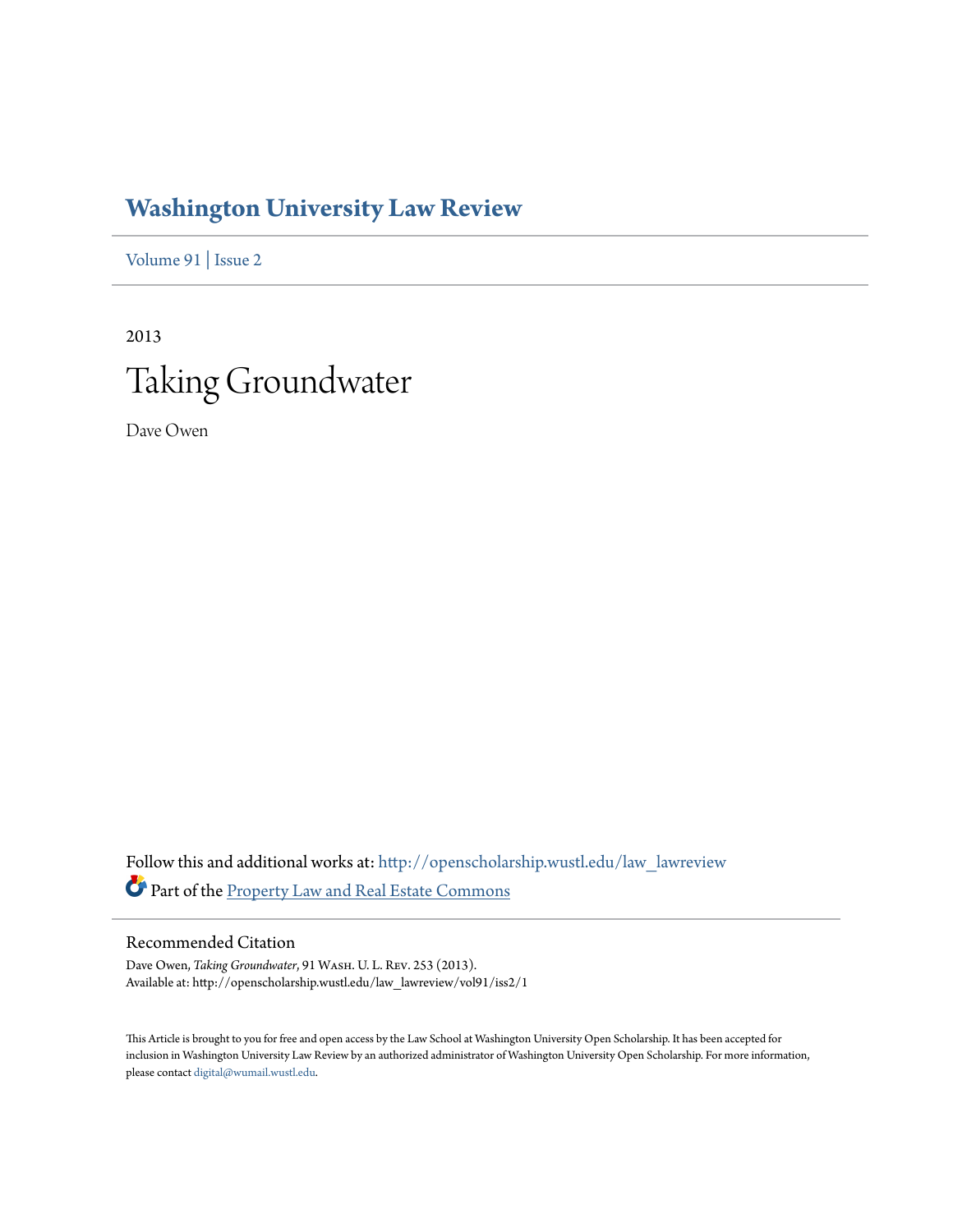# Washington University Law Review

Volume 91 | Issue 2

2013

## Taking Groundwater

Dave Owen

Follow this and additional works at: http://openscholarship.wustl.edu/law_lawreview

Part of the Property Law and Real Estate Commons

### Recommended Citation

Dave Owen, *Taking Groundwater*, 91 Wash. U. L. Rev. 253 (2013).
Available at: http://openscholarship.wustl.edu/law_lawreview/vol91/iss2/1

This Article is brought to you for free and open access by the Law School at Washington University Open Scholarship. It has been accepted for inclusion in Washington University Law Review by an authorized administrator of Washington University Open Scholarship. For more information, please contact digital@wumail.wustl.edu.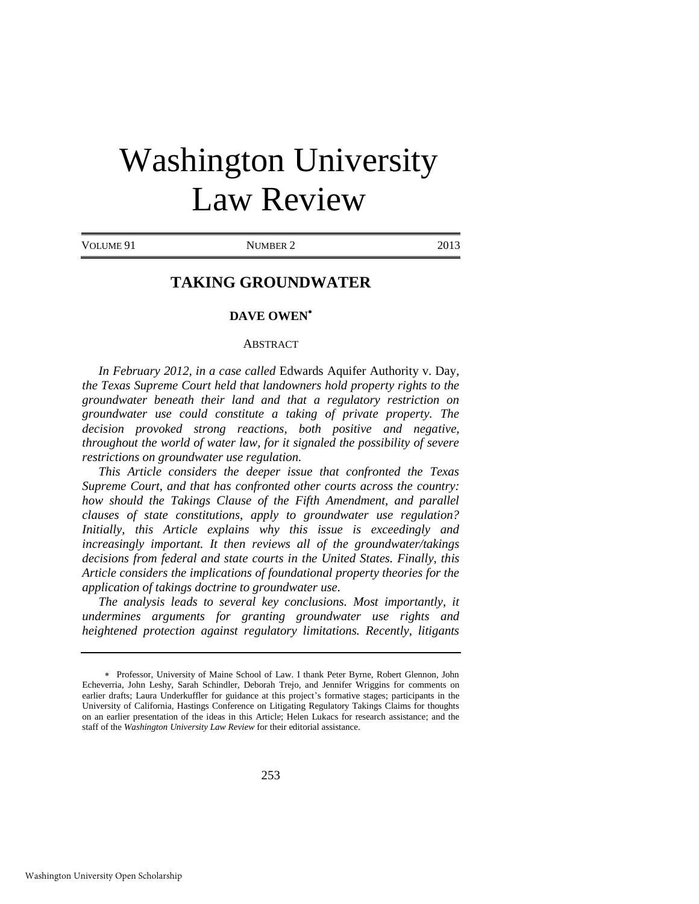# Washington University Law Review

# TAKING GROUNDWATER

**DAVE OWEN**[*]

ABSTRACT

*In February 2012, in a case called* Edwards Aquifer Authority v. Day, *the Texas Supreme Court held that landowners hold property rights to the groundwater beneath their land and that a regulatory restriction on groundwater use could constitute a taking of private property. The decision provoked strong reactions, both positive and negative, throughout the world of water law, for it signaled the possibility of severe restrictions on groundwater use regulation.*

*This Article considers the deeper issue that confronted the Texas Supreme Court, and that has confronted other courts across the country: how should the Takings Clause of the Fifth Amendment, and parallel clauses of state constitutions, apply to groundwater use regulation? Initially, this Article explains why this issue is exceedingly and increasingly important. It then reviews all of the groundwater/takings decisions from federal and state courts in the United States. Finally, this Article considers the implications of foundational property theories for the application of takings doctrine to groundwater use.*

*The analysis leads to several key conclusions. Most importantly, it undermines arguments for granting groundwater use rights and heightened protection against regulatory limitations. Recently, litigants*

---

[*] Professor, University of Maine School of Law. I thank Peter Byrne, Robert Glennon, John Echeverria, John Leshy, Sarah Schindler, Deborah Trejo, and Jennifer Wriggins for comments on earlier drafts; Laura Underkuffler for guidance at this project's formative stages; participants in the University of California, Hastings Conference on Litigating Regulatory Takings Claims for thoughts on an earlier presentation of the ideas in this Article; Helen Lukacs for research assistance; and the staff of the *Washington University Law Review* for their editorial assistance.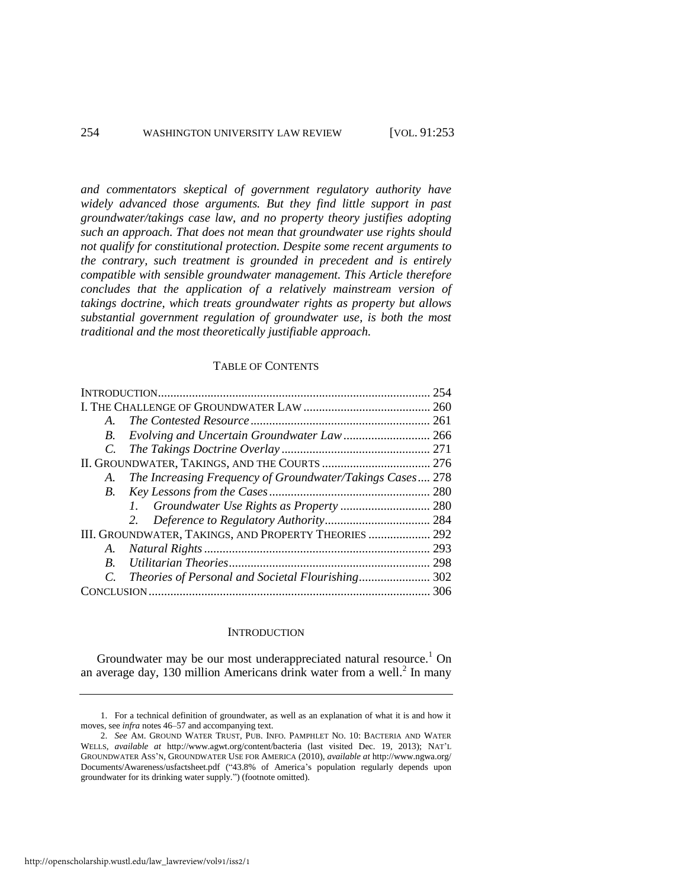*and commentators skeptical of government regulatory authority have widely advanced those arguments. But they find little support in past groundwater/takings case law, and no property theory justifies adopting such an approach. That does not mean that groundwater use rights should not qualify for constitutional protection. Despite some recent arguments to the contrary, such treatment is grounded in precedent and is entirely compatible with sensible groundwater management. This Article therefore concludes that the application of a relatively mainstream version of takings doctrine, which treats groundwater rights as property but allows substantial government regulation of groundwater use, is both the most traditional and the most theoretically justifiable approach.*

## TABLE OF CONTENTS

| | |
|---|---|
| INTRODUCTION | 254 |
| I. THE CHALLENGE OF GROUNDWATER LAW | 260 |
| *A. The Contested Resource* | 261 |
| *B. Evolving and Uncertain Groundwater Law* | 266 |
| *C. The Takings Doctrine Overlay* | 271 |
| II. GROUNDWATER, TAKINGS, AND THE COURTS | 276 |
| *A. The Increasing Frequency of Groundwater/Takings Cases* | 278 |
| *B. Key Lessons from the Cases* | 280 |
| *1. Groundwater Use Rights as Property* | 280 |
| *2. Deference to Regulatory Authority* | 284 |
| III. GROUNDWATER, TAKINGS, AND PROPERTY THEORIES | 292 |
| *A. Natural Rights* | 293 |
| *B. Utilitarian Theories* | 298 |
| *C. Theories of Personal and Societal Flourishing* | 302 |
| CONCLUSION | 306 |

## INTRODUCTION

Groundwater may be our most underappreciated natural resource.[1] On an average day, 130 million Americans drink water from a well.[2] In many

---

1. For a technical definition of groundwater, as well as an explanation of what it is and how it moves, see *infra* notes 46–57 and accompanying text.

2. *See* AM. GROUND WATER TRUST, PUB. INFO. PAMPHLET NO. 10: BACTERIA AND WATER WELLS, *available at* http://www.agwt.org/content/bacteria (last visited Dec. 19, 2013); NAT'L GROUNDWATER ASS'N, GROUNDWATER USE FOR AMERICA (2010), *available at* http://www.ngwa.org/Documents/Awareness/usfactsheet.pdf ("43.8% of America's population regularly depends upon groundwater for its drinking water supply.") (footnote omitted).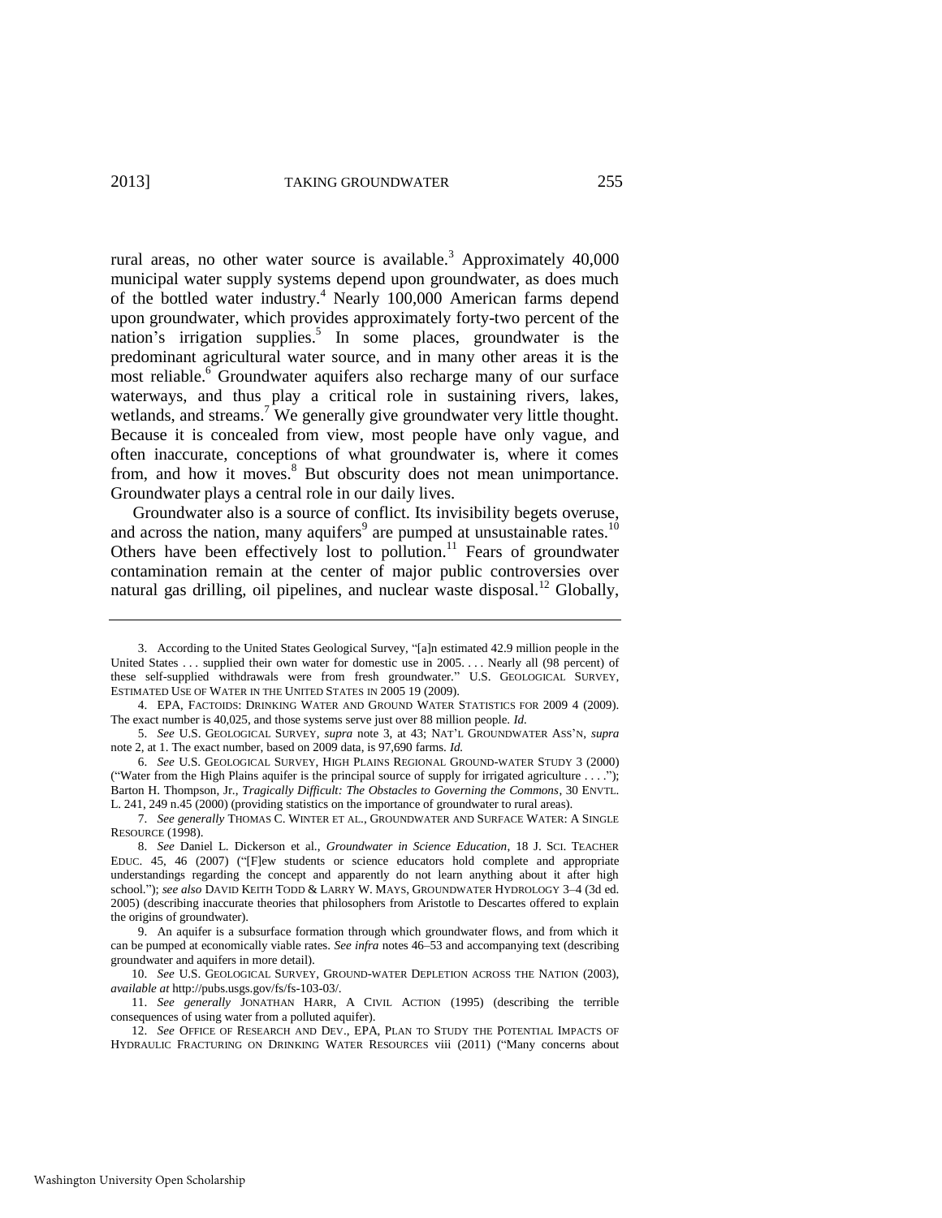rural areas, no other water source is available.[3] Approximately 40,000 municipal water supply systems depend upon groundwater, as does much of the bottled water industry.[4] Nearly 100,000 American farms depend upon groundwater, which provides approximately forty-two percent of the nation's irrigation supplies.[5] In some places, groundwater is the predominant agricultural water source, and in many other areas it is the most reliable.[6] Groundwater aquifers also recharge many of our surface waterways, and thus play a critical role in sustaining rivers, lakes, wetlands, and streams.[7] We generally give groundwater very little thought. Because it is concealed from view, most people have only vague, and often inaccurate, conceptions of what groundwater is, where it comes from, and how it moves.[8] But obscurity does not mean unimportance. Groundwater plays a central role in our daily lives.

Groundwater also is a source of conflict. Its invisibility begets overuse, and across the nation, many aquifers[9] are pumped at unsustainable rates.[10] Others have been effectively lost to pollution.[11] Fears of groundwater contamination remain at the center of major public controversies over natural gas drilling, oil pipelines, and nuclear waste disposal.[12] Globally,

---

3. According to the United States Geological Survey, "[a]n estimated 42.9 million people in the United States . . . supplied their own water for domestic use in 2005. . . . Nearly all (98 percent) of these self-supplied withdrawals were from fresh groundwater." U.S. GEOLOGICAL SURVEY, ESTIMATED USE OF WATER IN THE UNITED STATES IN 2005 19 (2009).

4. EPA, FACTOIDS: DRINKING WATER AND GROUND WATER STATISTICS FOR 2009 4 (2009). The exact number is 40,025, and those systems serve just over 88 million people. *Id.*

5. *See* U.S. GEOLOGICAL SURVEY, *supra* note 3, at 43; NAT'L GROUNDWATER ASS'N, *supra* note 2, at 1. The exact number, based on 2009 data, is 97,690 farms. *Id.*

6. *See* U.S. GEOLOGICAL SURVEY, HIGH PLAINS REGIONAL GROUND-WATER STUDY 3 (2000) ("Water from the High Plains aquifer is the principal source of supply for irrigated agriculture . . . ."); Barton H. Thompson, Jr., *Tragically Difficult: The Obstacles to Governing the Commons*, 30 ENVTL. L. 241, 249 n.45 (2000) (providing statistics on the importance of groundwater to rural areas).

7. *See generally* THOMAS C. WINTER ET AL., GROUNDWATER AND SURFACE WATER: A SINGLE RESOURCE (1998).

8. *See* Daniel L. Dickerson et al., *Groundwater in Science Education*, 18 J. SCI. TEACHER EDUC. 45, 46 (2007) ("[F]ew students or science educators hold complete and appropriate understandings regarding the concept and apparently do not learn anything about it after high school."); *see also* DAVID KEITH TODD & LARRY W. MAYS, GROUNDWATER HYDROLOGY 3–4 (3d ed. 2005) (describing inaccurate theories that philosophers from Aristotle to Descartes offered to explain the origins of groundwater).

9. An aquifer is a subsurface formation through which groundwater flows, and from which it can be pumped at economically viable rates. *See infra* notes 46–53 and accompanying text (describing groundwater and aquifers in more detail).

10. *See* U.S. GEOLOGICAL SURVEY, GROUND-WATER DEPLETION ACROSS THE NATION (2003), *available at* http://pubs.usgs.gov/fs/fs-103-03/.

11. *See generally* JONATHAN HARR, A CIVIL ACTION (1995) (describing the terrible consequences of using water from a polluted aquifer).

12. *See* OFFICE OF RESEARCH AND DEV., EPA, PLAN TO STUDY THE POTENTIAL IMPACTS OF HYDRAULIC FRACTURING ON DRINKING WATER RESOURCES viii (2011) ("Many concerns about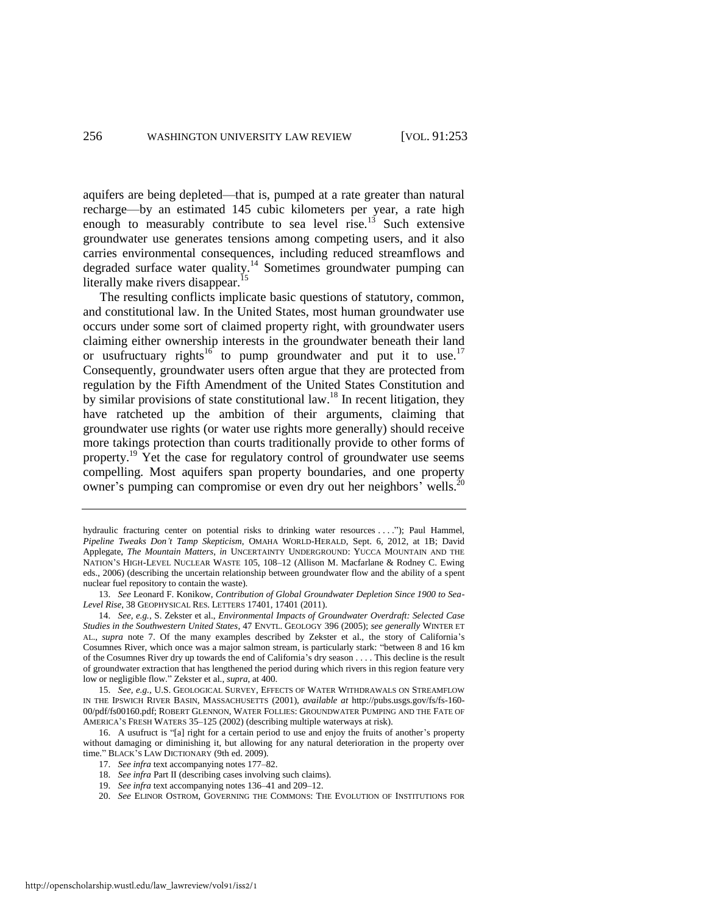aquifers are being depleted—that is, pumped at a rate greater than natural recharge—by an estimated 145 cubic kilometers per year, a rate high enough to measurably contribute to sea level rise.[13] Such extensive groundwater use generates tensions among competing users, and it also carries environmental consequences, including reduced streamflows and degraded surface water quality.[14] Sometimes groundwater pumping can literally make rivers disappear.[15]

The resulting conflicts implicate basic questions of statutory, common, and constitutional law. In the United States, most human groundwater use occurs under some sort of claimed property right, with groundwater users claiming either ownership interests in the groundwater beneath their land or usufructuary rights[16] to pump groundwater and put it to use.[17] Consequently, groundwater users often argue that they are protected from regulation by the Fifth Amendment of the United States Constitution and by similar provisions of state constitutional law.[18] In recent litigation, they have ratcheted up the ambition of their arguments, claiming that groundwater use rights (or water use rights more generally) should receive more takings protection than courts traditionally provide to other forms of property.[19] Yet the case for regulatory control of groundwater use seems compelling. Most aquifers span property boundaries, and one property owner's pumping can compromise or even dry out her neighbors' wells.[20]

---

hydraulic fracturing center on potential risks to drinking water resources . . . ."); Paul Hammel, *Pipeline Tweaks Don't Tamp Skepticism*, OMAHA WORLD-HERALD, Sept. 6, 2012, at 1B; David Applegate, *The Mountain Matters*, *in* UNCERTAINTY UNDERGROUND: YUCCA MOUNTAIN AND THE NATION'S HIGH-LEVEL NUCLEAR WASTE 105, 108–12 (Allison M. Macfarlane & Rodney C. Ewing eds., 2006) (describing the uncertain relationship between groundwater flow and the ability of a spent nuclear fuel repository to contain the waste).

13. *See* Leonard F. Konikow, *Contribution of Global Groundwater Depletion Since 1900 to Sea-Level Rise*, 38 GEOPHYSICAL RES. LETTERS 17401, 17401 (2011).

14. *See, e.g.*, S. Zekster et al., *Environmental Impacts of Groundwater Overdraft: Selected Case Studies in the Southwestern United States*, 47 ENVTL. GEOLOGY 396 (2005); *see generally* WINTER ET AL., *supra* note 7. Of the many examples described by Zekster et al., the story of California's Cosumnes River, which once was a major salmon stream, is particularly stark: "between 8 and 16 km of the Cosumnes River dry up towards the end of California's dry season . . . . This decline is the result of groundwater extraction that has lengthened the period during which rivers in this region feature very low or negligible flow." Zekster et al., *supra*, at 400.

15. *See, e.g.*, U.S. GEOLOGICAL SURVEY, EFFECTS OF WATER WITHDRAWALS ON STREAMFLOW IN THE IPSWICH RIVER BASIN, MASSACHUSETTS (2001), *available at* http://pubs.usgs.gov/fs/fs-160-00/pdf/fs00160.pdf; ROBERT GLENNON, WATER FOLLIES: GROUNDWATER PUMPING AND THE FATE OF AMERICA'S FRESH WATERS 35–125 (2002) (describing multiple waterways at risk).

16. A usufruct is "[a] right for a certain period to use and enjoy the fruits of another's property without damaging or diminishing it, but allowing for any natural deterioration in the property over time." BLACK'S LAW DICTIONARY (9th ed. 2009).

17. *See infra* text accompanying notes 177–82.

18. *See infra* Part II (describing cases involving such claims).

19. *See infra* text accompanying notes 136–41 and 209–12.

20. *See* ELINOR OSTROM, GOVERNING THE COMMONS: THE EVOLUTION OF INSTITUTIONS FOR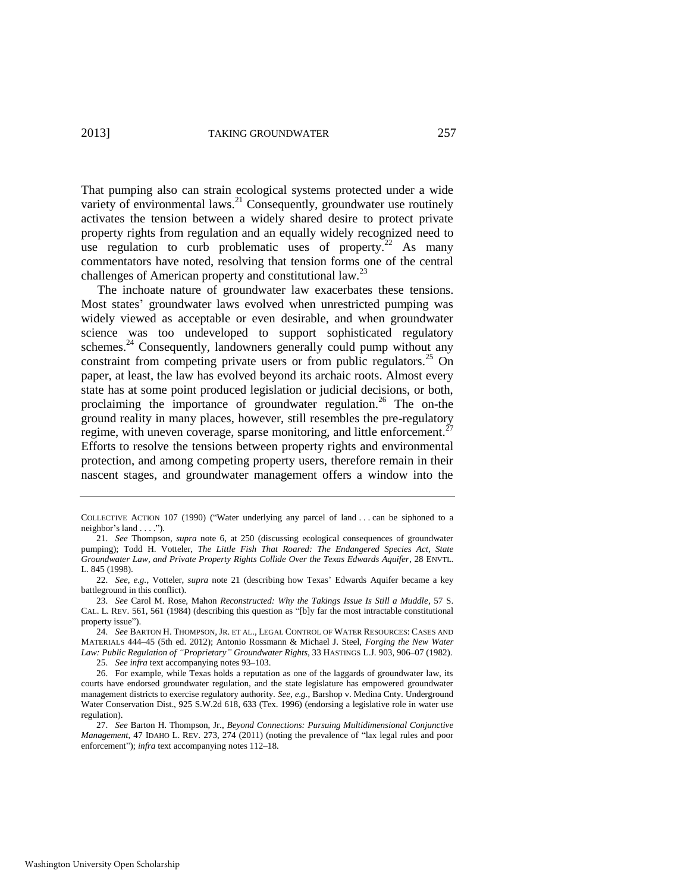That pumping also can strain ecological systems protected under a wide variety of environmental laws.[21] Consequently, groundwater use routinely activates the tension between a widely shared desire to protect private property rights from regulation and an equally widely recognized need to use regulation to curb problematic uses of property.[22] As many commentators have noted, resolving that tension forms one of the central challenges of American property and constitutional law.[23]

The inchoate nature of groundwater law exacerbates these tensions. Most states' groundwater laws evolved when unrestricted pumping was widely viewed as acceptable or even desirable, and when groundwater science was too undeveloped to support sophisticated regulatory schemes.[24] Consequently, landowners generally could pump without any constraint from competing private users or from public regulators.[25] On paper, at least, the law has evolved beyond its archaic roots. Almost every state has at some point produced legislation or judicial decisions, or both, proclaiming the importance of groundwater regulation.[26] The on-the ground reality in many places, however, still resembles the pre-regulatory regime, with uneven coverage, sparse monitoring, and little enforcement.[27] Efforts to resolve the tensions between property rights and environmental protection, and among competing property users, therefore remain in their nascent stages, and groundwater management offers a window into the

---

COLLECTIVE ACTION 107 (1990) ("Water underlying any parcel of land . . . can be siphoned to a neighbor's land . . . .").

21. *See* Thompson, *supra* note 6, at 250 (discussing ecological consequences of groundwater pumping); Todd H. Votteler, *The Little Fish That Roared: The Endangered Species Act, State Groundwater Law, and Private Property Rights Collide Over the Texas Edwards Aquifer*, 28 ENVTL. L. 845 (1998).

22. *See, e.g.*, Votteler, *supra* note 21 (describing how Texas' Edwards Aquifer became a key battleground in this conflict).

23. *See* Carol M. Rose, Mahon *Reconstructed: Why the Takings Issue Is Still a Muddle*, 57 S. CAL. L. REV. 561, 561 (1984) (describing this question as "[b]y far the most intractable constitutional property issue").

24. *See* BARTON H. THOMPSON, JR. ET AL., LEGAL CONTROL OF WATER RESOURCES: CASES AND MATERIALS 444–45 (5th ed. 2012); Antonio Rossmann & Michael J. Steel, *Forging the New Water Law: Public Regulation of "Proprietary" Groundwater Rights*, 33 HASTINGS L.J. 903, 906–07 (1982).

25. *See infra* text accompanying notes 93–103.

26. For example, while Texas holds a reputation as one of the laggards of groundwater law, its courts have endorsed groundwater regulation, and the state legislature has empowered groundwater management districts to exercise regulatory authority. *See, e.g.*, Barshop v. Medina Cnty. Underground Water Conservation Dist., 925 S.W.2d 618, 633 (Tex. 1996) (endorsing a legislative role in water use regulation).

27. *See* Barton H. Thompson, Jr., *Beyond Connections: Pursuing Multidimensional Conjunctive Management*, 47 IDAHO L. REV. 273, 274 (2011) (noting the prevalence of "lax legal rules and poor enforcement"); *infra* text accompanying notes 112–18.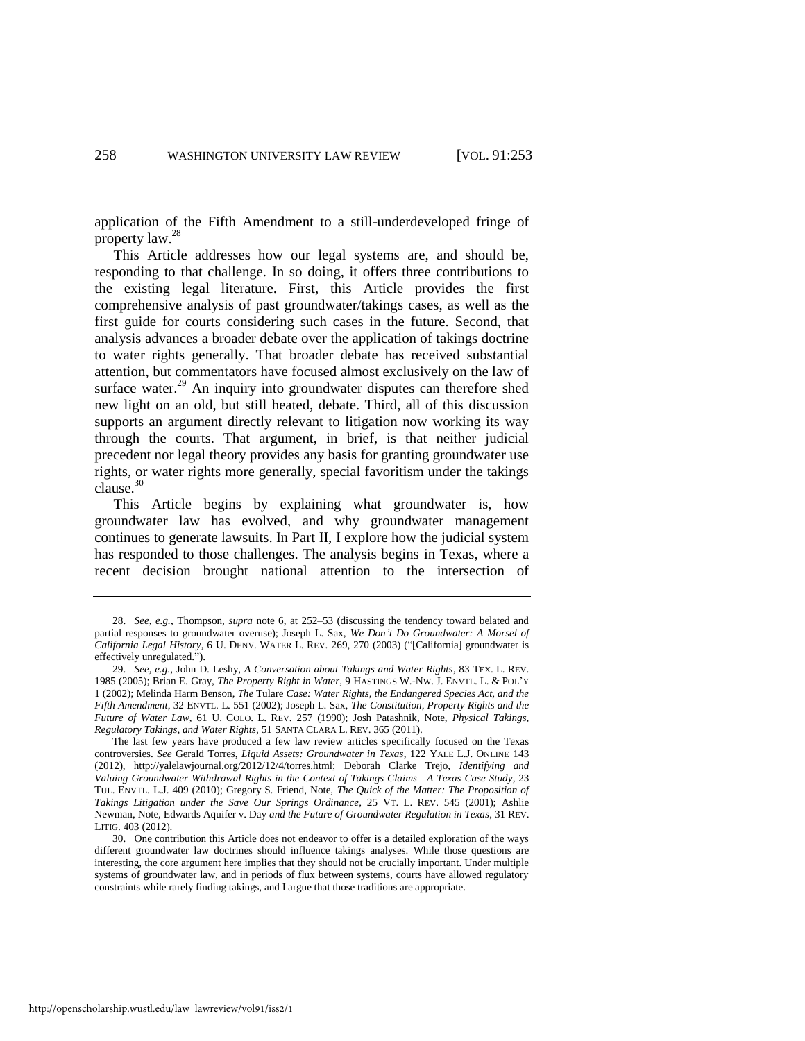application of the Fifth Amendment to a still-underdeveloped fringe of property law.[28]

This Article addresses how our legal systems are, and should be, responding to that challenge. In so doing, it offers three contributions to the existing legal literature. First, this Article provides the first comprehensive analysis of past groundwater/takings cases, as well as the first guide for courts considering such cases in the future. Second, that analysis advances a broader debate over the application of takings doctrine to water rights generally. That broader debate has received substantial attention, but commentators have focused almost exclusively on the law of surface water.[29] An inquiry into groundwater disputes can therefore shed new light on an old, but still heated, debate. Third, all of this discussion supports an argument directly relevant to litigation now working its way through the courts. That argument, in brief, is that neither judicial precedent nor legal theory provides any basis for granting groundwater use rights, or water rights more generally, special favoritism under the takings clause.[30]

This Article begins by explaining what groundwater is, how groundwater law has evolved, and why groundwater management continues to generate lawsuits. In Part II, I explore how the judicial system has responded to those challenges. The analysis begins in Texas, where a recent decision brought national attention to the intersection of

---

28. *See, e.g.*, Thompson, *supra* note 6, at 252–53 (discussing the tendency toward belated and partial responses to groundwater overuse); Joseph L. Sax, *We Don't Do Groundwater: A Morsel of California Legal History*, 6 U. DENV. WATER L. REV. 269, 270 (2003) ("[California] groundwater is effectively unregulated.").

29. *See, e.g.*, John D. Leshy, *A Conversation about Takings and Water Rights*, 83 TEX. L. REV. 1985 (2005); Brian E. Gray, *The Property Right in Water*, 9 HASTINGS W.-NW. J. ENVTL. L. & POL'Y 1 (2002); Melinda Harm Benson, *The* Tulare *Case: Water Rights, the Endangered Species Act, and the Fifth Amendment*, 32 ENVTL. L. 551 (2002); Joseph L. Sax, *The Constitution, Property Rights and the Future of Water Law*, 61 U. COLO. L. REV. 257 (1990); Josh Patashnik, Note, *Physical Takings, Regulatory Takings, and Water Rights*, 51 SANTA CLARA L. REV. 365 (2011).

The last few years have produced a few law review articles specifically focused on the Texas controversies. *See* Gerald Torres, *Liquid Assets: Groundwater in Texas*, 122 YALE L.J. ONLINE 143 (2012), http://yalelawjournal.org/2012/12/4/torres.html; Deborah Clarke Trejo, *Identifying and Valuing Groundwater Withdrawal Rights in the Context of Takings Claims—A Texas Case Study*, 23 TUL. ENVTL. L.J. 409 (2010); Gregory S. Friend, Note, *The Quick of the Matter: The Proposition of Takings Litigation under the Save Our Springs Ordinance*, 25 VT. L. REV. 545 (2001); Ashlie Newman, Note, Edwards Aquifer v. Day *and the Future of Groundwater Regulation in Texas*, 31 REV. LITIG. 403 (2012).

30. One contribution this Article does not endeavor to offer is a detailed exploration of the ways different groundwater law doctrines should influence takings analyses. While those questions are interesting, the core argument here implies that they should not be crucially important. Under multiple systems of groundwater law, and in periods of flux between systems, courts have allowed regulatory constraints while rarely finding takings, and I argue that those traditions are appropriate.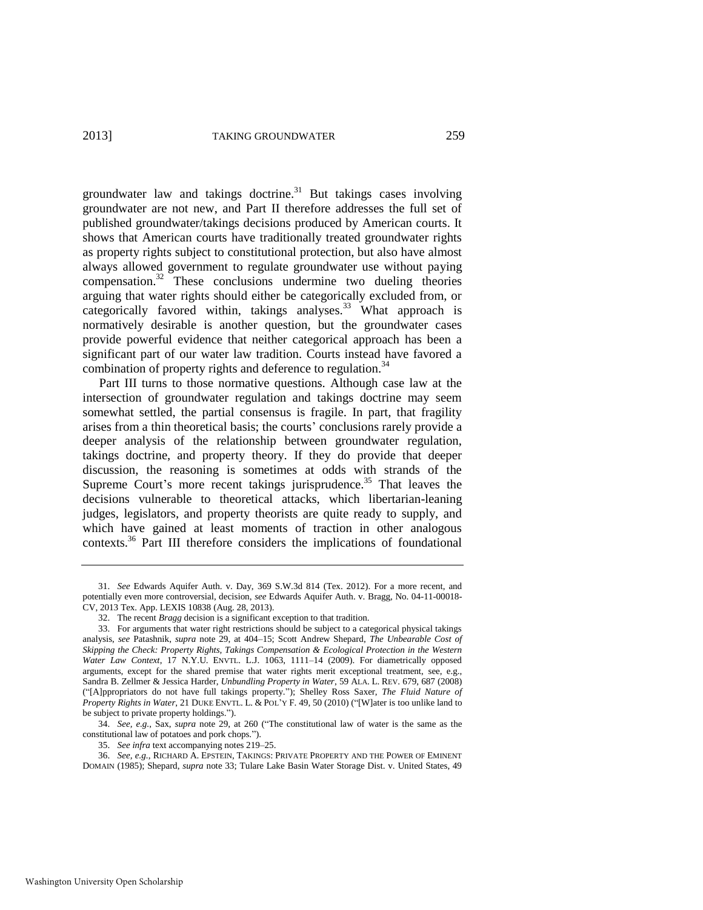groundwater law and takings doctrine.[31] But takings cases involving groundwater are not new, and Part II therefore addresses the full set of published groundwater/takings decisions produced by American courts. It shows that American courts have traditionally treated groundwater rights as property rights subject to constitutional protection, but also have almost always allowed government to regulate groundwater use without paying compensation.[32] These conclusions undermine two dueling theories arguing that water rights should either be categorically excluded from, or categorically favored within, takings analyses.[33] What approach is normatively desirable is another question, but the groundwater cases provide powerful evidence that neither categorical approach has been a significant part of our water law tradition. Courts instead have favored a combination of property rights and deference to regulation.[34]

Part III turns to those normative questions. Although case law at the intersection of groundwater regulation and takings doctrine may seem somewhat settled, the partial consensus is fragile. In part, that fragility arises from a thin theoretical basis; the courts' conclusions rarely provide a deeper analysis of the relationship between groundwater regulation, takings doctrine, and property theory. If they do provide that deeper discussion, the reasoning is sometimes at odds with strands of the Supreme Court's more recent takings jurisprudence.[35] That leaves the decisions vulnerable to theoretical attacks, which libertarian-leaning judges, legislators, and property theorists are quite ready to supply, and which have gained at least moments of traction in other analogous contexts.[36] Part III therefore considers the implications of foundational

---

31. *See* Edwards Aquifer Auth. v. Day, 369 S.W.3d 814 (Tex. 2012). For a more recent, and potentially even more controversial, decision, *see* Edwards Aquifer Auth. v. Bragg, No. 04-11-00018-CV, 2013 Tex. App. LEXIS 10838 (Aug. 28, 2013).

32. The recent *Bragg* decision is a significant exception to that tradition.

33. For arguments that water right restrictions should be subject to a categorical physical takings analysis, *see* Patashnik, *supra* note 29, at 404–15; Scott Andrew Shepard, *The Unbearable Cost of Skipping the Check: Property Rights, Takings Compensation & Ecological Protection in the Western Water Law Context*, 17 N.Y.U. ENVTL. L.J. 1063, 1111–14 (2009). For diametrically opposed arguments, except for the shared premise that water rights merit exceptional treatment, see, e.g., Sandra B. Zellmer & Jessica Harder, *Unbundling Property in Water*, 59 ALA. L. REV. 679, 687 (2008) ("[A]ppropriators do not have full takings property."); Shelley Ross Saxer, *The Fluid Nature of Property Rights in Water*, 21 DUKE ENVTL. L. & POL'Y F. 49, 50 (2010) ("[W]ater is too unlike land to be subject to private property holdings.").

34. *See, e.g.*, Sax, *supra* note 29, at 260 ("The constitutional law of water is the same as the constitutional law of potatoes and pork chops.").

35. *See infra* text accompanying notes 219–25.

36. *See, e.g.*, RICHARD A. EPSTEIN, TAKINGS: PRIVATE PROPERTY AND THE POWER OF EMINENT DOMAIN (1985); Shepard, *supra* note 33; Tulare Lake Basin Water Storage Dist. v. United States, 49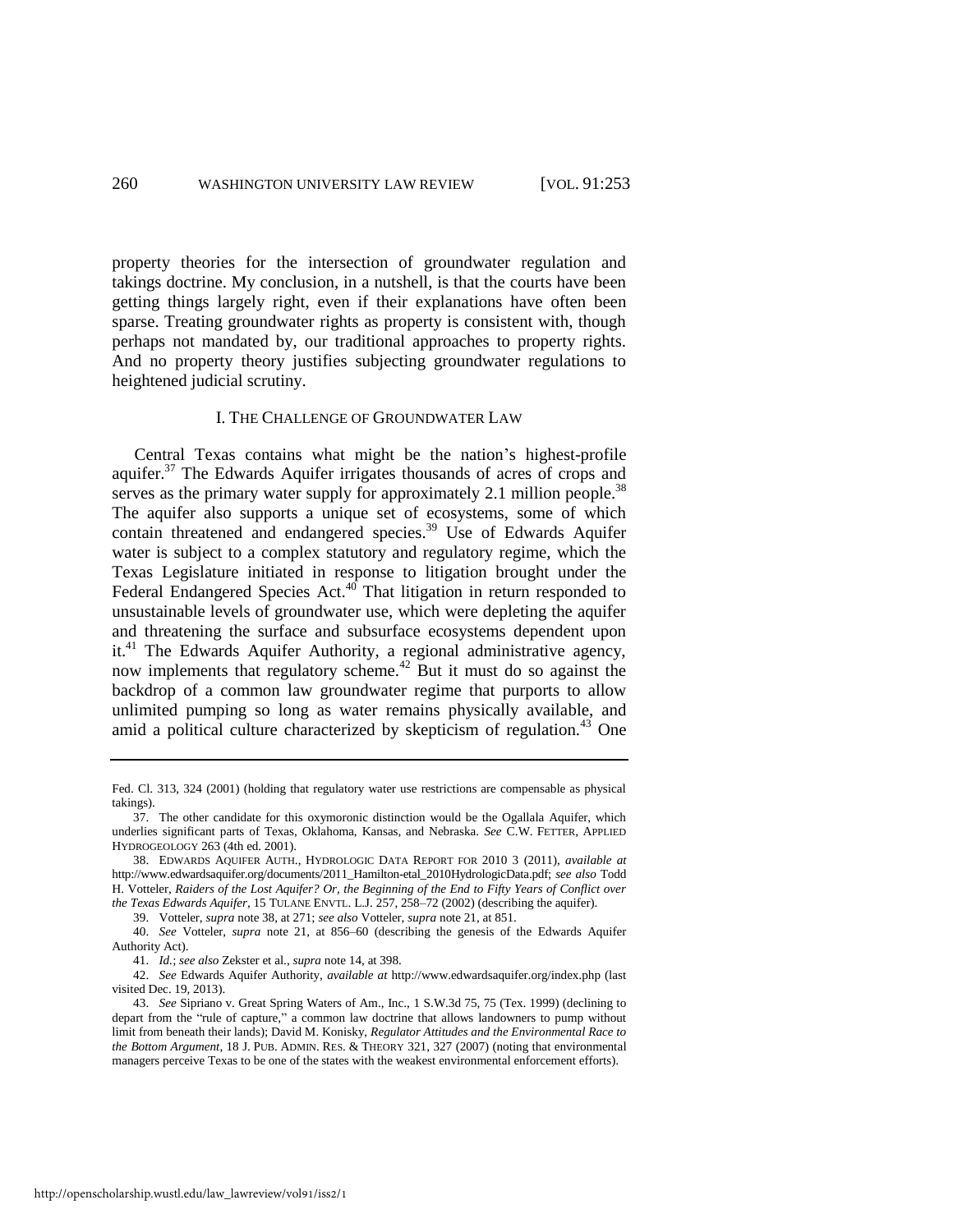property theories for the intersection of groundwater regulation and takings doctrine. My conclusion, in a nutshell, is that the courts have been getting things largely right, even if their explanations have often been sparse. Treating groundwater rights as property is consistent with, though perhaps not mandated by, our traditional approaches to property rights. And no property theory justifies subjecting groundwater regulations to heightened judicial scrutiny.

## I. THE CHALLENGE OF GROUNDWATER LAW

Central Texas contains what might be the nation's highest-profile aquifer.[37] The Edwards Aquifer irrigates thousands of acres of crops and serves as the primary water supply for approximately 2.1 million people.[38] The aquifer also supports a unique set of ecosystems, some of which contain threatened and endangered species.[39] Use of Edwards Aquifer water is subject to a complex statutory and regulatory regime, which the Texas Legislature initiated in response to litigation brought under the Federal Endangered Species Act.[40] That litigation in return responded to unsustainable levels of groundwater use, which were depleting the aquifer and threatening the surface and subsurface ecosystems dependent upon it.[41] The Edwards Aquifer Authority, a regional administrative agency, now implements that regulatory scheme.[42] But it must do so against the backdrop of a common law groundwater regime that purports to allow unlimited pumping so long as water remains physically available, and amid a political culture characterized by skepticism of regulation.[43] One

---

Fed. Cl. 313, 324 (2001) (holding that regulatory water use restrictions are compensable as physical takings).

37. The other candidate for this oxymoronic distinction would be the Ogallala Aquifer, which underlies significant parts of Texas, Oklahoma, Kansas, and Nebraska. *See* C.W. FETTER, APPLIED HYDROGEOLOGY 263 (4th ed. 2001).

38. EDWARDS AQUIFER AUTH., HYDROLOGIC DATA REPORT FOR 2010 3 (2011), *available at* http://www.edwardsaquifer.org/documents/2011_Hamilton-etal_2010HydrologicData.pdf; *see also* Todd H. Votteler, *Raiders of the Lost Aquifer? Or, the Beginning of the End to Fifty Years of Conflict over the Texas Edwards Aquifer*, 15 TULANE ENVTL. L.J. 257, 258–72 (2002) (describing the aquifer).

39. Votteler, *supra* note 38, at 271; *see also* Votteler, *supra* note 21, at 851.

40. *See* Votteler, *supra* note 21, at 856–60 (describing the genesis of the Edwards Aquifer Authority Act).

41. *Id.*; *see also* Zekster et al., *supra* note 14, at 398.

42. *See* Edwards Aquifer Authority, *available at* http://www.edwardsaquifer.org/index.php (last visited Dec. 19, 2013).

43. *See* Sipriano v. Great Spring Waters of Am., Inc., 1 S.W.3d 75, 75 (Tex. 1999) (declining to depart from the "rule of capture," a common law doctrine that allows landowners to pump without limit from beneath their lands); David M. Konisky, *Regulator Attitudes and the Environmental Race to the Bottom Argument*, 18 J. PUB. ADMIN. RES. & THEORY 321, 327 (2007) (noting that environmental managers perceive Texas to be one of the states with the weakest environmental enforcement efforts).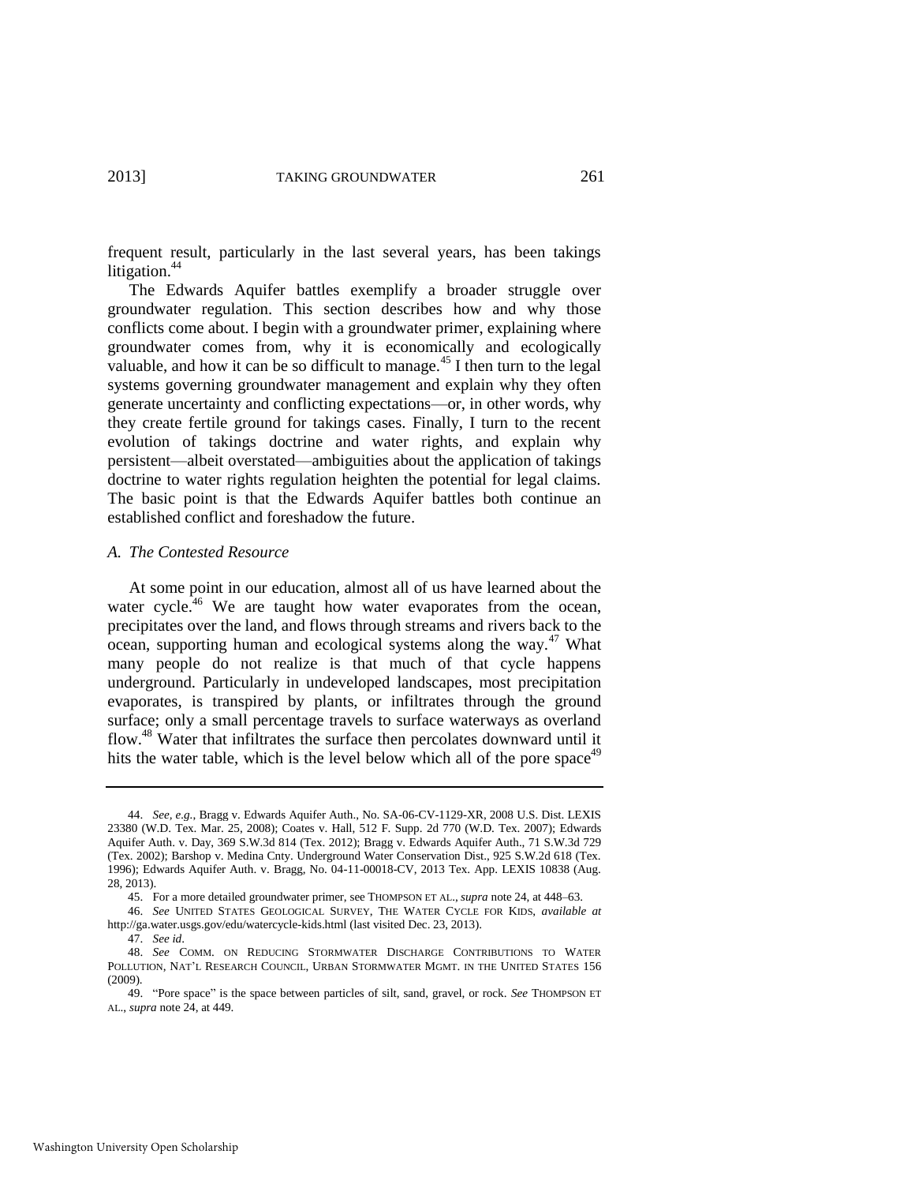frequent result, particularly in the last several years, has been takings litigation.[44]

The Edwards Aquifer battles exemplify a broader struggle over groundwater regulation. This section describes how and why those conflicts come about. I begin with a groundwater primer, explaining where groundwater comes from, why it is economically and ecologically valuable, and how it can be so difficult to manage.[45] I then turn to the legal systems governing groundwater management and explain why they often generate uncertainty and conflicting expectations—or, in other words, why they create fertile ground for takings cases. Finally, I turn to the recent evolution of takings doctrine and water rights, and explain why persistent—albeit overstated—ambiguities about the application of takings doctrine to water rights regulation heighten the potential for legal claims. The basic point is that the Edwards Aquifer battles both continue an established conflict and foreshadow the future.

### *A. The Contested Resource*

At some point in our education, almost all of us have learned about the water cycle.[46] We are taught how water evaporates from the ocean, precipitates over the land, and flows through streams and rivers back to the ocean, supporting human and ecological systems along the way.[47] What many people do not realize is that much of that cycle happens underground. Particularly in undeveloped landscapes, most precipitation evaporates, is transpired by plants, or infiltrates through the ground surface; only a small percentage travels to surface waterways as overland flow.[48] Water that infiltrates the surface then percolates downward until it hits the water table, which is the level below which all of the pore space[49]

---

44. *See, e.g.*, Bragg v. Edwards Aquifer Auth., No. SA-06-CV-1129-XR, 2008 U.S. Dist. LEXIS 23380 (W.D. Tex. Mar. 25, 2008); Coates v. Hall, 512 F. Supp. 2d 770 (W.D. Tex. 2007); Edwards Aquifer Auth. v. Day, 369 S.W.3d 814 (Tex. 2012); Bragg v. Edwards Aquifer Auth., 71 S.W.3d 729 (Tex. 2002); Barshop v. Medina Cnty. Underground Water Conservation Dist., 925 S.W.2d 618 (Tex. 1996); Edwards Aquifer Auth. v. Bragg, No. 04-11-00018-CV, 2013 Tex. App. LEXIS 10838 (Aug. 28, 2013).

45. For a more detailed groundwater primer, see THOMPSON ET AL., *supra* note 24, at 448–63.

46. *See* UNITED STATES GEOLOGICAL SURVEY, THE WATER CYCLE FOR KIDS, *available at* http://ga.water.usgs.gov/edu/watercycle-kids.html (last visited Dec. 23, 2013).

47. *See id*.

48. *See* COMM. ON REDUCING STORMWATER DISCHARGE CONTRIBUTIONS TO WATER POLLUTION, NAT'L RESEARCH COUNCIL, URBAN STORMWATER MGMT. IN THE UNITED STATES 156 (2009).

49. "Pore space" is the space between particles of silt, sand, gravel, or rock. *See* THOMPSON ET AL., *supra* note 24, at 449.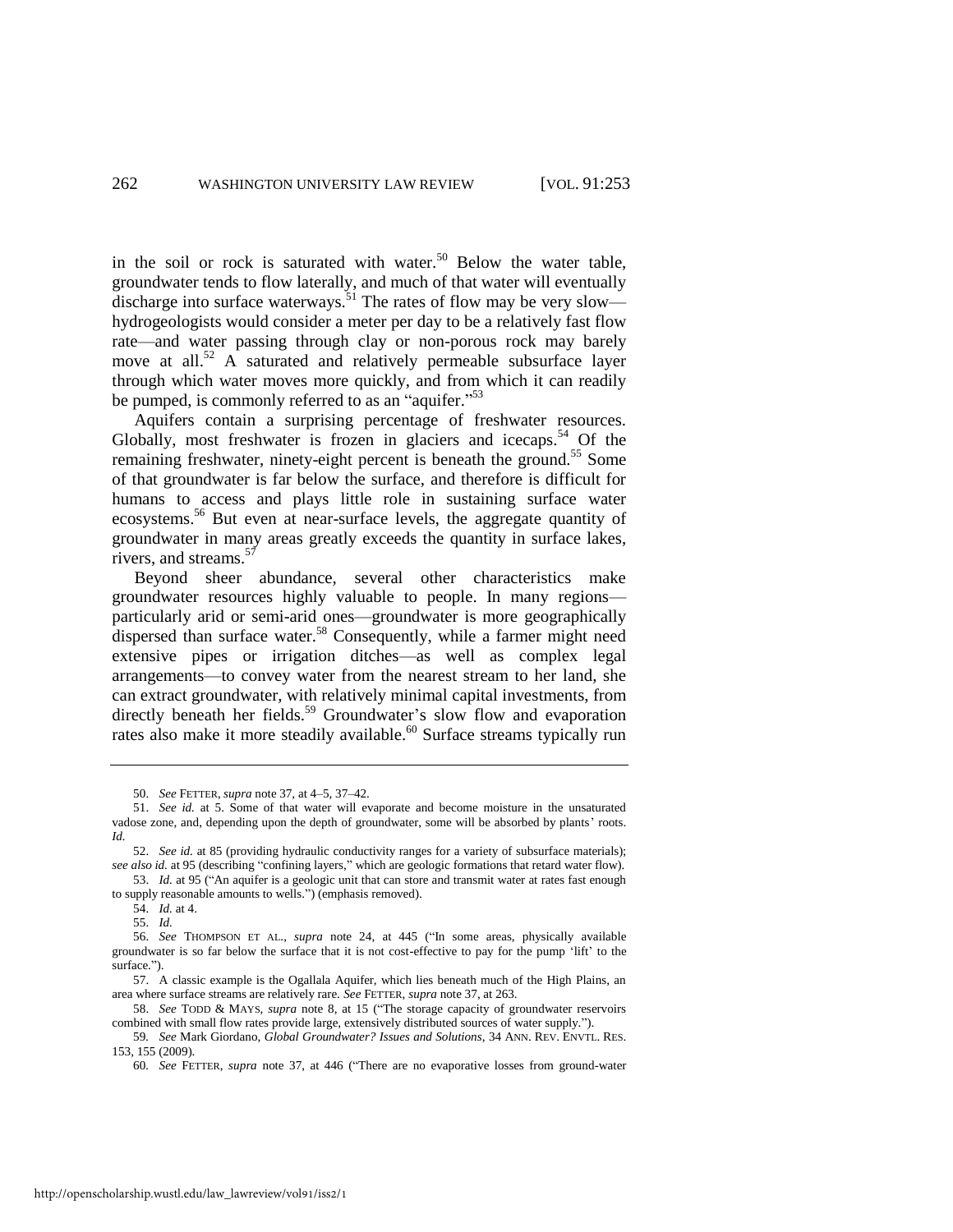in the soil or rock is saturated with water.[50] Below the water table, groundwater tends to flow laterally, and much of that water will eventually discharge into surface waterways.[51] The rates of flow may be very slow—hydrogeologists would consider a meter per day to be a relatively fast flow rate—and water passing through clay or non-porous rock may barely move at all.[52] A saturated and relatively permeable subsurface layer through which water moves more quickly, and from which it can readily be pumped, is commonly referred to as an "aquifer."[53]

Aquifers contain a surprising percentage of freshwater resources. Globally, most freshwater is frozen in glaciers and icecaps.[54] Of the remaining freshwater, ninety-eight percent is beneath the ground.[55] Some of that groundwater is far below the surface, and therefore is difficult for humans to access and plays little role in sustaining surface water ecosystems.[56] But even at near-surface levels, the aggregate quantity of groundwater in many areas greatly exceeds the quantity in surface lakes, rivers, and streams.[57]

Beyond sheer abundance, several other characteristics make groundwater resources highly valuable to people. In many regions—particularly arid or semi-arid ones—groundwater is more geographically dispersed than surface water.[58] Consequently, while a farmer might need extensive pipes or irrigation ditches—as well as complex legal arrangements—to convey water from the nearest stream to her land, she can extract groundwater, with relatively minimal capital investments, from directly beneath her fields.[59] Groundwater's slow flow and evaporation rates also make it more steadily available.[60] Surface streams typically run

---

50. *See* FETTER, *supra* note 37, at 4–5, 37–42.

51. *See id.* at 5. Some of that water will evaporate and become moisture in the unsaturated vadose zone, and, depending upon the depth of groundwater, some will be absorbed by plants' roots. *Id.*

52. *See id.* at 85 (providing hydraulic conductivity ranges for a variety of subsurface materials); *see also id.* at 95 (describing "confining layers," which are geologic formations that retard water flow).

53. *Id.* at 95 ("An aquifer is a geologic unit that can store and transmit water at rates fast enough to supply reasonable amounts to wells.") (emphasis removed).

54. *Id.* at 4.

55. *Id.*

56. *See* THOMPSON ET AL., *supra* note 24, at 445 ("In some areas, physically available groundwater is so far below the surface that it is not cost-effective to pay for the pump 'lift' to the surface.").

57. A classic example is the Ogallala Aquifer, which lies beneath much of the High Plains, an area where surface streams are relatively rare. *See* FETTER, *supra* note 37, at 263.

58. *See* TODD & MAYS, *supra* note 8, at 15 ("The storage capacity of groundwater reservoirs combined with small flow rates provide large, extensively distributed sources of water supply.").

59. *See* Mark Giordano, *Global Groundwater? Issues and Solutions*, 34 ANN. REV. ENVTL. RES. 153, 155 (2009).

60. *See* FETTER, *supra* note 37, at 446 ("There are no evaporative losses from ground-water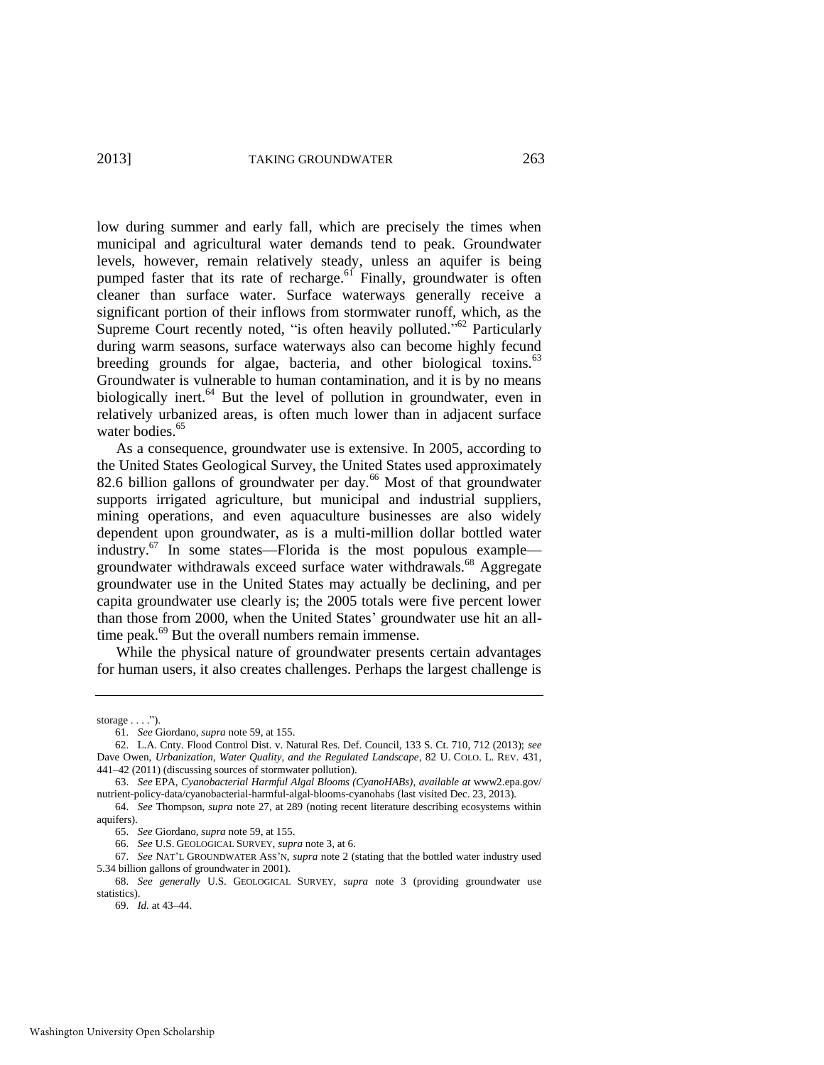low during summer and early fall, which are precisely the times when municipal and agricultural water demands tend to peak. Groundwater levels, however, remain relatively steady, unless an aquifer is being pumped faster that its rate of recharge.[61] Finally, groundwater is often cleaner than surface water. Surface waterways generally receive a significant portion of their inflows from stormwater runoff, which, as the Supreme Court recently noted, "is often heavily polluted."[62] Particularly during warm seasons, surface waterways also can become highly fecund breeding grounds for algae, bacteria, and other biological toxins.[63] Groundwater is vulnerable to human contamination, and it is by no means biologically inert.[64] But the level of pollution in groundwater, even in relatively urbanized areas, is often much lower than in adjacent surface water bodies.[65]

As a consequence, groundwater use is extensive. In 2005, according to the United States Geological Survey, the United States used approximately 82.6 billion gallons of groundwater per day.[66] Most of that groundwater supports irrigated agriculture, but municipal and industrial suppliers, mining operations, and even aquaculture businesses are also widely dependent upon groundwater, as is a multi-million dollar bottled water industry.[67] In some states—Florida is the most populous example—groundwater withdrawals exceed surface water withdrawals.[68] Aggregate groundwater use in the United States may actually be declining, and per capita groundwater use clearly is; the 2005 totals were five percent lower than those from 2000, when the United States' groundwater use hit an all-time peak.[69] But the overall numbers remain immense.

While the physical nature of groundwater presents certain advantages for human users, it also creates challenges. Perhaps the largest challenge is

---

storage . . . .").

61. *See* Giordano, *supra* note 59, at 155.

62. L.A. Cnty. Flood Control Dist. v. Natural Res. Def. Council, 133 S. Ct. 710, 712 (2013); *see* Dave Owen, *Urbanization, Water Quality, and the Regulated Landscape*, 82 U. COLO. L. REV. 431, 441–42 (2011) (discussing sources of stormwater pollution).

63. *See* EPA, *Cyanobacterial Harmful Algal Blooms (CyanoHABs)*, *available at* www2.epa.gov/nutrient-policy-data/cyanobacterial-harmful-algal-blooms-cyanohabs (last visited Dec. 23, 2013).

64. *See* Thompson, *supra* note 27, at 289 (noting recent literature describing ecosystems within aquifers).

65. *See* Giordano, *supra* note 59, at 155.

66. *See* U.S. GEOLOGICAL SURVEY, *supra* note 3, at 6.

67. *See* NAT'L GROUNDWATER ASS'N, *supra* note 2 (stating that the bottled water industry used 5.34 billion gallons of groundwater in 2001).

68. *See generally* U.S. GEOLOGICAL SURVEY, *supra* note 3 (providing groundwater use statistics).

69. *Id.* at 43–44.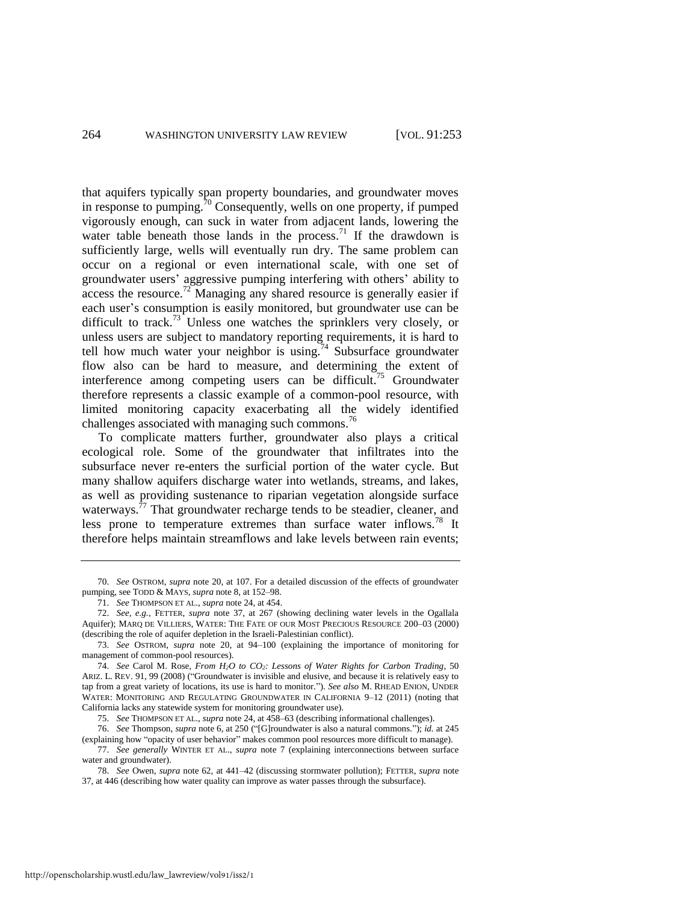that aquifers typically span property boundaries, and groundwater moves in response to pumping.[70] Consequently, wells on one property, if pumped vigorously enough, can suck in water from adjacent lands, lowering the water table beneath those lands in the process.[71] If the drawdown is sufficiently large, wells will eventually run dry. The same problem can occur on a regional or even international scale, with one set of groundwater users' aggressive pumping interfering with others' ability to access the resource.[72] Managing any shared resource is generally easier if each user's consumption is easily monitored, but groundwater use can be difficult to track.[73] Unless one watches the sprinklers very closely, or unless users are subject to mandatory reporting requirements, it is hard to tell how much water your neighbor is using.[74] Subsurface groundwater flow also can be hard to measure, and determining the extent of interference among competing users can be difficult.[75] Groundwater therefore represents a classic example of a common-pool resource, with limited monitoring capacity exacerbating all the widely identified challenges associated with managing such commons.[76]

To complicate matters further, groundwater also plays a critical ecological role. Some of the groundwater that infiltrates into the subsurface never re-enters the surficial portion of the water cycle. But many shallow aquifers discharge water into wetlands, streams, and lakes, as well as providing sustenance to riparian vegetation alongside surface waterways.[77] That groundwater recharge tends to be steadier, cleaner, and less prone to temperature extremes than surface water inflows.[78] It therefore helps maintain streamflows and lake levels between rain events;

---

70. *See* OSTROM, *supra* note 20, at 107. For a detailed discussion of the effects of groundwater pumping, see TODD & MAYS, *supra* note 8, at 152–98.

71. *See* THOMPSON ET AL., *supra* note 24, at 454.

72. *See, e.g.*, FETTER, *supra* note 37, at 267 (showing declining water levels in the Ogallala Aquifer); MARQ DE VILLIERS, WATER: THE FATE OF OUR MOST PRECIOUS RESOURCE 200–03 (2000) (describing the role of aquifer depletion in the Israeli-Palestinian conflict).

73. *See* OSTROM, *supra* note 20, at 94–100 (explaining the importance of monitoring for management of common-pool resources).

74. *See* Carol M. Rose, *From $H_2O$ to $CO_2$: Lessons of Water Rights for Carbon Trading*, 50 ARIZ. L. REV. 91, 99 (2008) ("Groundwater is invisible and elusive, and because it is relatively easy to tap from a great variety of locations, its use is hard to monitor."). *See also* M. RHEAD ENION, UNDER WATER: MONITORING AND REGULATING GROUNDWATER IN CALIFORNIA 9–12 (2011) (noting that California lacks any statewide system for monitoring groundwater use).

75. *See* THOMPSON ET AL., *supra* note 24, at 458–63 (describing informational challenges).

76. *See* Thompson, *supra* note 6, at 250 ("[G]roundwater is also a natural commons."); *id.* at 245 (explaining how "opacity of user behavior" makes common pool resources more difficult to manage).

77. *See generally* WINTER ET AL., *supra* note 7 (explaining interconnections between surface water and groundwater).

78. *See* Owen, *supra* note 62, at 441–42 (discussing stormwater pollution); FETTER, *supra* note 37, at 446 (describing how water quality can improve as water passes through the subsurface).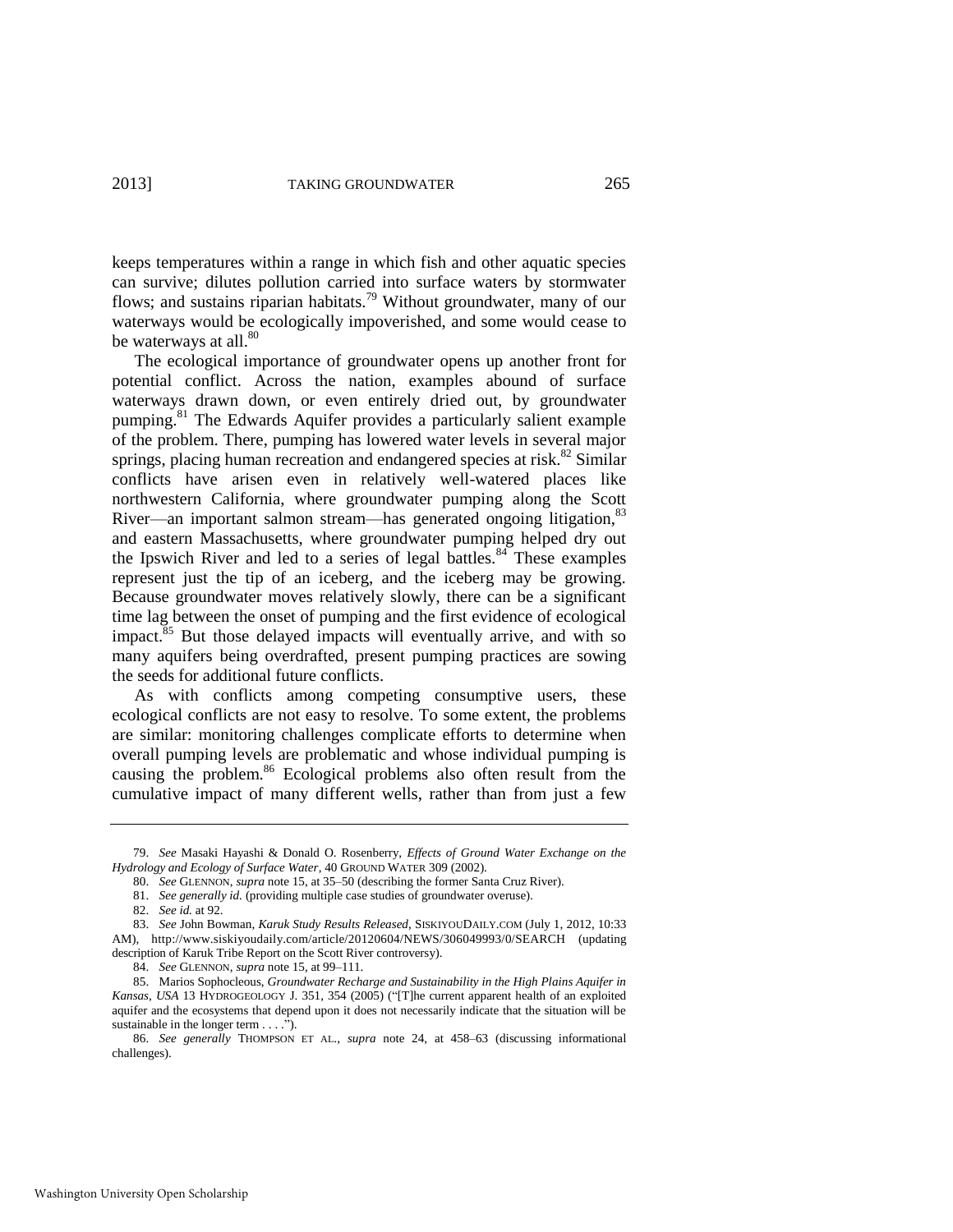keeps temperatures within a range in which fish and other aquatic species can survive; dilutes pollution carried into surface waters by stormwater flows; and sustains riparian habitats.[79] Without groundwater, many of our waterways would be ecologically impoverished, and some would cease to be waterways at all.[80]

The ecological importance of groundwater opens up another front for potential conflict. Across the nation, examples abound of surface waterways drawn down, or even entirely dried out, by groundwater pumping.[81] The Edwards Aquifer provides a particularly salient example of the problem. There, pumping has lowered water levels in several major springs, placing human recreation and endangered species at risk.[82] Similar conflicts have arisen even in relatively well-watered places like northwestern California, where groundwater pumping along the Scott River—an important salmon stream—has generated ongoing litigation,[83] and eastern Massachusetts, where groundwater pumping helped dry out the Ipswich River and led to a series of legal battles.[84] These examples represent just the tip of an iceberg, and the iceberg may be growing. Because groundwater moves relatively slowly, there can be a significant time lag between the onset of pumping and the first evidence of ecological impact.[85] But those delayed impacts will eventually arrive, and with so many aquifers being overdrafted, present pumping practices are sowing the seeds for additional future conflicts.

As with conflicts among competing consumptive users, these ecological conflicts are not easy to resolve. To some extent, the problems are similar: monitoring challenges complicate efforts to determine when overall pumping levels are problematic and whose individual pumping is causing the problem.[86] Ecological problems also often result from the cumulative impact of many different wells, rather than from just a few

---

79. *See* Masaki Hayashi & Donald O. Rosenberry, *Effects of Ground Water Exchange on the Hydrology and Ecology of Surface Water*, 40 GROUND WATER 309 (2002).

80. *See* GLENNON, *supra* note 15, at 35–50 (describing the former Santa Cruz River).

81. *See generally id.* (providing multiple case studies of groundwater overuse).

82. *See id.* at 92.

83. *See* John Bowman, *Karuk Study Results Released*, SISKIYOUDAILY.COM (July 1, 2012, 10:33 AM), http://www.siskiyoudaily.com/article/20120604/NEWS/306049993/0/SEARCH (updating description of Karuk Tribe Report on the Scott River controversy).

84. *See* GLENNON, *supra* note 15, at 99–111.

85. Marios Sophocleous, *Groundwater Recharge and Sustainability in the High Plains Aquifer in Kansas, USA* 13 HYDROGEOLOGY J. 351, 354 (2005) ("[T]he current apparent health of an exploited aquifer and the ecosystems that depend upon it does not necessarily indicate that the situation will be sustainable in the longer term . . . .").

86. *See generally* THOMPSON ET AL., *supra* note 24, at 458–63 (discussing informational challenges).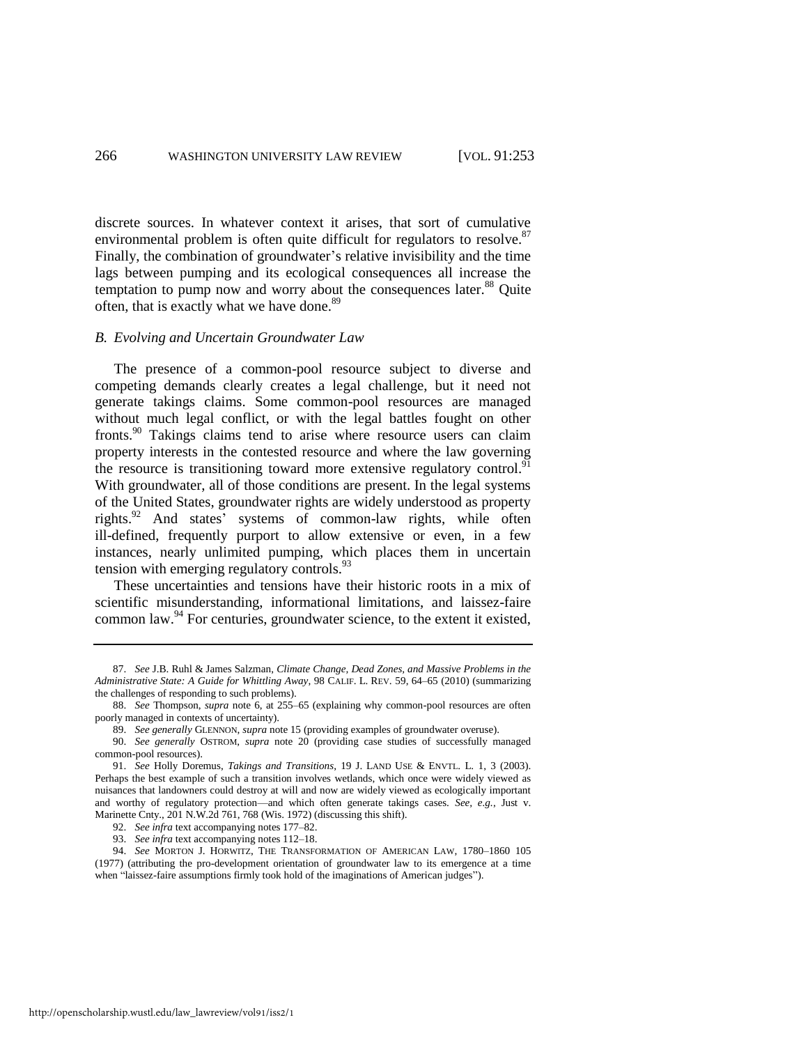discrete sources. In whatever context it arises, that sort of cumulative environmental problem is often quite difficult for regulators to resolve.[87] Finally, the combination of groundwater's relative invisibility and the time lags between pumping and its ecological consequences all increase the temptation to pump now and worry about the consequences later.[88] Quite often, that is exactly what we have done.[89]

### *B. Evolving and Uncertain Groundwater Law*

The presence of a common-pool resource subject to diverse and competing demands clearly creates a legal challenge, but it need not generate takings claims. Some common-pool resources are managed without much legal conflict, or with the legal battles fought on other fronts.[90] Takings claims tend to arise where resource users can claim property interests in the contested resource and where the law governing the resource is transitioning toward more extensive regulatory control.[91] With groundwater, all of those conditions are present. In the legal systems of the United States, groundwater rights are widely understood as property rights.[92] And states' systems of common-law rights, while often ill-defined, frequently purport to allow extensive or even, in a few instances, nearly unlimited pumping, which places them in uncertain tension with emerging regulatory controls.[93]

These uncertainties and tensions have their historic roots in a mix of scientific misunderstanding, informational limitations, and laissez-faire common law.[94] For centuries, groundwater science, to the extent it existed,

---

87. *See* J.B. Ruhl & James Salzman, *Climate Change, Dead Zones, and Massive Problems in the Administrative State: A Guide for Whittling Away*, 98 CALIF. L. REV. 59, 64–65 (2010) (summarizing the challenges of responding to such problems).

88. *See* Thompson, *supra* note 6, at 255–65 (explaining why common-pool resources are often poorly managed in contexts of uncertainty).

89. *See generally* GLENNON, *supra* note 15 (providing examples of groundwater overuse).

90. *See generally* OSTROM, *supra* note 20 (providing case studies of successfully managed common-pool resources).

91. *See* Holly Doremus, *Takings and Transitions*, 19 J. LAND USE & ENVTL. L. 1, 3 (2003). Perhaps the best example of such a transition involves wetlands, which once were widely viewed as nuisances that landowners could destroy at will and now are widely viewed as ecologically important and worthy of regulatory protection—and which often generate takings cases. *See, e.g.*, Just v. Marinette Cnty., 201 N.W.2d 761, 768 (Wis. 1972) (discussing this shift).

92. *See infra* text accompanying notes 177–82.

93. *See infra* text accompanying notes 112–18.

94. *See* MORTON J. HORWITZ, THE TRANSFORMATION OF AMERICAN LAW, 1780–1860 105 (1977) (attributing the pro-development orientation of groundwater law to its emergence at a time when "laissez-faire assumptions firmly took hold of the imaginations of American judges").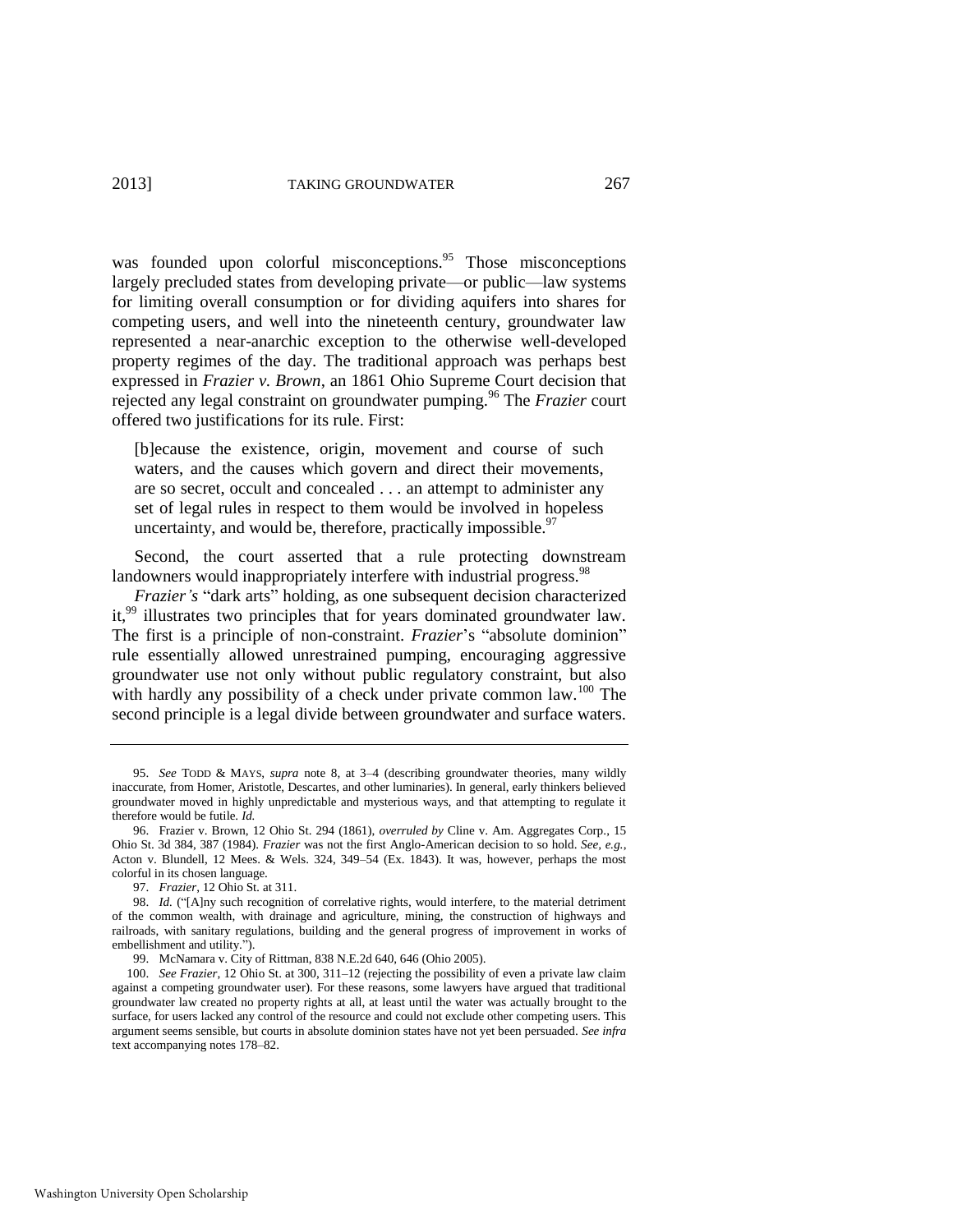was founded upon colorful misconceptions.[95] Those misconceptions largely precluded states from developing private—or public—law systems for limiting overall consumption or for dividing aquifers into shares for competing users, and well into the nineteenth century, groundwater law represented a near-anarchic exception to the otherwise well-developed property regimes of the day. The traditional approach was perhaps best expressed in *Frazier v. Brown*, an 1861 Ohio Supreme Court decision that rejected any legal constraint on groundwater pumping.[96] The *Frazier* court offered two justifications for its rule. First:

> [b]ecause the existence, origin, movement and course of such waters, and the causes which govern and direct their movements, are so secret, occult and concealed . . . an attempt to administer any set of legal rules in respect to them would be involved in hopeless uncertainty, and would be, therefore, practically impossible.[97]

Second, the court asserted that a rule protecting downstream landowners would inappropriately interfere with industrial progress.[98]

*Frazier's* "dark arts" holding, as one subsequent decision characterized it,[99] illustrates two principles that for years dominated groundwater law. The first is a principle of non-constraint. *Frazier*'s "absolute dominion" rule essentially allowed unrestrained pumping, encouraging aggressive groundwater use not only without public regulatory constraint, but also with hardly any possibility of a check under private common law.[100] The second principle is a legal divide between groundwater and surface waters.

---

95. *See* TODD & MAYS, *supra* note 8, at 3–4 (describing groundwater theories, many wildly inaccurate, from Homer, Aristotle, Descartes, and other luminaries). In general, early thinkers believed groundwater moved in highly unpredictable and mysterious ways, and that attempting to regulate it therefore would be futile. *Id.*

96. Frazier v. Brown, 12 Ohio St. 294 (1861), *overruled by* Cline v. Am. Aggregates Corp., 15 Ohio St. 3d 384, 387 (1984). *Frazier* was not the first Anglo-American decision to so hold. *See, e.g.*, Acton v. Blundell, 12 Mees. & Wels. 324, 349–54 (Ex. 1843). It was, however, perhaps the most colorful in its chosen language.

97. *Frazier*, 12 Ohio St. at 311.

98. *Id.* ("[A]ny such recognition of correlative rights, would interfere, to the material detriment of the common wealth, with drainage and agriculture, mining, the construction of highways and railroads, with sanitary regulations, building and the general progress of improvement in works of embellishment and utility.").

99. McNamara v. City of Rittman, 838 N.E.2d 640, 646 (Ohio 2005).

100. *See Frazier*, 12 Ohio St. at 300, 311–12 (rejecting the possibility of even a private law claim against a competing groundwater user). For these reasons, some lawyers have argued that traditional groundwater law created no property rights at all, at least until the water was actually brought to the surface, for users lacked any control of the resource and could not exclude other competing users. This argument seems sensible, but courts in absolute dominion states have not yet been persuaded. *See infra* text accompanying notes 178–82.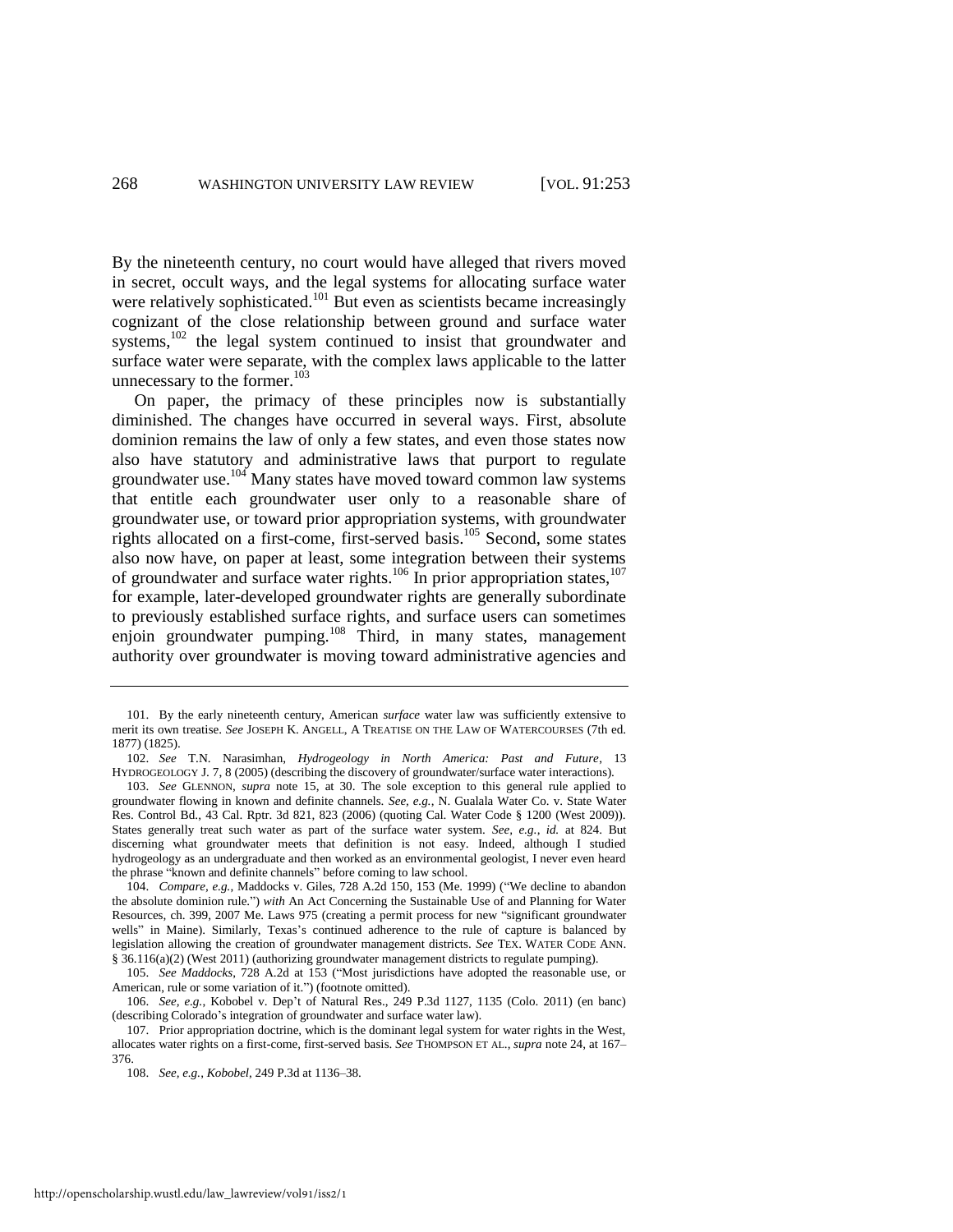By the nineteenth century, no court would have alleged that rivers moved in secret, occult ways, and the legal systems for allocating surface water were relatively sophisticated.[101] But even as scientists became increasingly cognizant of the close relationship between ground and surface water systems,[102] the legal system continued to insist that groundwater and surface water were separate, with the complex laws applicable to the latter unnecessary to the former.[103]

On paper, the primacy of these principles now is substantially diminished. The changes have occurred in several ways. First, absolute dominion remains the law of only a few states, and even those states now also have statutory and administrative laws that purport to regulate groundwater use.[104] Many states have moved toward common law systems that entitle each groundwater user only to a reasonable share of groundwater use, or toward prior appropriation systems, with groundwater rights allocated on a first-come, first-served basis.[105] Second, some states also now have, on paper at least, some integration between their systems of groundwater and surface water rights.[106] In prior appropriation states,[107] for example, later-developed groundwater rights are generally subordinate to previously established surface rights, and surface users can sometimes enjoin groundwater pumping.[108] Third, in many states, management authority over groundwater is moving toward administrative agencies and

---

101. By the early nineteenth century, American *surface* water law was sufficiently extensive to merit its own treatise. *See* JOSEPH K. ANGELL, A TREATISE ON THE LAW OF WATERCOURSES (7th ed. 1877) (1825).

102. *See* T.N. Narasimhan, *Hydrogeology in North America: Past and Future*, 13 HYDROGEOLOGY J. 7, 8 (2005) (describing the discovery of groundwater/surface water interactions).

103. *See* GLENNON, *supra* note 15, at 30. The sole exception to this general rule applied to groundwater flowing in known and definite channels. *See, e.g.*, N. Gualala Water Co. v. State Water Res. Control Bd., 43 Cal. Rptr. 3d 821, 823 (2006) (quoting Cal. Water Code § 1200 (West 2009)). States generally treat such water as part of the surface water system. *See, e.g.*, *id.* at 824. But discerning what groundwater meets that definition is not easy. Indeed, although I studied hydrogeology as an undergraduate and then worked as an environmental geologist, I never even heard the phrase "known and definite channels" before coming to law school.

104. *Compare, e.g.*, Maddocks v. Giles, 728 A.2d 150, 153 (Me. 1999) ("We decline to abandon the absolute dominion rule.") *with* An Act Concerning the Sustainable Use of and Planning for Water Resources, ch. 399, 2007 Me. Laws 975 (creating a permit process for new "significant groundwater wells" in Maine). Similarly, Texas's continued adherence to the rule of capture is balanced by legislation allowing the creation of groundwater management districts. *See* TEX. WATER CODE ANN. § 36.116(a)(2) (West 2011) (authorizing groundwater management districts to regulate pumping).

105. *See Maddocks*, 728 A.2d at 153 ("Most jurisdictions have adopted the reasonable use, or American, rule or some variation of it.") (footnote omitted).

106. *See, e.g.*, Kobobel v. Dep't of Natural Res., 249 P.3d 1127, 1135 (Colo. 2011) (en banc) (describing Colorado's integration of groundwater and surface water law).

107. Prior appropriation doctrine, which is the dominant legal system for water rights in the West, allocates water rights on a first-come, first-served basis. *See* THOMPSON ET AL., *supra* note 24, at 167–376.

108. *See, e.g.*, *Kobobel*, 249 P.3d at 1136–38.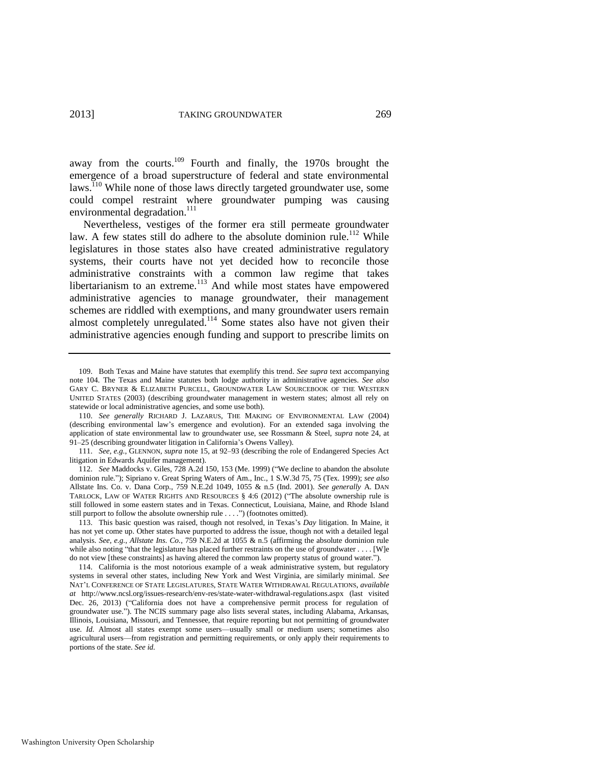away from the courts.[109] Fourth and finally, the 1970s brought the emergence of a broad superstructure of federal and state environmental laws.[110] While none of those laws directly targeted groundwater use, some could compel restraint where groundwater pumping was causing environmental degradation.[111]

Nevertheless, vestiges of the former era still permeate groundwater law. A few states still do adhere to the absolute dominion rule.[112] While legislatures in those states also have created administrative regulatory systems, their courts have not yet decided how to reconcile those administrative constraints with a common law regime that takes libertarianism to an extreme.[113] And while most states have empowered administrative agencies to manage groundwater, their management schemes are riddled with exemptions, and many groundwater users remain almost completely unregulated.[114] Some states also have not given their administrative agencies enough funding and support to prescribe limits on

---

109. Both Texas and Maine have statutes that exemplify this trend. *See supra* text accompanying note 104. The Texas and Maine statutes both lodge authority in administrative agencies. *See also* GARY C. BRYNER & ELIZABETH PURCELL, GROUNDWATER LAW SOURCEBOOK OF THE WESTERN UNITED STATES (2003) (describing groundwater management in western states; almost all rely on statewide or local administrative agencies, and some use both).

110. *See generally* RICHARD J. LAZARUS, THE MAKING OF ENVIRONMENTAL LAW (2004) (describing environmental law's emergence and evolution). For an extended saga involving the application of state environmental law to groundwater use, see Rossmann & Steel, *supra* note 24, at 91–25 (describing groundwater litigation in California's Owens Valley).

111. *See, e.g.*, GLENNON, *supra* note 15, at 92–93 (describing the role of Endangered Species Act litigation in Edwards Aquifer management).

112. *See* Maddocks v. Giles, 728 A.2d 150, 153 (Me. 1999) ("We decline to abandon the absolute dominion rule."); Sipriano v. Great Spring Waters of Am., Inc., 1 S.W.3d 75, 75 (Tex. 1999); *see also* Allstate Ins. Co. v. Dana Corp., 759 N.E.2d 1049, 1055 & n.5 (Ind. 2001). *See generally* A. DAN TARLOCK, LAW OF WATER RIGHTS AND RESOURCES § 4:6 (2012) ("The absolute ownership rule is still followed in some eastern states and in Texas. Connecticut, Louisiana, Maine, and Rhode Island still purport to follow the absolute ownership rule . . . .") (footnotes omitted).

113. This basic question was raised, though not resolved, in Texas's *Day* litigation. In Maine, it has not yet come up. Other states have purported to address the issue, though not with a detailed legal analysis. *See, e.g.*, *Allstate Ins. Co.*, 759 N.E.2d at 1055 & n.5 (affirming the absolute dominion rule while also noting "that the legislature has placed further restraints on the use of groundwater . . . . [W]e do not view [these constraints] as having altered the common law property status of ground water.").

114. California is the most notorious example of a weak administrative system, but regulatory systems in several other states, including New York and West Virginia, are similarly minimal. *See* NAT'L CONFERENCE OF STATE LEGISLATURES, STATE WATER WITHDRAWAL REGULATIONS, *available at* http://www.ncsl.org/issues-research/env-res/state-water-withdrawal-regulations.aspx (last visited Dec. 26, 2013) ("California does not have a comprehensive permit process for regulation of groundwater use."). The NCIS summary page also lists several states, including Alabama, Arkansas, Illinois, Louisiana, Missouri, and Tennessee, that require reporting but not permitting of groundwater use. *Id.* Almost all states exempt some users—usually small or medium users; sometimes also agricultural users—from registration and permitting requirements, or only apply their requirements to portions of the state. *See id.*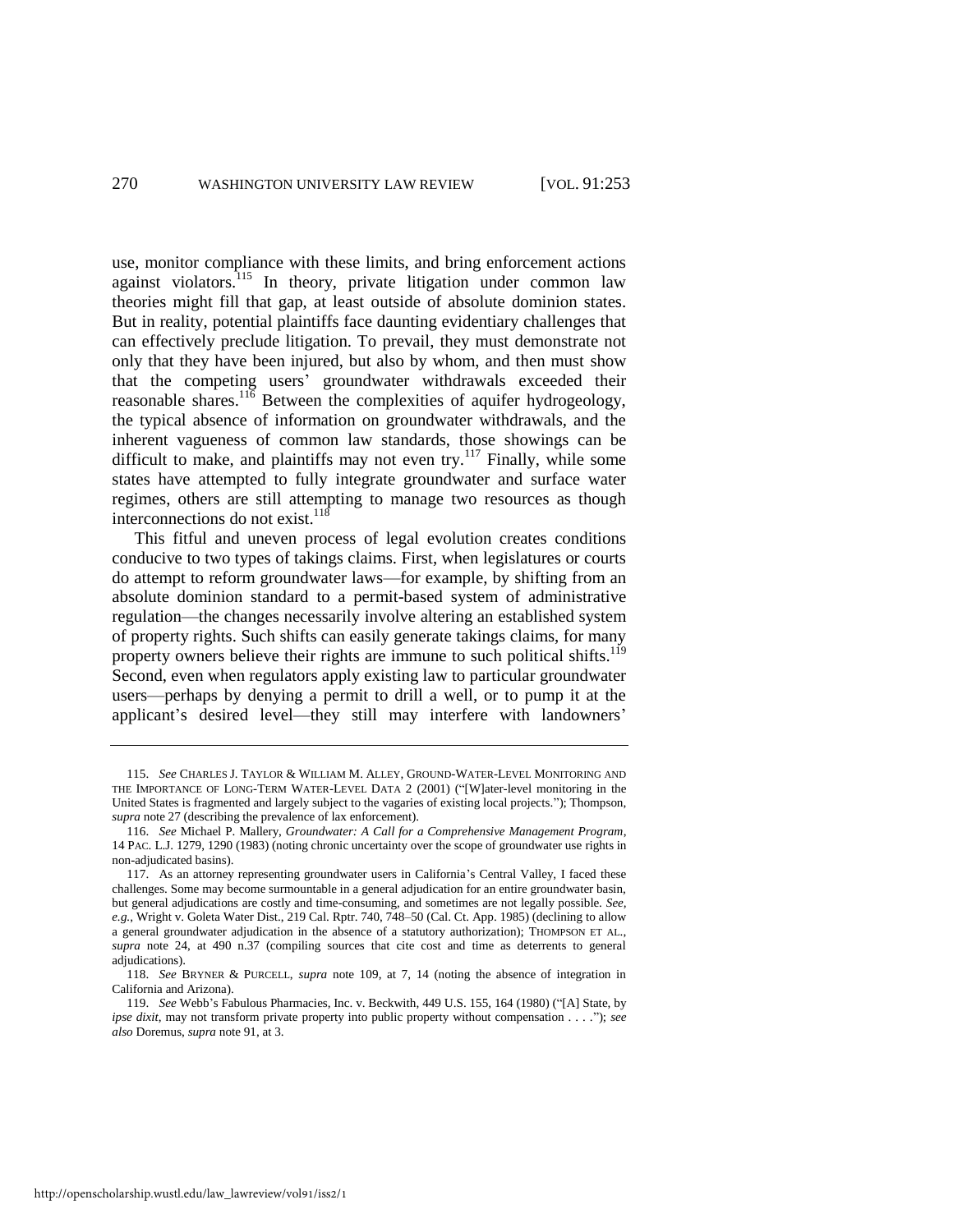use, monitor compliance with these limits, and bring enforcement actions against violators.[115] In theory, private litigation under common law theories might fill that gap, at least outside of absolute dominion states. But in reality, potential plaintiffs face daunting evidentiary challenges that can effectively preclude litigation. To prevail, they must demonstrate not only that they have been injured, but also by whom, and then must show that the competing users' groundwater withdrawals exceeded their reasonable shares.[116] Between the complexities of aquifer hydrogeology, the typical absence of information on groundwater withdrawals, and the inherent vagueness of common law standards, those showings can be difficult to make, and plaintiffs may not even try.[117] Finally, while some states have attempted to fully integrate groundwater and surface water regimes, others are still attempting to manage two resources as though interconnections do not exist.[118]

This fitful and uneven process of legal evolution creates conditions conducive to two types of takings claims. First, when legislatures or courts do attempt to reform groundwater laws—for example, by shifting from an absolute dominion standard to a permit-based system of administrative regulation—the changes necessarily involve altering an established system of property rights. Such shifts can easily generate takings claims, for many property owners believe their rights are immune to such political shifts.[119] Second, even when regulators apply existing law to particular groundwater users—perhaps by denying a permit to drill a well, or to pump it at the applicant's desired level—they still may interfere with landowners'

---

115. *See* CHARLES J. TAYLOR & WILLIAM M. ALLEY, GROUND-WATER-LEVEL MONITORING AND THE IMPORTANCE OF LONG-TERM WATER-LEVEL DATA 2 (2001) ("[W]ater-level monitoring in the United States is fragmented and largely subject to the vagaries of existing local projects."); Thompson, *supra* note 27 (describing the prevalence of lax enforcement).

116. *See* Michael P. Mallery, *Groundwater: A Call for a Comprehensive Management Program*, 14 PAC. L.J. 1279, 1290 (1983) (noting chronic uncertainty over the scope of groundwater use rights in non-adjudicated basins).

117. As an attorney representing groundwater users in California's Central Valley, I faced these challenges. Some may become surmountable in a general adjudication for an entire groundwater basin, but general adjudications are costly and time-consuming, and sometimes are not legally possible. *See, e.g.*, Wright v. Goleta Water Dist., 219 Cal. Rptr. 740, 748–50 (Cal. Ct. App. 1985) (declining to allow a general groundwater adjudication in the absence of a statutory authorization); THOMPSON ET AL., *supra* note 24, at 490 n.37 (compiling sources that cite cost and time as deterrents to general adjudications).

118. *See* BRYNER & PURCELL, *supra* note 109, at 7, 14 (noting the absence of integration in California and Arizona).

119. *See* Webb's Fabulous Pharmacies, Inc. v. Beckwith, 449 U.S. 155, 164 (1980) ("[A] State, by *ipse dixit*, may not transform private property into public property without compensation . . . ."); *see also* Doremus, *supra* note 91, at 3.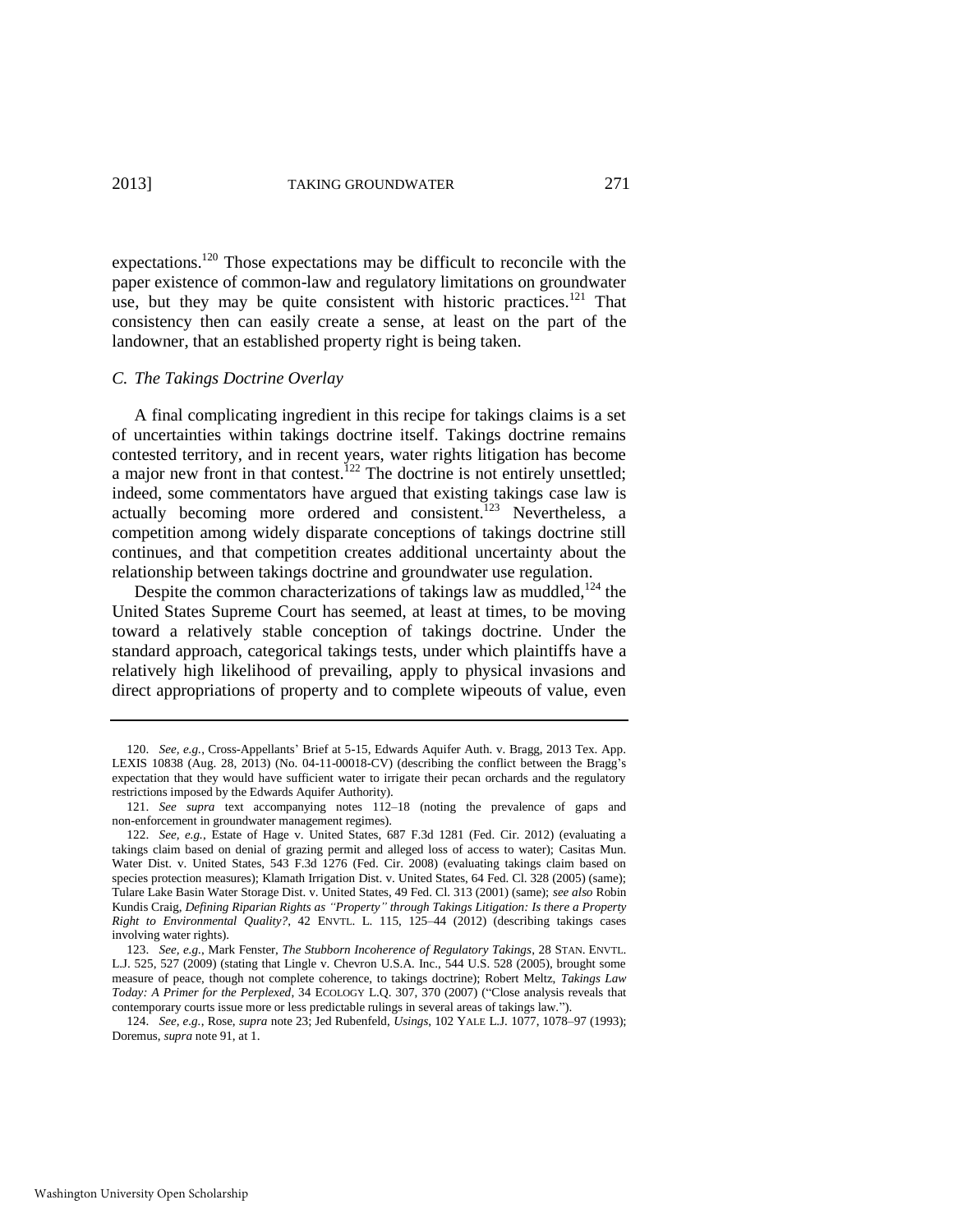expectations.[120] Those expectations may be difficult to reconcile with the paper existence of common-law and regulatory limitations on groundwater use, but they may be quite consistent with historic practices.[121] That consistency then can easily create a sense, at least on the part of the landowner, that an established property right is being taken.

### *C. The Takings Doctrine Overlay*

A final complicating ingredient in this recipe for takings claims is a set of uncertainties within takings doctrine itself. Takings doctrine remains contested territory, and in recent years, water rights litigation has become a major new front in that contest.[122] The doctrine is not entirely unsettled; indeed, some commentators have argued that existing takings case law is actually becoming more ordered and consistent.[123] Nevertheless, a competition among widely disparate conceptions of takings doctrine still continues, and that competition creates additional uncertainty about the relationship between takings doctrine and groundwater use regulation.

Despite the common characterizations of takings law as muddled,[124] the United States Supreme Court has seemed, at least at times, to be moving toward a relatively stable conception of takings doctrine. Under the standard approach, categorical takings tests, under which plaintiffs have a relatively high likelihood of prevailing, apply to physical invasions and direct appropriations of property and to complete wipeouts of value, even

---

120. *See, e.g.*, Cross-Appellants' Brief at 5-15, Edwards Aquifer Auth. v. Bragg, 2013 Tex. App. LEXIS 10838 (Aug. 28, 2013) (No. 04-11-00018-CV) (describing the conflict between the Bragg's expectation that they would have sufficient water to irrigate their pecan orchards and the regulatory restrictions imposed by the Edwards Aquifer Authority).

121. *See supra* text accompanying notes 112–18 (noting the prevalence of gaps and non-enforcement in groundwater management regimes).

122. *See, e.g.*, Estate of Hage v. United States, 687 F.3d 1281 (Fed. Cir. 2012) (evaluating a takings claim based on denial of grazing permit and alleged loss of access to water); Casitas Mun. Water Dist. v. United States, 543 F.3d 1276 (Fed. Cir. 2008) (evaluating takings claim based on species protection measures); Klamath Irrigation Dist. v. United States, 64 Fed. Cl. 328 (2005) (same); Tulare Lake Basin Water Storage Dist. v. United States, 49 Fed. Cl. 313 (2001) (same); *see also* Robin Kundis Craig, *Defining Riparian Rights as "Property" through Takings Litigation: Is there a Property Right to Environmental Quality?*, 42 ENVTL. L. 115, 125–44 (2012) (describing takings cases involving water rights).

123. *See, e.g.*, Mark Fenster, *The Stubborn Incoherence of Regulatory Takings*, 28 STAN. ENVTL. L.J. 525, 527 (2009) (stating that Lingle v. Chevron U.S.A. Inc., 544 U.S. 528 (2005), brought some measure of peace, though not complete coherence, to takings doctrine); Robert Meltz, *Takings Law Today: A Primer for the Perplexed*, 34 ECOLOGY L.Q. 307, 370 (2007) ("Close analysis reveals that contemporary courts issue more or less predictable rulings in several areas of takings law.").

124. *See, e.g.*, Rose, *supra* note 23; Jed Rubenfeld, *Usings*, 102 YALE L.J. 1077, 1078–97 (1993); Doremus, *supra* note 91, at 1.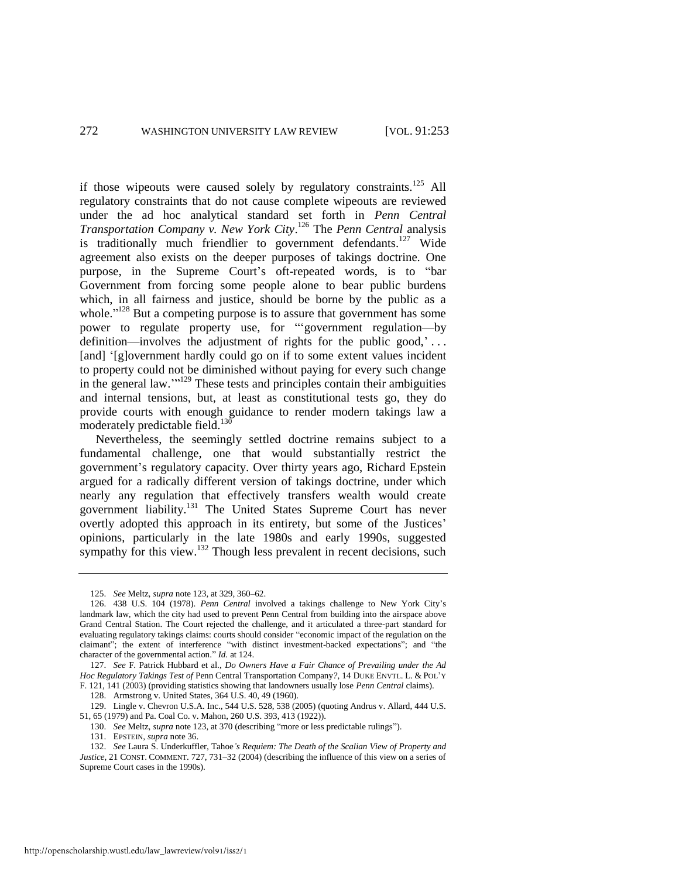if those wipeouts were caused solely by regulatory constraints.[125] All regulatory constraints that do not cause complete wipeouts are reviewed under the ad hoc analytical standard set forth in *Penn Central Transportation Company v. New York City*.[126] The *Penn Central* analysis is traditionally much friendlier to government defendants.[127] Wide agreement also exists on the deeper purposes of takings doctrine. One purpose, in the Supreme Court's oft-repeated words, is to "bar Government from forcing some people alone to bear public burdens which, in all fairness and justice, should be borne by the public as a whole."[128] But a competing purpose is to assure that government has some power to regulate property use, for "'government regulation—by definition—involves the adjustment of rights for the public good,' . . . [and] '[g]overnment hardly could go on if to some extent values incident to property could not be diminished without paying for every such change in the general law.'"[129] These tests and principles contain their ambiguities and internal tensions, but, at least as constitutional tests go, they do provide courts with enough guidance to render modern takings law a moderately predictable field.[130]

Nevertheless, the seemingly settled doctrine remains subject to a fundamental challenge, one that would substantially restrict the government's regulatory capacity. Over thirty years ago, Richard Epstein argued for a radically different version of takings doctrine, under which nearly any regulation that effectively transfers wealth would create government liability.[131] The United States Supreme Court has never overtly adopted this approach in its entirety, but some of the Justices' opinions, particularly in the late 1980s and early 1990s, suggested sympathy for this view.[132] Though less prevalent in recent decisions, such

---

125. *See* Meltz, *supra* note 123, at 329, 360–62.

126. 438 U.S. 104 (1978). *Penn Central* involved a takings challenge to New York City's landmark law, which the city had used to prevent Penn Central from building into the airspace above Grand Central Station. The Court rejected the challenge, and it articulated a three-part standard for evaluating regulatory takings claims: courts should consider "economic impact of the regulation on the claimant"; the extent of interference "with distinct investment-backed expectations"; and "the character of the governmental action." *Id.* at 124.

127. *See* F. Patrick Hubbard et al., *Do Owners Have a Fair Chance of Prevailing under the Ad Hoc Regulatory Takings Test of* Penn Central Transportation Company*?*, 14 DUKE ENVTL. L. & POL'Y F. 121, 141 (2003) (providing statistics showing that landowners usually lose *Penn Central* claims).

128. Armstrong v. United States, 364 U.S. 40, 49 (1960).

129. Lingle v. Chevron U.S.A. Inc., 544 U.S. 528, 538 (2005) (quoting Andrus v. Allard, 444 U.S. 51, 65 (1979) and Pa. Coal Co. v. Mahon, 260 U.S. 393, 413 (1922)).

130. *See* Meltz, *supra* note 123, at 370 (describing "more or less predictable rulings").

131. EPSTEIN, *supra* note 36.

132. *See* Laura S. Underkuffler, Tahoe*'s Requiem: The Death of the Scalian View of Property and Justice*, 21 CONST. COMMENT. 727, 731–32 (2004) (describing the influence of this view on a series of Supreme Court cases in the 1990s).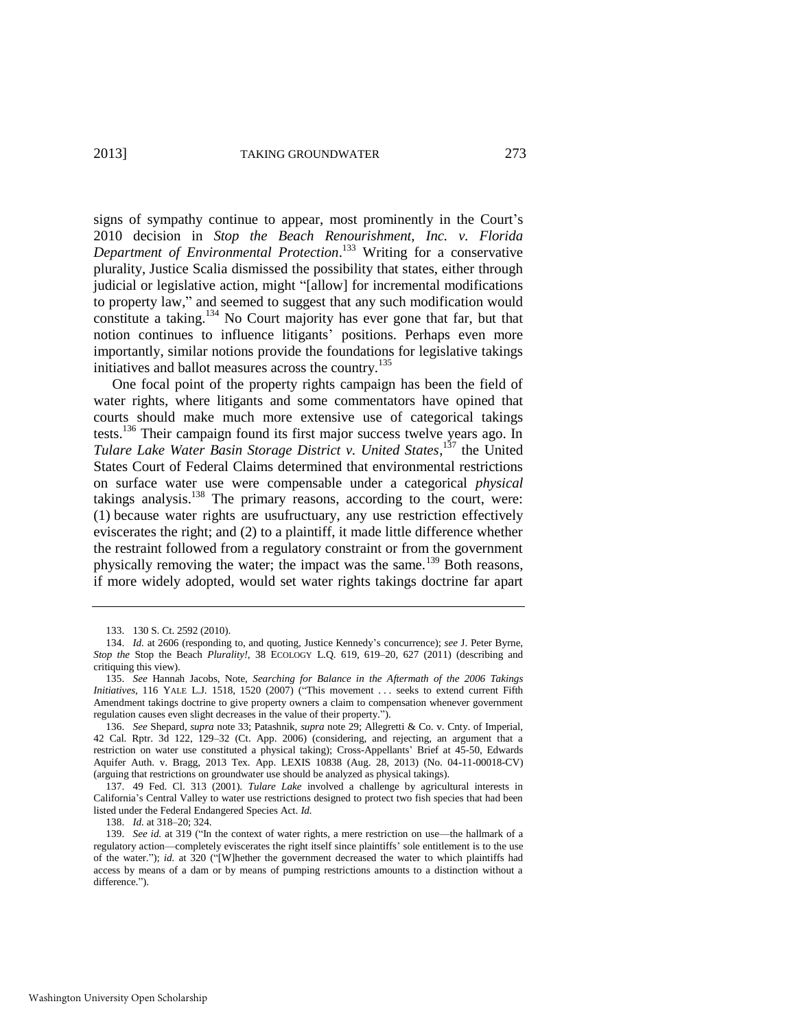signs of sympathy continue to appear, most prominently in the Court's 2010 decision in *Stop the Beach Renourishment, Inc. v. Florida Department of Environmental Protection*.[133] Writing for a conservative plurality, Justice Scalia dismissed the possibility that states, either through judicial or legislative action, might "[allow] for incremental modifications to property law," and seemed to suggest that any such modification would constitute a taking.[134] No Court majority has ever gone that far, but that notion continues to influence litigants' positions. Perhaps even more importantly, similar notions provide the foundations for legislative takings initiatives and ballot measures across the country.[135]

One focal point of the property rights campaign has been the field of water rights, where litigants and some commentators have opined that courts should make much more extensive use of categorical takings tests.[136] Their campaign found its first major success twelve years ago. In *Tulare Lake Water Basin Storage District v. United States*,[137] the United States Court of Federal Claims determined that environmental restrictions on surface water use were compensable under a categorical *physical* takings analysis.[138] The primary reasons, according to the court, were: (1) because water rights are usufructuary, any use restriction effectively eviscerates the right; and (2) to a plaintiff, it made little difference whether the restraint followed from a regulatory constraint or from the government physically removing the water; the impact was the same.[139] Both reasons, if more widely adopted, would set water rights takings doctrine far apart

---

133. 130 S. Ct. 2592 (2010).

134. *Id.* at 2606 (responding to, and quoting, Justice Kennedy's concurrence); *see* J. Peter Byrne, *Stop the* Stop the Beach *Plurality!*, 38 ECOLOGY L.Q. 619, 619–20, 627 (2011) (describing and critiquing this view).

135. *See* Hannah Jacobs, Note, *Searching for Balance in the Aftermath of the 2006 Takings Initiatives*, 116 YALE L.J. 1518, 1520 (2007) ("This movement . . . seeks to extend current Fifth Amendment takings doctrine to give property owners a claim to compensation whenever government regulation causes even slight decreases in the value of their property.").

136. *See* Shepard, *supra* note 33; Patashnik, *supra* note 29; Allegretti & Co. v. Cnty. of Imperial, 42 Cal. Rptr. 3d 122, 129–32 (Ct. App. 2006) (considering, and rejecting, an argument that a restriction on water use constituted a physical taking); Cross-Appellants' Brief at 45-50, Edwards Aquifer Auth. v. Bragg, 2013 Tex. App. LEXIS 10838 (Aug. 28, 2013) (No. 04-11-00018-CV) (arguing that restrictions on groundwater use should be analyzed as physical takings).

137. 49 Fed. Cl. 313 (2001). *Tulare Lake* involved a challenge by agricultural interests in California's Central Valley to water use restrictions designed to protect two fish species that had been listed under the Federal Endangered Species Act. *Id.*

138. *Id.* at 318–20; 324.

139. *See id.* at 319 ("In the context of water rights, a mere restriction on use—the hallmark of a regulatory action—completely eviscerates the right itself since plaintiffs' sole entitlement is to the use of the water."); *id.* at 320 ("[W]hether the government decreased the water to which plaintiffs had access by means of a dam or by means of pumping restrictions amounts to a distinction without a difference.").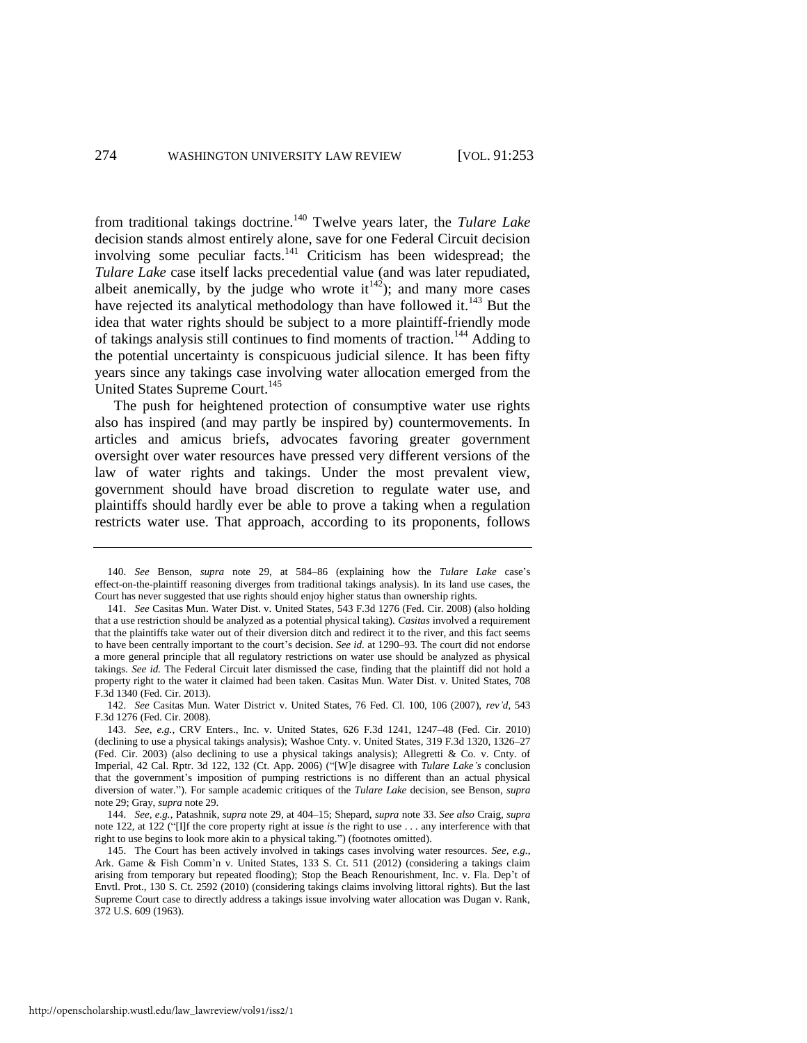from traditional takings doctrine.[140] Twelve years later, the *Tulare Lake* decision stands almost entirely alone, save for one Federal Circuit decision involving some peculiar facts.[141] Criticism has been widespread; the *Tulare Lake* case itself lacks precedential value (and was later repudiated, albeit anemically, by the judge who wrote it[142]); and many more cases have rejected its analytical methodology than have followed it.[143] But the idea that water rights should be subject to a more plaintiff-friendly mode of takings analysis still continues to find moments of traction.[144] Adding to the potential uncertainty is conspicuous judicial silence. It has been fifty years since any takings case involving water allocation emerged from the United States Supreme Court.[145]

The push for heightened protection of consumptive water use rights also has inspired (and may partly be inspired by) countermovements. In articles and amicus briefs, advocates favoring greater government oversight over water resources have pressed very different versions of the law of water rights and takings. Under the most prevalent view, government should have broad discretion to regulate water use, and plaintiffs should hardly ever be able to prove a taking when a regulation restricts water use. That approach, according to its proponents, follows

---

140. *See* Benson, *supra* note 29, at 584–86 (explaining how the *Tulare Lake* case's effect-on-the-plaintiff reasoning diverges from traditional takings analysis). In its land use cases, the Court has never suggested that use rights should enjoy higher status than ownership rights.

141. *See* Casitas Mun. Water Dist. v. United States, 543 F.3d 1276 (Fed. Cir. 2008) (also holding that a use restriction should be analyzed as a potential physical taking). *Casitas* involved a requirement that the plaintiffs take water out of their diversion ditch and redirect it to the river, and this fact seems to have been centrally important to the court's decision. *See id.* at 1290–93. The court did not endorse a more general principle that all regulatory restrictions on water use should be analyzed as physical takings. *See id.* The Federal Circuit later dismissed the case, finding that the plaintiff did not hold a property right to the water it claimed had been taken. Casitas Mun. Water Dist. v. United States, 708 F.3d 1340 (Fed. Cir. 2013).

142. *See* Casitas Mun. Water District v. United States, 76 Fed. Cl. 100, 106 (2007), *rev'd*, 543 F.3d 1276 (Fed. Cir. 2008).

143. *See, e.g.*, CRV Enters., Inc. v. United States, 626 F.3d 1241, 1247–48 (Fed. Cir. 2010) (declining to use a physical takings analysis); Washoe Cnty. v. United States, 319 F.3d 1320, 1326–27 (Fed. Cir. 2003) (also declining to use a physical takings analysis); Allegretti & Co. v. Cnty. of Imperial, 42 Cal. Rptr. 3d 122, 132 (Ct. App. 2006) ("[W]e disagree with *Tulare Lake's* conclusion that the government's imposition of pumping restrictions is no different than an actual physical diversion of water."). For sample academic critiques of the *Tulare Lake* decision, see Benson, *supra* note 29; Gray, *supra* note 29.

144. *See, e.g.*, Patashnik, *supra* note 29, at 404–15; Shepard, *supra* note 33. *See also* Craig, *supra* note 122, at 122 ("[I]f the core property right at issue *is* the right to use . . . any interference with that right to use begins to look more akin to a physical taking.") (footnotes omitted).

145. The Court has been actively involved in takings cases involving water resources. *See, e.g.*, Ark. Game & Fish Comm'n v. United States, 133 S. Ct. 511 (2012) (considering a takings claim arising from temporary but repeated flooding); Stop the Beach Renourishment, Inc. v. Fla. Dep't of Envtl. Prot., 130 S. Ct. 2592 (2010) (considering takings claims involving littoral rights). But the last Supreme Court case to directly address a takings issue involving water allocation was Dugan v. Rank, 372 U.S. 609 (1963).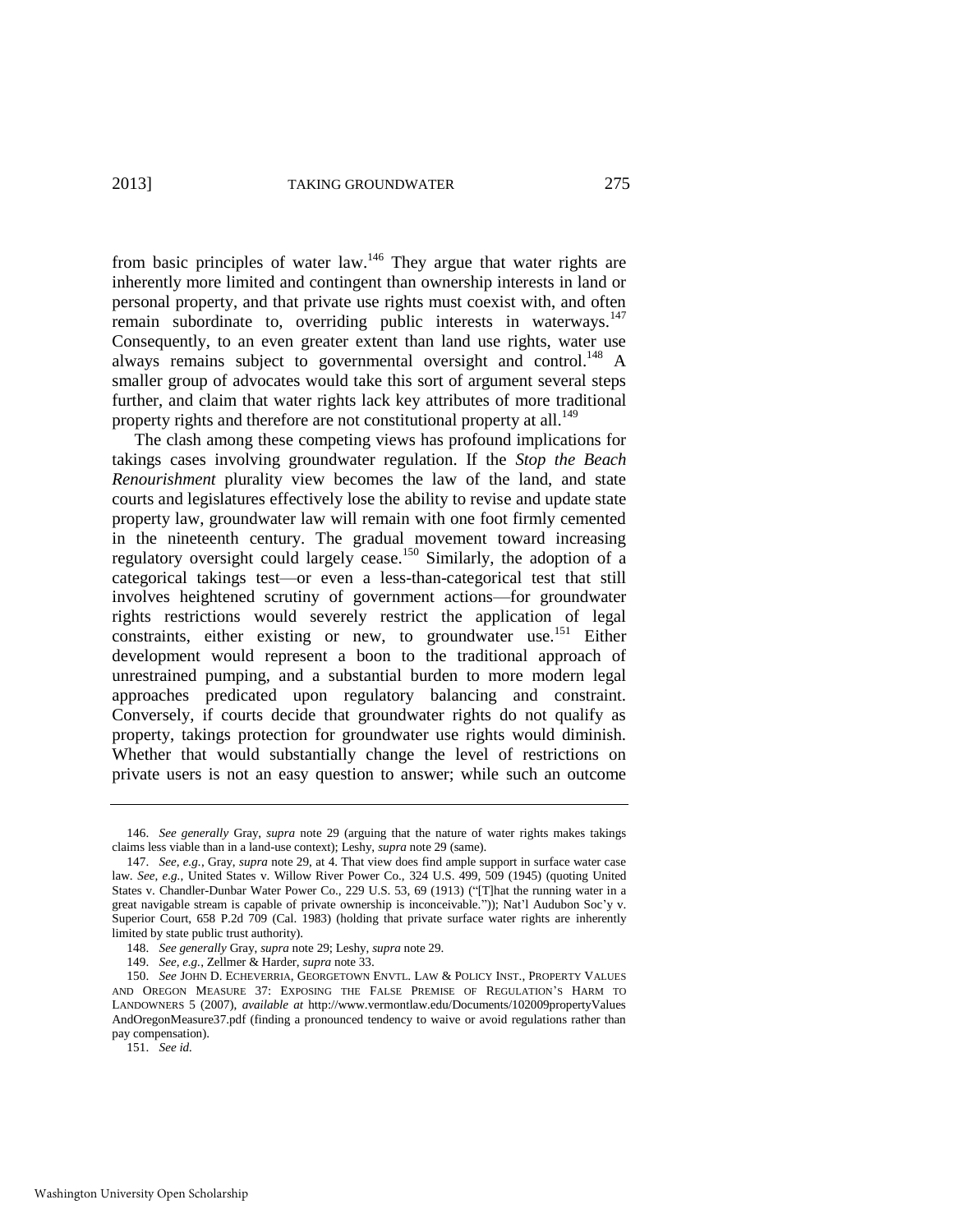from basic principles of water law.[146] They argue that water rights are inherently more limited and contingent than ownership interests in land or personal property, and that private use rights must coexist with, and often remain subordinate to, overriding public interests in waterways.[147] Consequently, to an even greater extent than land use rights, water use always remains subject to governmental oversight and control.[148] A smaller group of advocates would take this sort of argument several steps further, and claim that water rights lack key attributes of more traditional property rights and therefore are not constitutional property at all.[149]

The clash among these competing views has profound implications for takings cases involving groundwater regulation. If the *Stop the Beach Renourishment* plurality view becomes the law of the land, and state courts and legislatures effectively lose the ability to revise and update state property law, groundwater law will remain with one foot firmly cemented in the nineteenth century. The gradual movement toward increasing regulatory oversight could largely cease.[150] Similarly, the adoption of a categorical takings test—or even a less-than-categorical test that still involves heightened scrutiny of government actions—for groundwater rights restrictions would severely restrict the application of legal constraints, either existing or new, to groundwater use.[151] Either development would represent a boon to the traditional approach of unrestrained pumping, and a substantial burden to more modern legal approaches predicated upon regulatory balancing and constraint. Conversely, if courts decide that groundwater rights do not qualify as property, takings protection for groundwater use rights would diminish. Whether that would substantially change the level of restrictions on private users is not an easy question to answer; while such an outcome

---

146. *See generally* Gray, *supra* note 29 (arguing that the nature of water rights makes takings claims less viable than in a land-use context); Leshy, *supra* note 29 (same).

147. *See, e.g.*, Gray, *supra* note 29, at 4. That view does find ample support in surface water case law. *See, e.g.*, United States v. Willow River Power Co., 324 U.S. 499, 509 (1945) (quoting United States v. Chandler-Dunbar Water Power Co., 229 U.S. 53, 69 (1913) ("[T]hat the running water in a great navigable stream is capable of private ownership is inconceivable.")); Nat'l Audubon Soc'y v. Superior Court, 658 P.2d 709 (Cal. 1983) (holding that private surface water rights are inherently limited by state public trust authority).

148. *See generally* Gray, *supra* note 29; Leshy, *supra* note 29.

149. *See, e.g.*, Zellmer & Harder, *supra* note 33.

150. *See* JOHN D. ECHEVERRIA, GEORGETOWN ENVTL. LAW & POLICY INST., PROPERTY VALUES AND OREGON MEASURE 37: EXPOSING THE FALSE PREMISE OF REGULATION'S HARM TO LANDOWNERS 5 (2007), *available at* http://www.vermontlaw.edu/Documents/102009propertyValues AndOregonMeasure37.pdf (finding a pronounced tendency to waive or avoid regulations rather than pay compensation).

151. *See id.*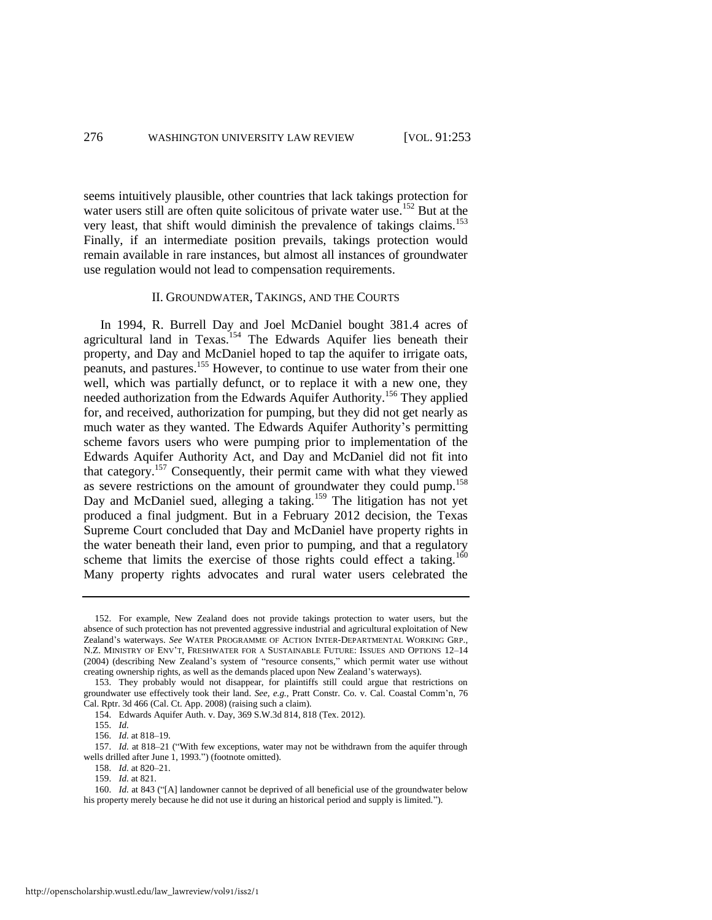seems intuitively plausible, other countries that lack takings protection for water users still are often quite solicitous of private water use.[152] But at the very least, that shift would diminish the prevalence of takings claims.[153] Finally, if an intermediate position prevails, takings protection would remain available in rare instances, but almost all instances of groundwater use regulation would not lead to compensation requirements.

## II. GROUNDWATER, TAKINGS, AND THE COURTS

In 1994, R. Burrell Day and Joel McDaniel bought 381.4 acres of agricultural land in Texas.[154] The Edwards Aquifer lies beneath their property, and Day and McDaniel hoped to tap the aquifer to irrigate oats, peanuts, and pastures.[155] However, to continue to use water from their one well, which was partially defunct, or to replace it with a new one, they needed authorization from the Edwards Aquifer Authority.[156] They applied for, and received, authorization for pumping, but they did not get nearly as much water as they wanted. The Edwards Aquifer Authority's permitting scheme favors users who were pumping prior to implementation of the Edwards Aquifer Authority Act, and Day and McDaniel did not fit into that category.[157] Consequently, their permit came with what they viewed as severe restrictions on the amount of groundwater they could pump.[158] Day and McDaniel sued, alleging a taking.[159] The litigation has not yet produced a final judgment. But in a February 2012 decision, the Texas Supreme Court concluded that Day and McDaniel have property rights in the water beneath their land, even prior to pumping, and that a regulatory scheme that limits the exercise of those rights could effect a taking.[160] Many property rights advocates and rural water users celebrated the

---

152. For example, New Zealand does not provide takings protection to water users, but the absence of such protection has not prevented aggressive industrial and agricultural exploitation of New Zealand's waterways. *See* WATER PROGRAMME OF ACTION INTER-DEPARTMENTAL WORKING GRP., N.Z. MINISTRY OF ENV'T, FRESHWATER FOR A SUSTAINABLE FUTURE: ISSUES AND OPTIONS 12–14 (2004) (describing New Zealand's system of "resource consents," which permit water use without creating ownership rights, as well as the demands placed upon New Zealand's waterways).

153. They probably would not disappear, for plaintiffs still could argue that restrictions on groundwater use effectively took their land. *See, e.g.*, Pratt Constr. Co. v. Cal. Coastal Comm'n, 76 Cal. Rptr. 3d 466 (Cal. Ct. App. 2008) (raising such a claim).

154. Edwards Aquifer Auth. v. Day, 369 S.W.3d 814, 818 (Tex. 2012).

155. *Id.*

156. *Id.* at 818–19.

157. *Id.* at 818–21 ("With few exceptions, water may not be withdrawn from the aquifer through wells drilled after June 1, 1993.") (footnote omitted).

158. *Id.* at 820–21.

159. *Id.* at 821.

160. *Id.* at 843 ("[A] landowner cannot be deprived of all beneficial use of the groundwater below his property merely because he did not use it during an historical period and supply is limited.").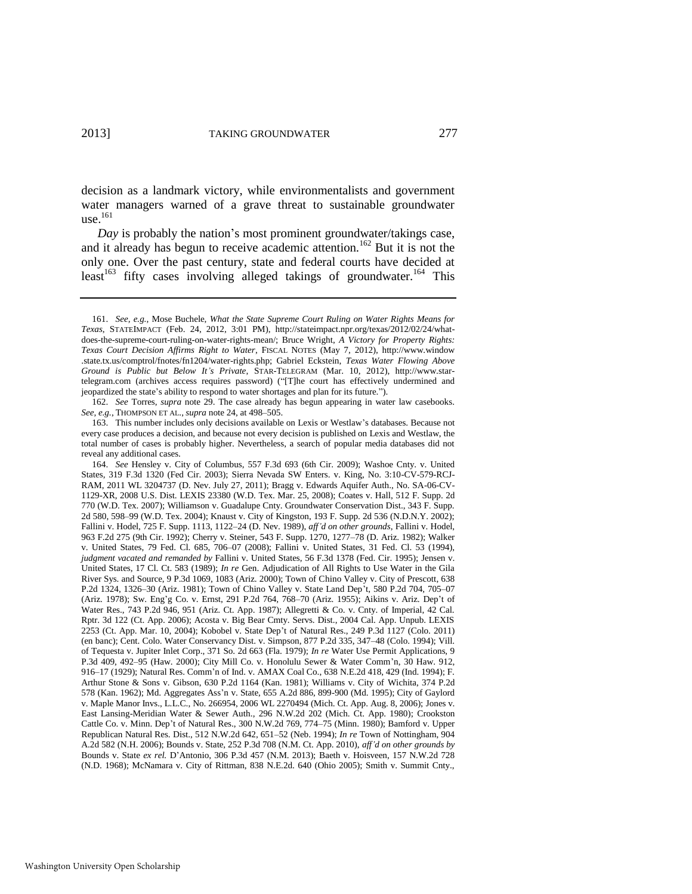decision as a landmark victory, while environmentalists and government water managers warned of a grave threat to sustainable groundwater use.[161]

*Day* is probably the nation's most prominent groundwater/takings case, and it already has begun to receive academic attention.[162] But it is not the only one. Over the past century, state and federal courts have decided at least[163] fifty cases involving alleged takings of groundwater.[164] This

---

161. *See, e.g.*, Mose Buchele, *What the State Supreme Court Ruling on Water Rights Means for Texas*, STATEIMPACT (Feb. 24, 2012, 3:01 PM), http://stateimpact.npr.org/texas/2012/02/24/what-does-the-supreme-court-ruling-on-water-rights-mean/; Bruce Wright, *A Victory for Property Rights: Texas Court Decision Affirms Right to Water*, FISCAL NOTES (May 7, 2012), http://www.window.state.tx.us/comptrol/fnotes/fn1204/water-rights.php; Gabriel Eckstein, *Texas Water Flowing Above Ground is Public but Below It's Private*, STAR-TELEGRAM (Mar. 10, 2012), http://www.star-telegram.com (archives access requires password) ("[T]he court has effectively undermined and jeopardized the state's ability to respond to water shortages and plan for its future.").

162. *See* Torres, *supra* note 29. The case already has begun appearing in water law casebooks. *See, e.g.*, THOMPSON ET AL., *supra* note 24, at 498–505.

163. This number includes only decisions available on Lexis or Westlaw's databases. Because not every case produces a decision, and because not every decision is published on Lexis and Westlaw, the total number of cases is probably higher. Nevertheless, a search of popular media databases did not reveal any additional cases.

164. *See* Hensley v. City of Columbus, 557 F.3d 693 (6th Cir. 2009); Washoe Cnty. v. United States, 319 F.3d 1320 (Fed Cir. 2003); Sierra Nevada SW Enters. v. King, No. 3:10-CV-579-RCJ-RAM, 2011 WL 3204737 (D. Nev. July 27, 2011); Bragg v. Edwards Aquifer Auth., No. SA-06-CV-1129-XR, 2008 U.S. Dist. LEXIS 23380 (W.D. Tex. Mar. 25, 2008); Coates v. Hall, 512 F. Supp. 2d 770 (W.D. Tex. 2007); Williamson v. Guadalupe Cnty. Groundwater Conservation Dist., 343 F. Supp. 2d 580, 598–99 (W.D. Tex. 2004); Knaust v. City of Kingston, 193 F. Supp. 2d 536 (N.D.N.Y. 2002); Fallini v. Hodel, 725 F. Supp. 1113, 1122–24 (D. Nev. 1989), *aff'd on other grounds*, Fallini v. Hodel, 963 F.2d 275 (9th Cir. 1992); Cherry v. Steiner, 543 F. Supp. 1270, 1277–78 (D. Ariz. 1982); Walker v. United States, 79 Fed. Cl. 685, 706–07 (2008); Fallini v. United States, 31 Fed. Cl. 53 (1994), *judgment vacated and remanded by* Fallini v. United States, 56 F.3d 1378 (Fed. Cir. 1995); Jensen v. United States, 17 Cl. Ct. 583 (1989); *In re* Gen. Adjudication of All Rights to Use Water in the Gila River Sys. and Source, 9 P.3d 1069, 1083 (Ariz. 2000); Town of Chino Valley v. City of Prescott, 638 P.2d 1324, 1326–30 (Ariz. 1981); Town of Chino Valley v. State Land Dep't, 580 P.2d 704, 705–07 (Ariz. 1978); Sw. Eng'g Co. v. Ernst, 291 P.2d 764, 768–70 (Ariz. 1955); Aikins v. Ariz. Dep't of Water Res., 743 P.2d 946, 951 (Ariz. Ct. App. 1987); Allegretti & Co. v. Cnty. of Imperial, 42 Cal. Rptr. 3d 122 (Ct. App. 2006); Acosta v. Big Bear Cmty. Servs. Dist., 2004 Cal. App. Unpub. LEXIS 2253 (Ct. App. Mar. 10, 2004); Kobobel v. State Dep't of Natural Res., 249 P.3d 1127 (Colo. 2011) (en banc); Cent. Colo. Water Conservancy Dist. v. Simpson, 877 P.2d 335, 347–48 (Colo. 1994); Vill. of Tequesta v. Jupiter Inlet Corp., 371 So. 2d 663 (Fla. 1979); *In re* Water Use Permit Applications, 9 P.3d 409, 492–95 (Haw. 2000); City Mill Co. v. Honolulu Sewer & Water Comm'n, 30 Haw. 912, 916–17 (1929); Natural Res. Comm'n of Ind. v. AMAX Coal Co., 638 N.E.2d 418, 429 (Ind. 1994); F. Arthur Stone & Sons v. Gibson, 630 P.2d 1164 (Kan. 1981); Williams v. City of Wichita, 374 P.2d 578 (Kan. 1962); Md. Aggregates Ass'n v. State, 655 A.2d 886, 899-900 (Md. 1995); City of Gaylord v. Maple Manor Invs., L.L.C., No. 266954, 2006 WL 2270494 (Mich. Ct. App. Aug. 8, 2006); Jones v. East Lansing-Meridian Water & Sewer Auth., 296 N.W.2d 202 (Mich. Ct. App. 1980); Crookston Cattle Co. v. Minn. Dep't of Natural Res., 300 N.W.2d 769, 774–75 (Minn. 1980); Bamford v. Upper Republican Natural Res. Dist., 512 N.W.2d 642, 651–52 (Neb. 1994); *In re* Town of Nottingham, 904 A.2d 582 (N.H. 2006); Bounds v. State, 252 P.3d 708 (N.M. Ct. App. 2010), *aff'd on other grounds by* Bounds v. State *ex rel.* D'Antonio, 306 P.3d 457 (N.M. 2013); Baeth v. Hoisveen, 157 N.W.2d 728 (N.D. 1968); McNamara v. City of Rittman, 838 N.E.2d. 640 (Ohio 2005); Smith v. Summit Cnty.,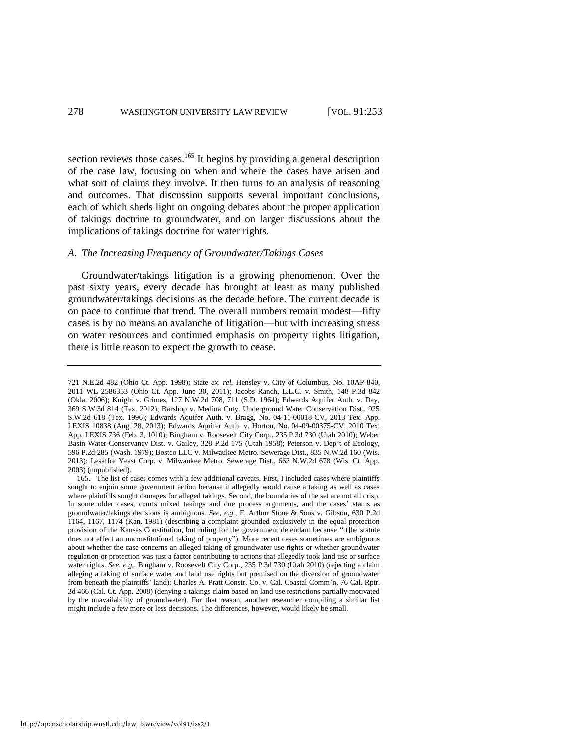section reviews those cases.[165] It begins by providing a general description of the case law, focusing on when and where the cases have arisen and what sort of claims they involve. It then turns to an analysis of reasoning and outcomes. That discussion supports several important conclusions, each of which sheds light on ongoing debates about the proper application of takings doctrine to groundwater, and on larger discussions about the implications of takings doctrine for water rights.

### *A. The Increasing Frequency of Groundwater/Takings Cases*

Groundwater/takings litigation is a growing phenomenon. Over the past sixty years, every decade has brought at least as many published groundwater/takings decisions as the decade before. The current decade is on pace to continue that trend. The overall numbers remain modest—fifty cases is by no means an avalanche of litigation—but with increasing stress on water resources and continued emphasis on property rights litigation, there is little reason to expect the growth to cease.

---

721 N.E.2d 482 (Ohio Ct. App. 1998); State *ex. rel.* Hensley v. City of Columbus, No. 10AP-840, 2011 WL 2586353 (Ohio Ct. App. June 30, 2011); Jacobs Ranch, L.L.C. v. Smith, 148 P.3d 842 (Okla. 2006); Knight v. Grimes, 127 N.W.2d 708, 711 (S.D. 1964); Edwards Aquifer Auth. v. Day, 369 S.W.3d 814 (Tex. 2012); Barshop v. Medina Cnty. Underground Water Conservation Dist., 925 S.W.2d 618 (Tex. 1996); Edwards Aquifer Auth. v. Bragg, No. 04-11-00018-CV, 2013 Tex. App. LEXIS 10838 (Aug. 28, 2013); Edwards Aquifer Auth. v. Horton, No. 04-09-00375-CV, 2010 Tex. App. LEXIS 736 (Feb. 3, 1010); Bingham v. Roosevelt City Corp., 235 P.3d 730 (Utah 2010); Weber Basin Water Conservancy Dist. v. Gailey, 328 P.2d 175 (Utah 1958); Peterson v. Dep't of Ecology, 596 P.2d 285 (Wash. 1979); Bostco LLC v. Milwaukee Metro. Sewerage Dist., 835 N.W.2d 160 (Wis. 2013); Lesaffre Yeast Corp. v. Milwaukee Metro. Sewerage Dist., 662 N.W.2d 678 (Wis. Ct. App. 2003) (unpublished).

165. The list of cases comes with a few additional caveats. First, I included cases where plaintiffs sought to enjoin some government action because it allegedly would cause a taking as well as cases where plaintiffs sought damages for alleged takings. Second, the boundaries of the set are not all crisp. In some older cases, courts mixed takings and due process arguments, and the cases' status as groundwater/takings decisions is ambiguous. *See, e.g.*, F. Arthur Stone & Sons v. Gibson, 630 P.2d 1164, 1167, 1174 (Kan. 1981) (describing a complaint grounded exclusively in the equal protection provision of the Kansas Constitution, but ruling for the government defendant because "[t]he statute does not effect an unconstitutional taking of property"). More recent cases sometimes are ambiguous about whether the case concerns an alleged taking of groundwater use rights or whether groundwater regulation or protection was just a factor contributing to actions that allegedly took land use or surface water rights. *See, e.g.*, Bingham v. Roosevelt City Corp., 235 P.3d 730 (Utah 2010) (rejecting a claim alleging a taking of surface water and land use rights but premised on the diversion of groundwater from beneath the plaintiffs' land); Charles A. Pratt Constr. Co. v. Cal. Coastal Comm'n, 76 Cal. Rptr. 3d 466 (Cal. Ct. App. 2008) (denying a takings claim based on land use restrictions partially motivated by the unavailability of groundwater). For that reason, another researcher compiling a similar list might include a few more or less decisions. The differences, however, would likely be small.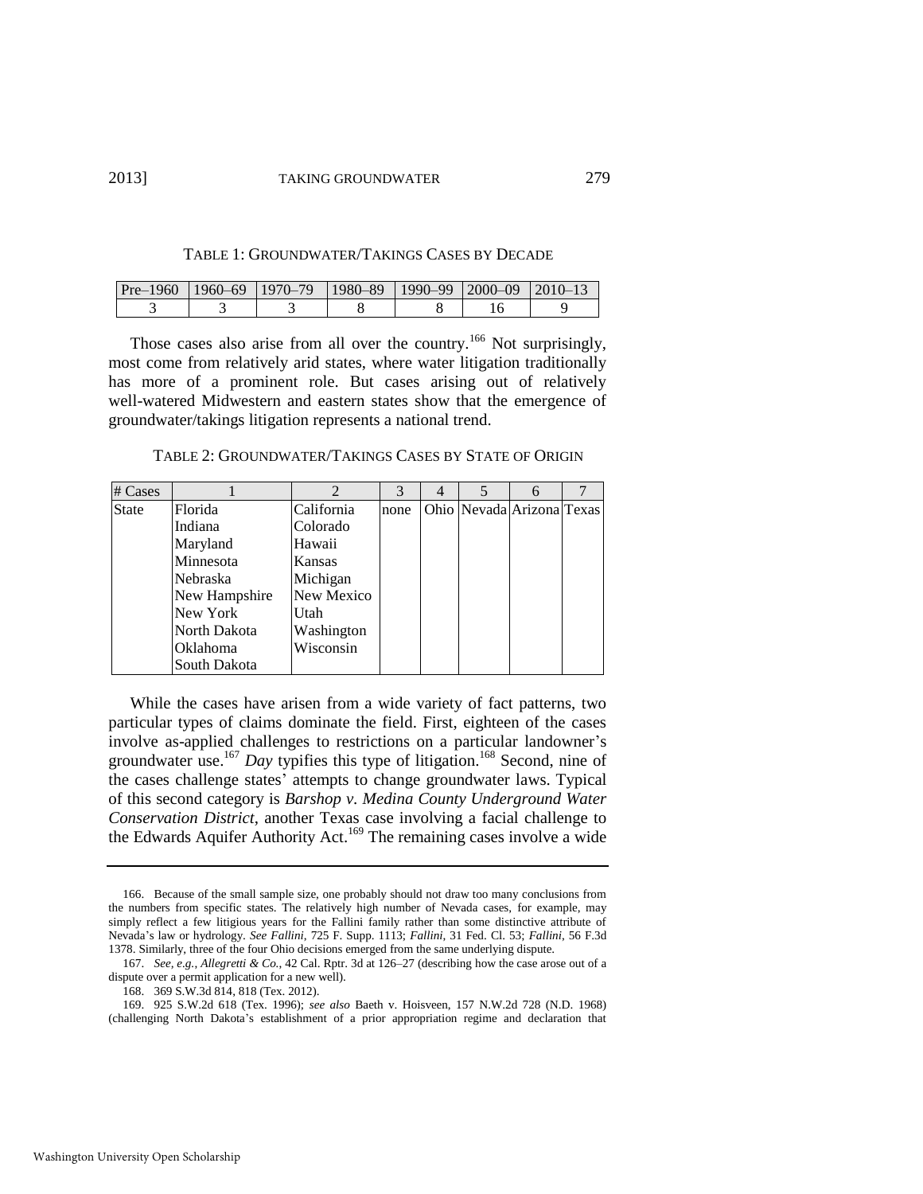TABLE 1: GROUNDWATER/TAKINGS CASES BY DECADE

| Pre–1960 | 1960–69 | 1970–79 | 1980–89 | 1990–99 | 2000–09 | 2010–13 |
|---|---|---|---|---|---|---|
| 3 | 3 | 3 | 8 | 8 | 16 | 9 |

Those cases also arise from all over the country.[166] Not surprisingly, most come from relatively arid states, where water litigation traditionally has more of a prominent role. But cases arising out of relatively well-watered Midwestern and eastern states show that the emergence of groundwater/takings litigation represents a national trend.

TABLE 2: GROUNDWATER/TAKINGS CASES BY STATE OF ORIGIN

| # Cases | 1 | 2 | 3 | 4 | 5 | 6 | 7 |
|---|---|---|---|---|---|---|---|
| State | Florida<br>Indiana<br>Maryland<br>Minnesota<br>Nebraska<br>New Hampshire<br>New York<br>North Dakota<br>Oklahoma<br>South Dakota | California<br>Colorado<br>Hawaii<br>Kansas<br>Michigan<br>New Mexico<br>Utah<br>Washington<br>Wisconsin | none | Ohio | Nevada | Arizona | Texas |

While the cases have arisen from a wide variety of fact patterns, two particular types of claims dominate the field. First, eighteen of the cases involve as-applied challenges to restrictions on a particular landowner's groundwater use.[167] *Day* typifies this type of litigation.[168] Second, nine of the cases challenge states' attempts to change groundwater laws. Typical of this second category is *Barshop v. Medina County Underground Water Conservation District*, another Texas case involving a facial challenge to the Edwards Aquifer Authority Act.[169] The remaining cases involve a wide

166. Because of the small sample size, one probably should not draw too many conclusions from the numbers from specific states. The relatively high number of Nevada cases, for example, may simply reflect a few litigious years for the Fallini family rather than some distinctive attribute of Nevada's law or hydrology. *See Fallini*, 725 F. Supp. 1113; *Fallini*, 31 Fed. Cl. 53; *Fallini*, 56 F.3d 1378. Similarly, three of the four Ohio decisions emerged from the same underlying dispute.

167. *See, e.g.*, *Allegretti & Co.*, 42 Cal. Rptr. 3d at 126–27 (describing how the case arose out of a dispute over a permit application for a new well).

168. 369 S.W.3d 814, 818 (Tex. 2012).

169. 925 S.W.2d 618 (Tex. 1996); *see also* Baeth v. Hoisveen, 157 N.W.2d 728 (N.D. 1968) (challenging North Dakota's establishment of a prior appropriation regime and declaration that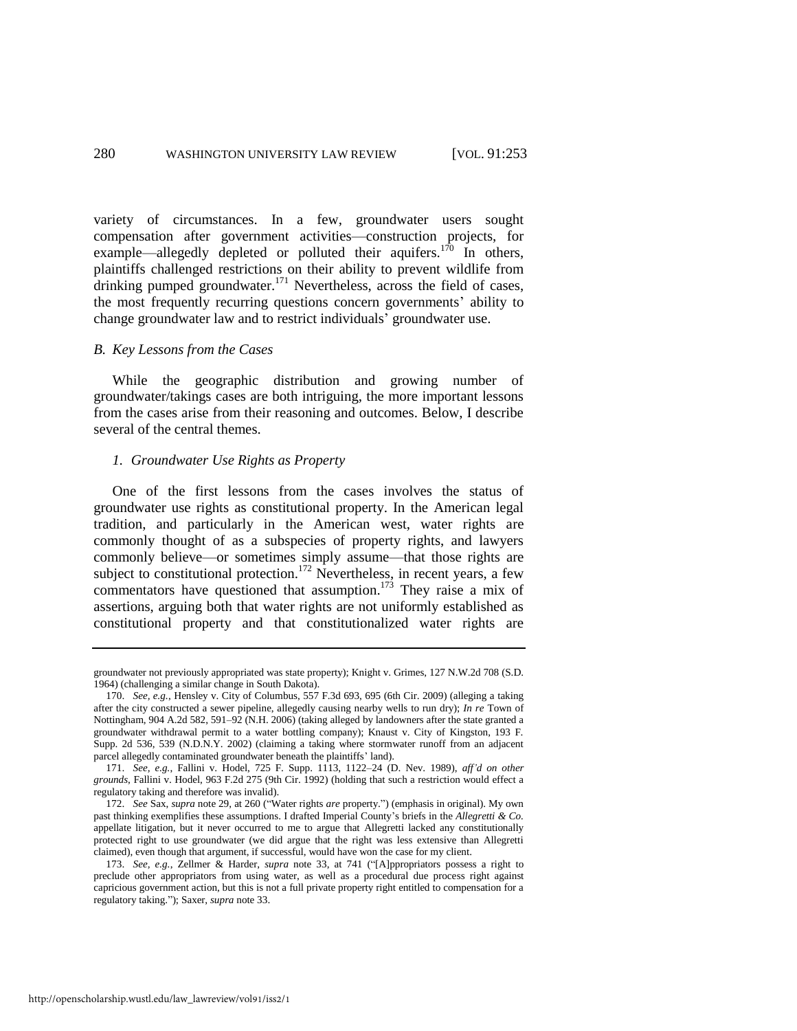variety of circumstances. In a few, groundwater users sought compensation after government activities—construction projects, for example—allegedly depleted or polluted their aquifers.[170] In others, plaintiffs challenged restrictions on their ability to prevent wildlife from drinking pumped groundwater.[171] Nevertheless, across the field of cases, the most frequently recurring questions concern governments' ability to change groundwater law and to restrict individuals' groundwater use.

### *B. Key Lessons from the Cases*

While the geographic distribution and growing number of groundwater/takings cases are both intriguing, the more important lessons from the cases arise from their reasoning and outcomes. Below, I describe several of the central themes.

#### *1. Groundwater Use Rights as Property*

One of the first lessons from the cases involves the status of groundwater use rights as constitutional property. In the American legal tradition, and particularly in the American west, water rights are commonly thought of as a subspecies of property rights, and lawyers commonly believe—or sometimes simply assume—that those rights are subject to constitutional protection.[172] Nevertheless, in recent years, a few commentators have questioned that assumption.[173] They raise a mix of assertions, arguing both that water rights are not uniformly established as constitutional property and that constitutionalized water rights are

---

groundwater not previously appropriated was state property); Knight v. Grimes, 127 N.W.2d 708 (S.D. 1964) (challenging a similar change in South Dakota).

170. *See, e.g.*, Hensley v. City of Columbus, 557 F.3d 693, 695 (6th Cir. 2009) (alleging a taking after the city constructed a sewer pipeline, allegedly causing nearby wells to run dry); *In re* Town of Nottingham, 904 A.2d 582, 591–92 (N.H. 2006) (taking alleged by landowners after the state granted a groundwater withdrawal permit to a water bottling company); Knaust v. City of Kingston, 193 F. Supp. 2d 536, 539 (N.D.N.Y. 2002) (claiming a taking where stormwater runoff from an adjacent parcel allegedly contaminated groundwater beneath the plaintiffs' land).

171. *See, e.g.*, Fallini v. Hodel, 725 F. Supp. 1113, 1122–24 (D. Nev. 1989), *aff'd on other grounds*, Fallini v. Hodel, 963 F.2d 275 (9th Cir. 1992) (holding that such a restriction would effect a regulatory taking and therefore was invalid).

172. *See* Sax, *supra* note 29, at 260 ("Water rights *are* property.") (emphasis in original). My own past thinking exemplifies these assumptions. I drafted Imperial County's briefs in the *Allegretti & Co.* appellate litigation, but it never occurred to me to argue that Allegretti lacked any constitutionally protected right to use groundwater (we did argue that the right was less extensive than Allegretti claimed), even though that argument, if successful, would have won the case for my client.

173. *See, e.g.*, Zellmer & Harder, *supra* note 33, at 741 ("[A]ppropriators possess a right to preclude other appropriators from using water, as well as a procedural due process right against capricious government action, but this is not a full private property right entitled to compensation for a regulatory taking."); Saxer, *supra* note 33.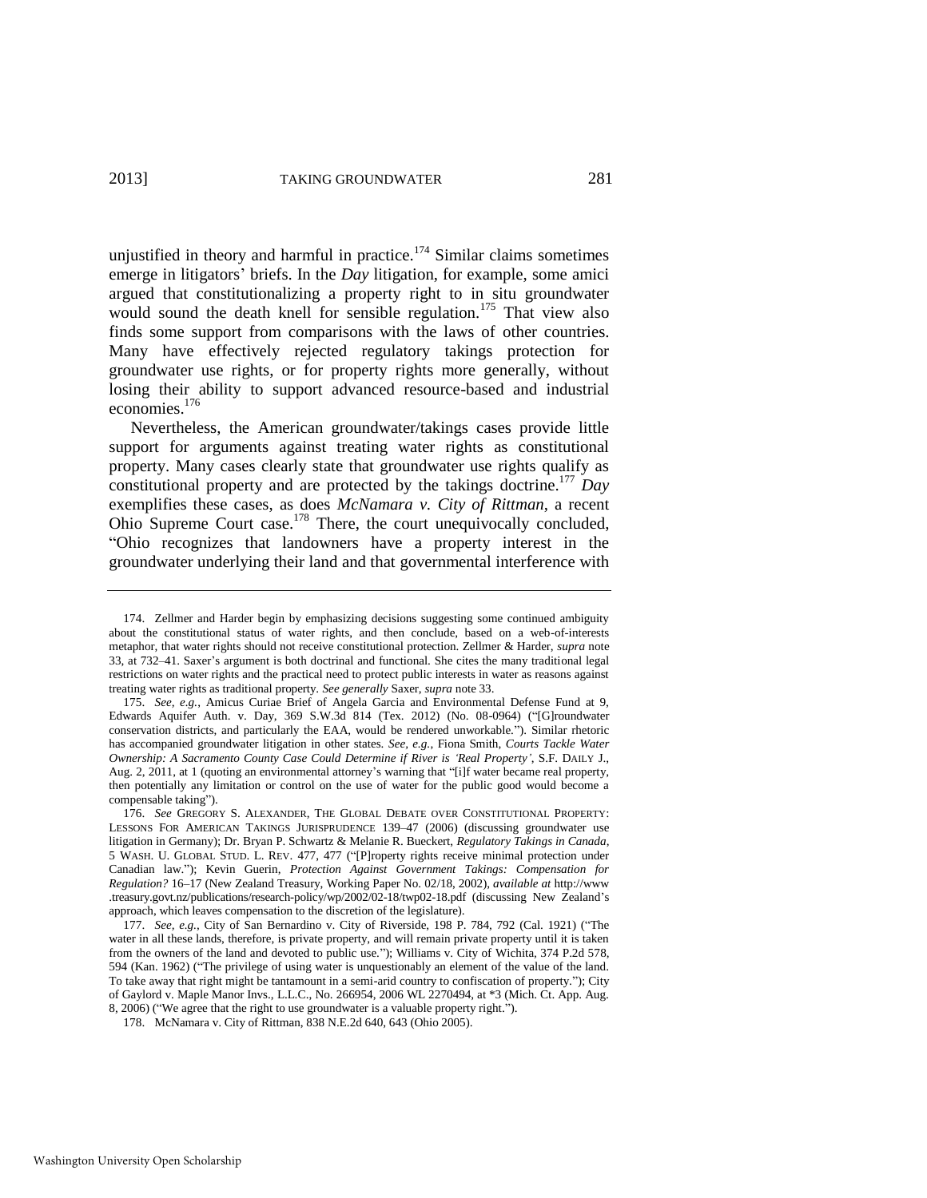unjustified in theory and harmful in practice.[174] Similar claims sometimes emerge in litigators' briefs. In the *Day* litigation, for example, some amici argued that constitutionalizing a property right to in situ groundwater would sound the death knell for sensible regulation.[175] That view also finds some support from comparisons with the laws of other countries. Many have effectively rejected regulatory takings protection for groundwater use rights, or for property rights more generally, without losing their ability to support advanced resource-based and industrial economies.[176]

Nevertheless, the American groundwater/takings cases provide little support for arguments against treating water rights as constitutional property. Many cases clearly state that groundwater use rights qualify as constitutional property and are protected by the takings doctrine.[177] *Day* exemplifies these cases, as does *McNamara v. City of Rittman*, a recent Ohio Supreme Court case.[178] There, the court unequivocally concluded, "Ohio recognizes that landowners have a property interest in the groundwater underlying their land and that governmental interference with

---

174. Zellmer and Harder begin by emphasizing decisions suggesting some continued ambiguity about the constitutional status of water rights, and then conclude, based on a web-of-interests metaphor, that water rights should not receive constitutional protection. Zellmer & Harder, *supra* note 33, at 732–41. Saxer's argument is both doctrinal and functional. She cites the many traditional legal restrictions on water rights and the practical need to protect public interests in water as reasons against treating water rights as traditional property. *See generally* Saxer, *supra* note 33.

175. *See, e.g.*, Amicus Curiae Brief of Angela Garcia and Environmental Defense Fund at 9, Edwards Aquifer Auth. v. Day, 369 S.W.3d 814 (Tex. 2012) (No. 08-0964) ("[G]roundwater conservation districts, and particularly the EAA, would be rendered unworkable."). Similar rhetoric has accompanied groundwater litigation in other states. *See, e.g.*, Fiona Smith, *Courts Tackle Water Ownership: A Sacramento County Case Could Determine if River is 'Real Property'*, S.F. DAILY J., Aug. 2, 2011, at 1 (quoting an environmental attorney's warning that "[i]f water became real property, then potentially any limitation or control on the use of water for the public good would become a compensable taking").

176. *See* GREGORY S. ALEXANDER, THE GLOBAL DEBATE OVER CONSTITUTIONAL PROPERTY: LESSONS FOR AMERICAN TAKINGS JURISPRUDENCE 139–47 (2006) (discussing groundwater use litigation in Germany); Dr. Bryan P. Schwartz & Melanie R. Bueckert, *Regulatory Takings in Canada*, 5 WASH. U. GLOBAL STUD. L. REV. 477, 477 ("[P]roperty rights receive minimal protection under Canadian law."); Kevin Guerin, *Protection Against Government Takings: Compensation for Regulation?* 16–17 (New Zealand Treasury, Working Paper No. 02/18, 2002), *available at* http://www.treasury.govt.nz/publications/research-policy/wp/2002/02-18/twp02-18.pdf (discussing New Zealand's approach, which leaves compensation to the discretion of the legislature).

177. *See, e.g.*, City of San Bernardino v. City of Riverside, 198 P. 784, 792 (Cal. 1921) ("The water in all these lands, therefore, is private property, and will remain private property until it is taken from the owners of the land and devoted to public use."); Williams v. City of Wichita, 374 P.2d 578, 594 (Kan. 1962) ("The privilege of using water is unquestionably an element of the value of the land. To take away that right might be tantamount in a semi-arid country to confiscation of property."); City of Gaylord v. Maple Manor Invs., L.L.C., No. 266954, 2006 WL 2270494, at *3 (Mich. Ct. App. Aug. 8, 2006) ("We agree that the right to use groundwater is a valuable property right.").

178. McNamara v. City of Rittman, 838 N.E.2d 640, 643 (Ohio 2005).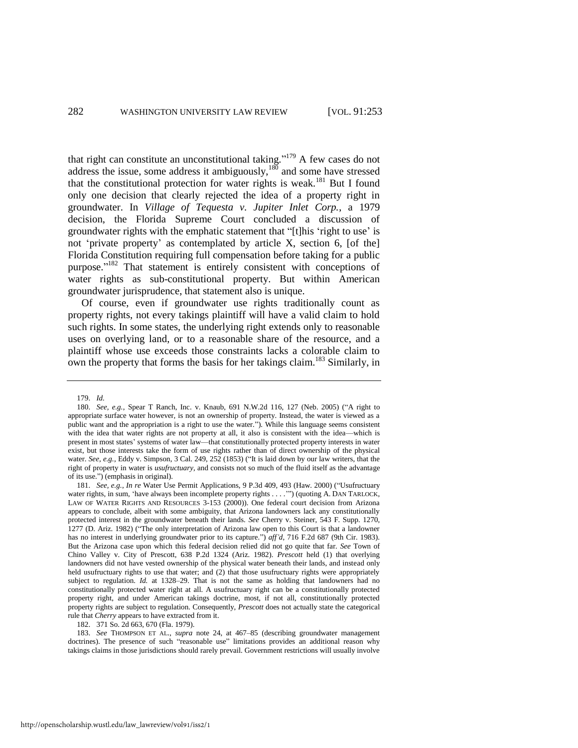that right can constitute an unconstitutional taking."[179] A few cases do not address the issue, some address it ambiguously,[180] and some have stressed that the constitutional protection for water rights is weak.[181] But I found only one decision that clearly rejected the idea of a property right in groundwater. In *Village of Tequesta v. Jupiter Inlet Corp.*, a 1979 decision, the Florida Supreme Court concluded a discussion of groundwater rights with the emphatic statement that "[t]his 'right to use' is not 'private property' as contemplated by article X, section 6, [of the] Florida Constitution requiring full compensation before taking for a public purpose."[182] That statement is entirely consistent with conceptions of water rights as sub-constitutional property. But within American groundwater jurisprudence, that statement also is unique.

Of course, even if groundwater use rights traditionally count as property rights, not every takings plaintiff will have a valid claim to hold such rights. In some states, the underlying right extends only to reasonable uses on overlying land, or to a reasonable share of the resource, and a plaintiff whose use exceeds those constraints lacks a colorable claim to own the property that forms the basis for her takings claim.[183] Similarly, in

---

179. *Id.*

180. *See, e.g.*, Spear T Ranch, Inc. v. Knaub, 691 N.W.2d 116, 127 (Neb. 2005) ("A right to appropriate surface water however, is not an ownership of property. Instead, the water is viewed as a public want and the appropriation is a right to use the water."). While this language seems consistent with the idea that water rights are not property at all, it also is consistent with the idea—which is present in most states' systems of water law—that constitutionally protected property interests in water exist, but those interests take the form of use rights rather than of direct ownership of the physical water. *See, e.g.*, Eddy v. Simpson, 3 Cal. 249, 252 (1853) ("It is laid down by our law writers, that the right of property in water is *usufructuary*, and consists not so much of the fluid itself as the advantage of its use.") (emphasis in original).

181. *See, e.g.*, *In re* Water Use Permit Applications, 9 P.3d 409, 493 (Haw. 2000) ("Usufructuary water rights, in sum, 'have always been incomplete property rights . . . .'") (quoting A. DAN TARLOCK, LAW OF WATER RIGHTS AND RESOURCES 3-153 (2000)). One federal court decision from Arizona appears to conclude, albeit with some ambiguity, that Arizona landowners lack any constitutionally protected interest in the groundwater beneath their lands. *See* Cherry v. Steiner, 543 F. Supp. 1270, 1277 (D. Ariz. 1982) ("The only interpretation of Arizona law open to this Court is that a landowner has no interest in underlying groundwater prior to its capture.") *aff'd*, 716 F.2d 687 (9th Cir. 1983). But the Arizona case upon which this federal decision relied did not go quite that far. *See* Town of Chino Valley v. City of Prescott, 638 P.2d 1324 (Ariz. 1982). *Prescott* held (1) that overlying landowners did not have vested ownership of the physical water beneath their lands, and instead only held usufructuary rights to use that water; and (2) that those usufructuary rights were appropriately subject to regulation. *Id.* at 1328–29. That is not the same as holding that landowners had no constitutionally protected water right at all. A usufructuary right can be a constitutionally protected property right, and under American takings doctrine, most, if not all, constitutionally protected property rights are subject to regulation. Consequently, *Prescott* does not actually state the categorical rule that *Cherry* appears to have extracted from it.

182. 371 So. 2d 663, 670 (Fla. 1979).

183. *See* THOMPSON ET AL., *supra* note 24, at 467–85 (describing groundwater management doctrines). The presence of such "reasonable use" limitations provides an additional reason why takings claims in those jurisdictions should rarely prevail. Government restrictions will usually involve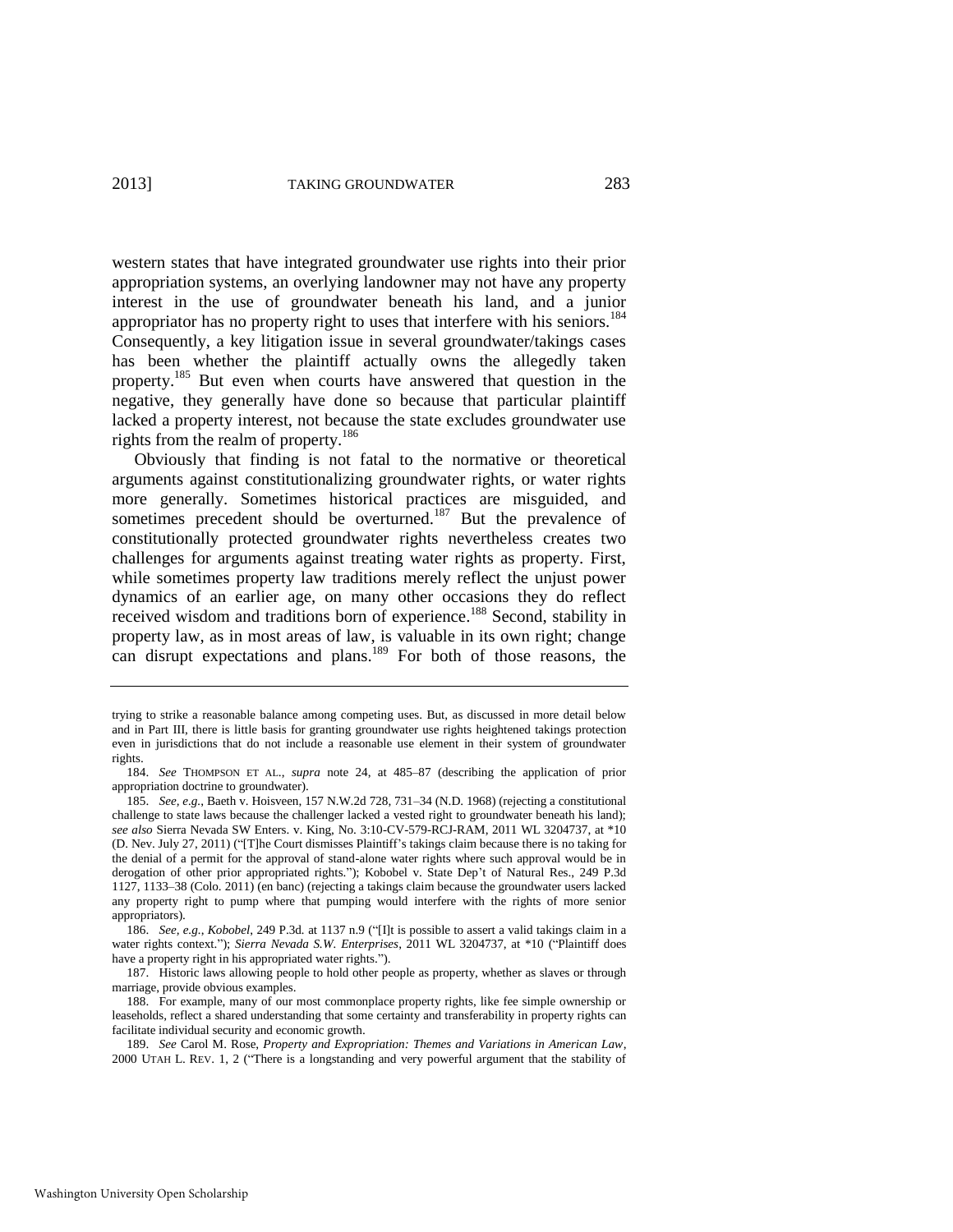western states that have integrated groundwater use rights into their prior appropriation systems, an overlying landowner may not have any property interest in the use of groundwater beneath his land, and a junior appropriator has no property right to uses that interfere with his seniors.[184] Consequently, a key litigation issue in several groundwater/takings cases has been whether the plaintiff actually owns the allegedly taken property.[185] But even when courts have answered that question in the negative, they generally have done so because that particular plaintiff lacked a property interest, not because the state excludes groundwater use rights from the realm of property.[186]

Obviously that finding is not fatal to the normative or theoretical arguments against constitutionalizing groundwater rights, or water rights more generally. Sometimes historical practices are misguided, and sometimes precedent should be overturned.[187] But the prevalence of constitutionally protected groundwater rights nevertheless creates two challenges for arguments against treating water rights as property. First, while sometimes property law traditions merely reflect the unjust power dynamics of an earlier age, on many other occasions they do reflect received wisdom and traditions born of experience.[188] Second, stability in property law, as in most areas of law, is valuable in its own right; change can disrupt expectations and plans.[189] For both of those reasons, the

---

trying to strike a reasonable balance among competing uses. But, as discussed in more detail below and in Part III, there is little basis for granting groundwater use rights heightened takings protection even in jurisdictions that do not include a reasonable use element in their system of groundwater rights.

184. *See* THOMPSON ET AL., *supra* note 24, at 485–87 (describing the application of prior appropriation doctrine to groundwater).

185. *See, e.g.*, Baeth v. Hoisveen, 157 N.W.2d 728, 731–34 (N.D. 1968) (rejecting a constitutional challenge to state laws because the challenger lacked a vested right to groundwater beneath his land); *see also* Sierra Nevada SW Enters. v. King, No. 3:10-CV-579-RCJ-RAM, 2011 WL 3204737, at *10 (D. Nev. July 27, 2011) ("[T]he Court dismisses Plaintiff's takings claim because there is no taking for the denial of a permit for the approval of stand-alone water rights where such approval would be in derogation of other prior appropriated rights."); Kobobel v. State Dep't of Natural Res., 249 P.3d 1127, 1133–38 (Colo. 2011) (en banc) (rejecting a takings claim because the groundwater users lacked any property right to pump where that pumping would interfere with the rights of more senior appropriators).

186. *See, e.g.*, *Kobobel*, 249 P.3d. at 1137 n.9 ("[I]t is possible to assert a valid takings claim in a water rights context."); *Sierra Nevada S.W. Enterprises*, 2011 WL 3204737, at *10 ("Plaintiff does have a property right in his appropriated water rights.").

187. Historic laws allowing people to hold other people as property, whether as slaves or through marriage, provide obvious examples.

188. For example, many of our most commonplace property rights, like fee simple ownership or leaseholds, reflect a shared understanding that some certainty and transferability in property rights can facilitate individual security and economic growth.

189. *See* Carol M. Rose, *Property and Expropriation: Themes and Variations in American Law*, 2000 UTAH L. REV. 1, 2 ("There is a longstanding and very powerful argument that the stability of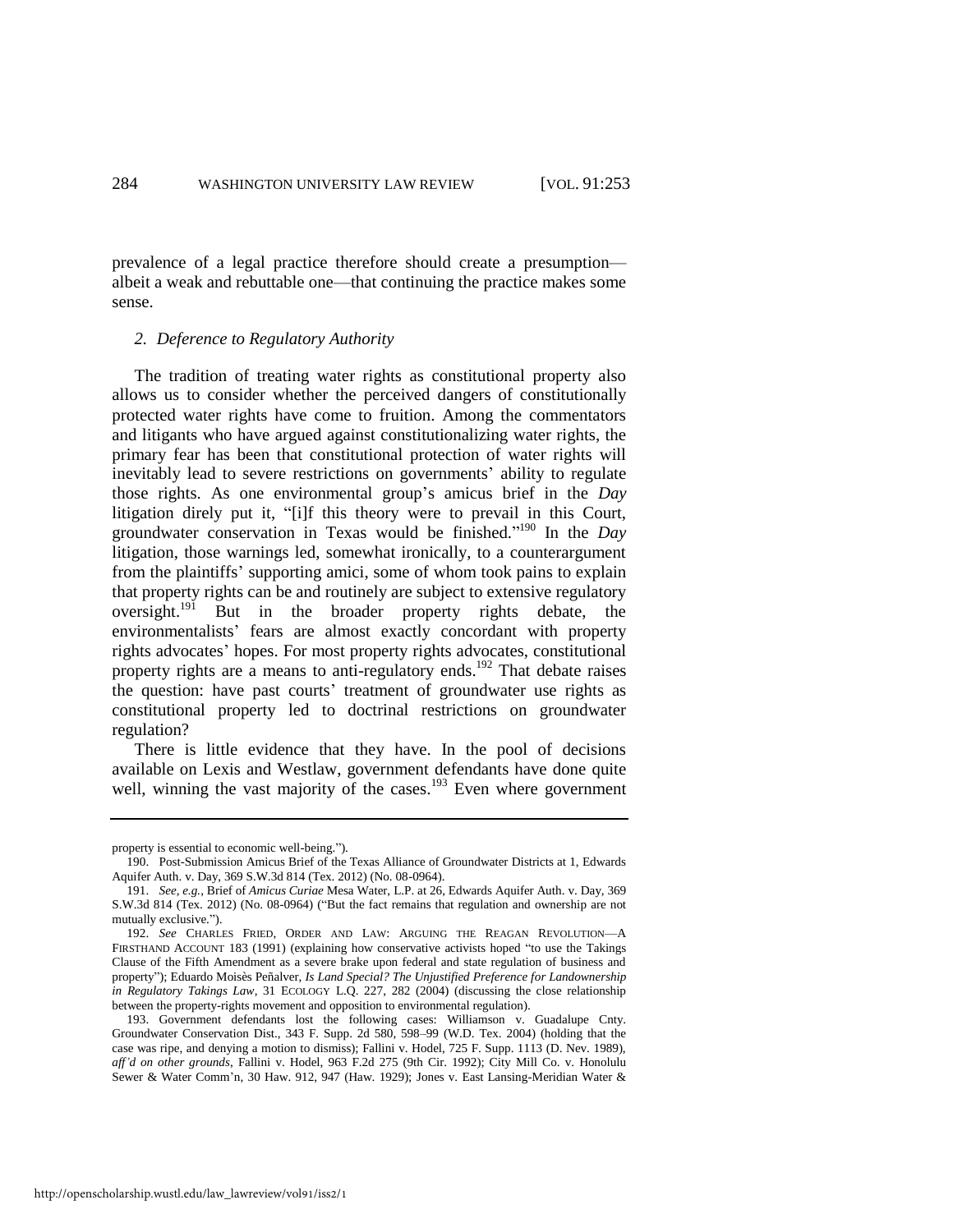prevalence of a legal practice therefore should create a presumption—albeit a weak and rebuttable one—that continuing the practice makes some sense.

### *2. Deference to Regulatory Authority*

The tradition of treating water rights as constitutional property also allows us to consider whether the perceived dangers of constitutionally protected water rights have come to fruition. Among the commentators and litigants who have argued against constitutionalizing water rights, the primary fear has been that constitutional protection of water rights will inevitably lead to severe restrictions on governments' ability to regulate those rights. As one environmental group's amicus brief in the *Day* litigation direly put it, "[i]f this theory were to prevail in this Court, groundwater conservation in Texas would be finished."[190] In the *Day* litigation, those warnings led, somewhat ironically, to a counterargument from the plaintiffs' supporting amici, some of whom took pains to explain that property rights can be and routinely are subject to extensive regulatory oversight.[191] But in the broader property rights debate, the environmentalists' fears are almost exactly concordant with property rights advocates' hopes. For most property rights advocates, constitutional property rights are a means to anti-regulatory ends.[192] That debate raises the question: have past courts' treatment of groundwater use rights as constitutional property led to doctrinal restrictions on groundwater regulation?

There is little evidence that they have. In the pool of decisions available on Lexis and Westlaw, government defendants have done quite well, winning the vast majority of the cases.[193] Even where government

---

property is essential to economic well-being.").

190. Post-Submission Amicus Brief of the Texas Alliance of Groundwater Districts at 1, Edwards Aquifer Auth. v. Day, 369 S.W.3d 814 (Tex. 2012) (No. 08-0964).

191. *See, e.g.*, Brief of *Amicus Curiae* Mesa Water, L.P. at 26, Edwards Aquifer Auth. v. Day, 369 S.W.3d 814 (Tex. 2012) (No. 08-0964) ("But the fact remains that regulation and ownership are not mutually exclusive.").

192. *See* CHARLES FRIED, ORDER AND LAW: ARGUING THE REAGAN REVOLUTION—A FIRSTHAND ACCOUNT 183 (1991) (explaining how conservative activists hoped "to use the Takings Clause of the Fifth Amendment as a severe brake upon federal and state regulation of business and property"); Eduardo Moisès Peñalver, *Is Land Special? The Unjustified Preference for Landownership in Regulatory Takings Law*, 31 ECOLOGY L.Q. 227, 282 (2004) (discussing the close relationship between the property-rights movement and opposition to environmental regulation).

193. Government defendants lost the following cases: Williamson v. Guadalupe Cnty. Groundwater Conservation Dist., 343 F. Supp. 2d 580, 598–99 (W.D. Tex. 2004) (holding that the case was ripe, and denying a motion to dismiss); Fallini v. Hodel, 725 F. Supp. 1113 (D. Nev. 1989), *aff'd on other grounds*, Fallini v. Hodel, 963 F.2d 275 (9th Cir. 1992); City Mill Co. v. Honolulu Sewer & Water Comm'n, 30 Haw. 912, 947 (Haw. 1929); Jones v. East Lansing-Meridian Water &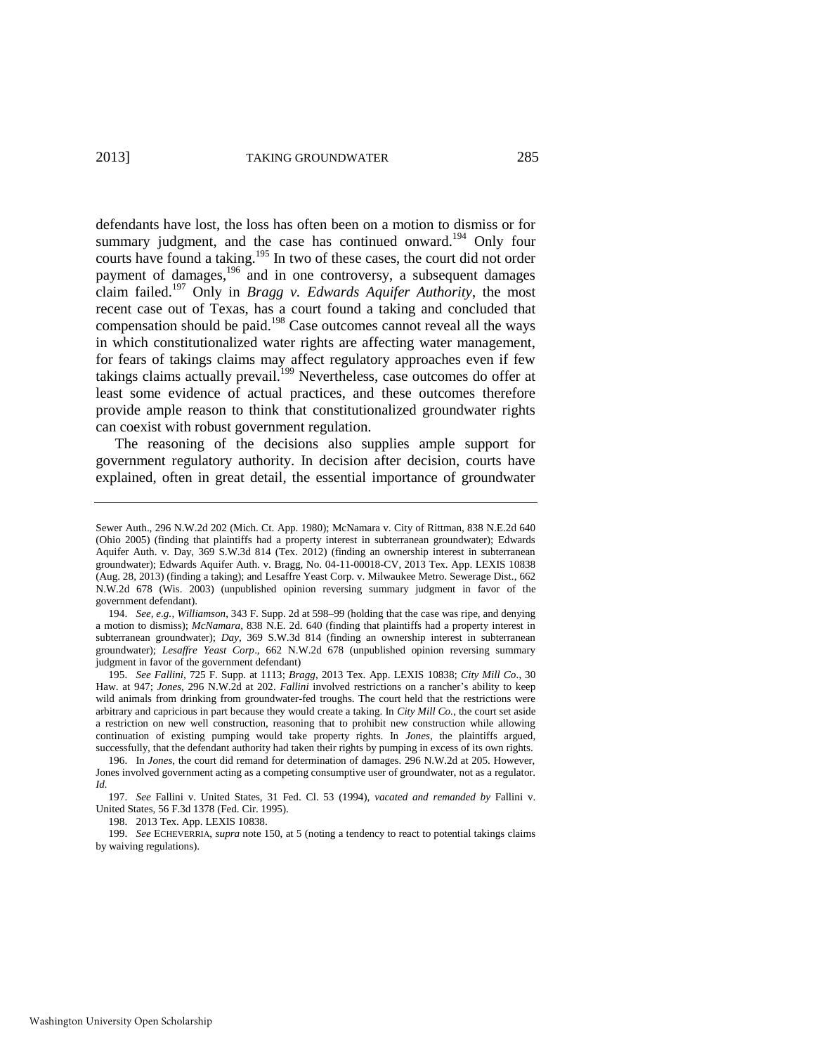defendants have lost, the loss has often been on a motion to dismiss or for summary judgment, and the case has continued onward.[194] Only four courts have found a taking.[195] In two of these cases, the court did not order payment of damages,[196] and in one controversy, a subsequent damages claim failed.[197] Only in *Bragg v. Edwards Aquifer Authority*, the most recent case out of Texas, has a court found a taking and concluded that compensation should be paid.[198] Case outcomes cannot reveal all the ways in which constitutionalized water rights are affecting water management, for fears of takings claims may affect regulatory approaches even if few takings claims actually prevail.[199] Nevertheless, case outcomes do offer at least some evidence of actual practices, and these outcomes therefore provide ample reason to think that constitutionalized groundwater rights can coexist with robust government regulation.

The reasoning of the decisions also supplies ample support for government regulatory authority. In decision after decision, courts have explained, often in great detail, the essential importance of groundwater

---

Sewer Auth., 296 N.W.2d 202 (Mich. Ct. App. 1980); McNamara v. City of Rittman, 838 N.E.2d 640 (Ohio 2005) (finding that plaintiffs had a property interest in subterranean groundwater); Edwards Aquifer Auth. v. Day, 369 S.W.3d 814 (Tex. 2012) (finding an ownership interest in subterranean groundwater); Edwards Aquifer Auth. v. Bragg, No. 04-11-00018-CV, 2013 Tex. App. LEXIS 10838 (Aug. 28, 2013) (finding a taking); and Lesaffre Yeast Corp. v. Milwaukee Metro. Sewerage Dist., 662 N.W.2d 678 (Wis. 2003) (unpublished opinion reversing summary judgment in favor of the government defendant).

194. *See, e.g.*, *Williamson*, 343 F. Supp. 2d at 598–99 (holding that the case was ripe, and denying a motion to dismiss); *McNamara*, 838 N.E. 2d. 640 (finding that plaintiffs had a property interest in subterranean groundwater); *Day*, 369 S.W.3d 814 (finding an ownership interest in subterranean groundwater); *Lesaffre Yeast Corp*., 662 N.W.2d 678 (unpublished opinion reversing summary judgment in favor of the government defendant)

195. *See Fallini*, 725 F. Supp. at 1113; *Bragg*, 2013 Tex. App. LEXIS 10838; *City Mill Co*., 30 Haw. at 947; *Jones*, 296 N.W.2d at 202. *Fallini* involved restrictions on a rancher's ability to keep wild animals from drinking from groundwater-fed troughs. The court held that the restrictions were arbitrary and capricious in part because they would create a taking. In *City Mill Co.*, the court set aside a restriction on new well construction, reasoning that to prohibit new construction while allowing continuation of existing pumping would take property rights. In *Jones*, the plaintiffs argued, successfully, that the defendant authority had taken their rights by pumping in excess of its own rights.

196. In *Jones*, the court did remand for determination of damages. 296 N.W.2d at 205. However, Jones involved government acting as a competing consumptive user of groundwater, not as a regulator. *Id.*

197. *See* Fallini v. United States, 31 Fed. Cl. 53 (1994), *vacated and remanded by* Fallini v. United States, 56 F.3d 1378 (Fed. Cir. 1995).

198. 2013 Tex. App. LEXIS 10838.

199. *See* ECHEVERRIA, *supra* note 150, at 5 (noting a tendency to react to potential takings claims by waiving regulations).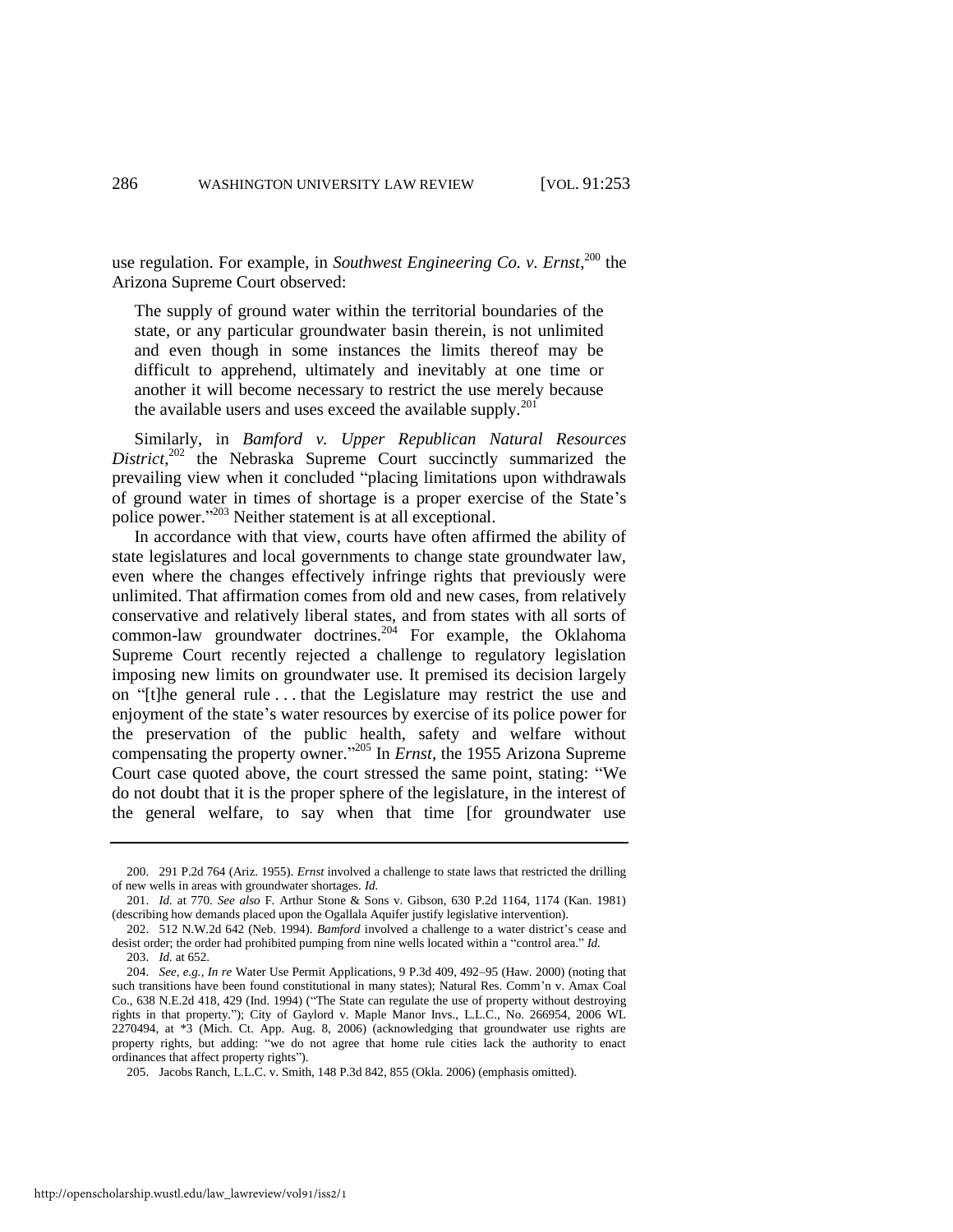use regulation. For example, in *Southwest Engineering Co. v. Ernst*,[200] the Arizona Supreme Court observed:

> The supply of ground water within the territorial boundaries of the state, or any particular groundwater basin therein, is not unlimited and even though in some instances the limits thereof may be difficult to apprehend, ultimately and inevitably at one time or another it will become necessary to restrict the use merely because the available users and uses exceed the available supply.[201]

Similarly, in *Bamford v. Upper Republican Natural Resources District*,[202] the Nebraska Supreme Court succinctly summarized the prevailing view when it concluded "placing limitations upon withdrawals of ground water in times of shortage is a proper exercise of the State's police power."[203] Neither statement is at all exceptional.

In accordance with that view, courts have often affirmed the ability of state legislatures and local governments to change state groundwater law, even where the changes effectively infringe rights that previously were unlimited. That affirmation comes from old and new cases, from relatively conservative and relatively liberal states, and from states with all sorts of common-law groundwater doctrines.[204] For example, the Oklahoma Supreme Court recently rejected a challenge to regulatory legislation imposing new limits on groundwater use. It premised its decision largely on "[t]he general rule . . . that the Legislature may restrict the use and enjoyment of the state's water resources by exercise of its police power for the preservation of the public health, safety and welfare without compensating the property owner."[205] In *Ernst*, the 1955 Arizona Supreme Court case quoted above, the court stressed the same point, stating: "We do not doubt that it is the proper sphere of the legislature, in the interest of the general welfare, to say when that time [for groundwater use

---

200. 291 P.2d 764 (Ariz. 1955). *Ernst* involved a challenge to state laws that restricted the drilling of new wells in areas with groundwater shortages. *Id.*

201. *Id.* at 770. *See also* F. Arthur Stone & Sons v. Gibson, 630 P.2d 1164, 1174 (Kan. 1981) (describing how demands placed upon the Ogallala Aquifer justify legislative intervention).

202. 512 N.W.2d 642 (Neb. 1994). *Bamford* involved a challenge to a water district's cease and desist order; the order had prohibited pumping from nine wells located within a "control area." *Id.*

203. *Id.* at 652.

204. *See, e.g.*, *In re* Water Use Permit Applications, 9 P.3d 409, 492–95 (Haw. 2000) (noting that such transitions have been found constitutional in many states); Natural Res. Comm'n v. Amax Coal Co., 638 N.E.2d 418, 429 (Ind. 1994) ("The State can regulate the use of property without destroying rights in that property."); City of Gaylord v. Maple Manor Invs., L.L.C., No. 266954, 2006 WL 2270494, at *3 (Mich. Ct. App. Aug. 8, 2006) (acknowledging that groundwater use rights are property rights, but adding: "we do not agree that home rule cities lack the authority to enact ordinances that affect property rights").

205. Jacobs Ranch, L.L.C. v. Smith, 148 P.3d 842, 855 (Okla. 2006) (emphasis omitted).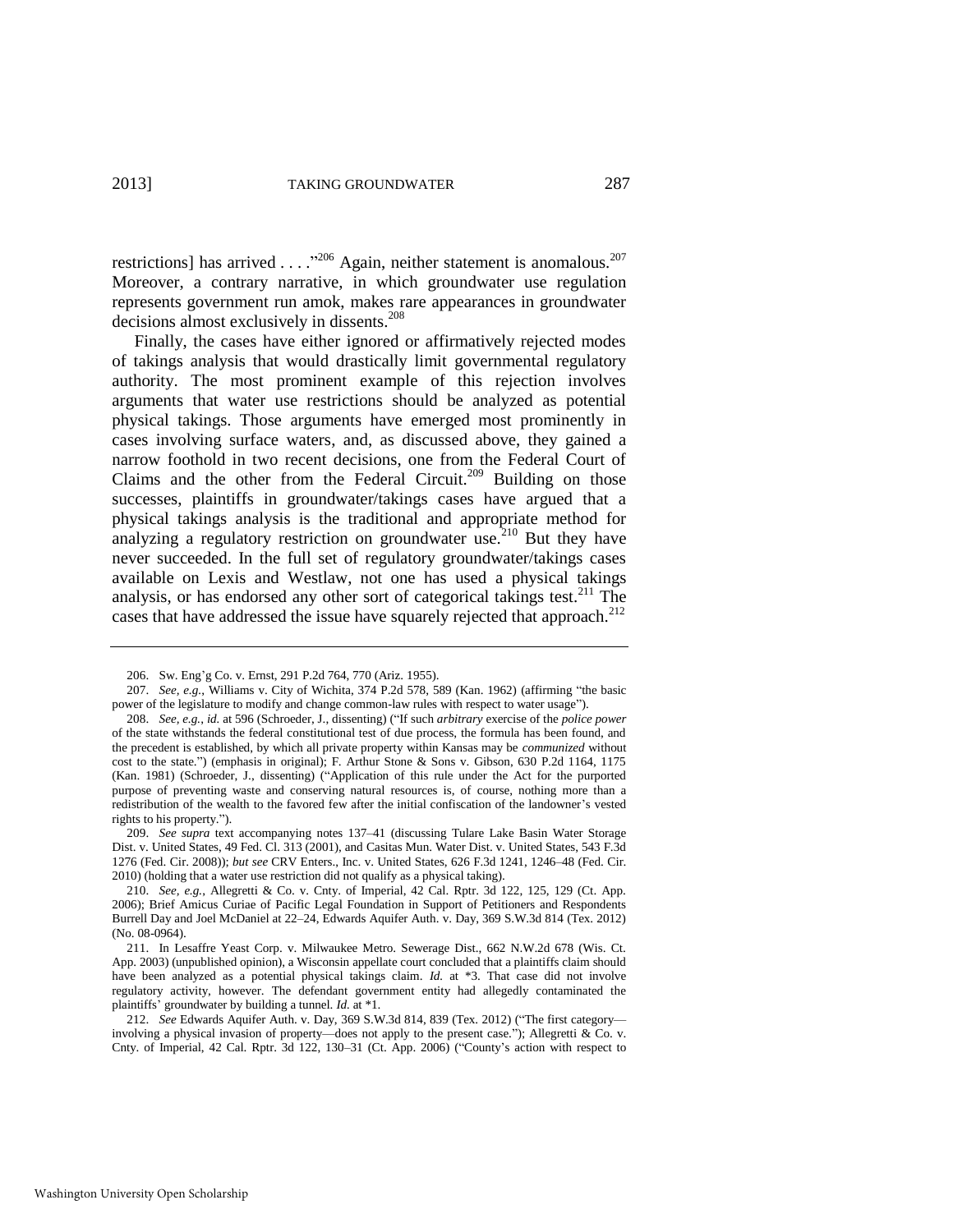restrictions] has arrived . . . ."[206] Again, neither statement is anomalous.[207] Moreover, a contrary narrative, in which groundwater use regulation represents government run amok, makes rare appearances in groundwater decisions almost exclusively in dissents.[208]

Finally, the cases have either ignored or affirmatively rejected modes of takings analysis that would drastically limit governmental regulatory authority. The most prominent example of this rejection involves arguments that water use restrictions should be analyzed as potential physical takings. Those arguments have emerged most prominently in cases involving surface waters, and, as discussed above, they gained a narrow foothold in two recent decisions, one from the Federal Court of Claims and the other from the Federal Circuit.[209] Building on those successes, plaintiffs in groundwater/takings cases have argued that a physical takings analysis is the traditional and appropriate method for analyzing a regulatory restriction on groundwater use.[210] But they have never succeeded. In the full set of regulatory groundwater/takings cases available on Lexis and Westlaw, not one has used a physical takings analysis, or has endorsed any other sort of categorical takings test.[211] The cases that have addressed the issue have squarely rejected that approach.[212]

---

206. Sw. Eng'g Co. v. Ernst, 291 P.2d 764, 770 (Ariz. 1955).

207. *See, e.g.*, Williams v. City of Wichita, 374 P.2d 578, 589 (Kan. 1962) (affirming "the basic power of the legislature to modify and change common-law rules with respect to water usage").

208. *See, e.g.*, *id.* at 596 (Schroeder, J., dissenting) ("If such *arbitrary* exercise of the *police power* of the state withstands the federal constitutional test of due process, the formula has been found, and the precedent is established, by which all private property within Kansas may be *communized* without cost to the state.") (emphasis in original); F. Arthur Stone & Sons v. Gibson, 630 P.2d 1164, 1175 (Kan. 1981) (Schroeder, J., dissenting) ("Application of this rule under the Act for the purported purpose of preventing waste and conserving natural resources is, of course, nothing more than a redistribution of the wealth to the favored few after the initial confiscation of the landowner's vested rights to his property.").

209. *See supra* text accompanying notes 137–41 (discussing Tulare Lake Basin Water Storage Dist. v. United States, 49 Fed. Cl. 313 (2001), and Casitas Mun. Water Dist. v. United States, 543 F.3d 1276 (Fed. Cir. 2008)); *but see* CRV Enters., Inc. v. United States, 626 F.3d 1241, 1246–48 (Fed. Cir. 2010) (holding that a water use restriction did not qualify as a physical taking).

210. *See, e.g.*, Allegretti & Co. v. Cnty. of Imperial, 42 Cal. Rptr. 3d 122, 125, 129 (Ct. App. 2006); Brief Amicus Curiae of Pacific Legal Foundation in Support of Petitioners and Respondents Burrell Day and Joel McDaniel at 22–24, Edwards Aquifer Auth. v. Day, 369 S.W.3d 814 (Tex. 2012) (No. 08-0964).

211. In Lesaffre Yeast Corp. v. Milwaukee Metro. Sewerage Dist., 662 N.W.2d 678 (Wis. Ct. App. 2003) (unpublished opinion), a Wisconsin appellate court concluded that a plaintiffs claim should have been analyzed as a potential physical takings claim. *Id.* at \*3. That case did not involve regulatory activity, however. The defendant government entity had allegedly contaminated the plaintiffs' groundwater by building a tunnel. *Id.* at \*1.

212. *See* Edwards Aquifer Auth. v. Day, 369 S.W.3d 814, 839 (Tex. 2012) ("The first category—involving a physical invasion of property—does not apply to the present case."); Allegretti & Co. v. Cnty. of Imperial, 42 Cal. Rptr. 3d 122, 130–31 (Ct. App. 2006) ("County's action with respect to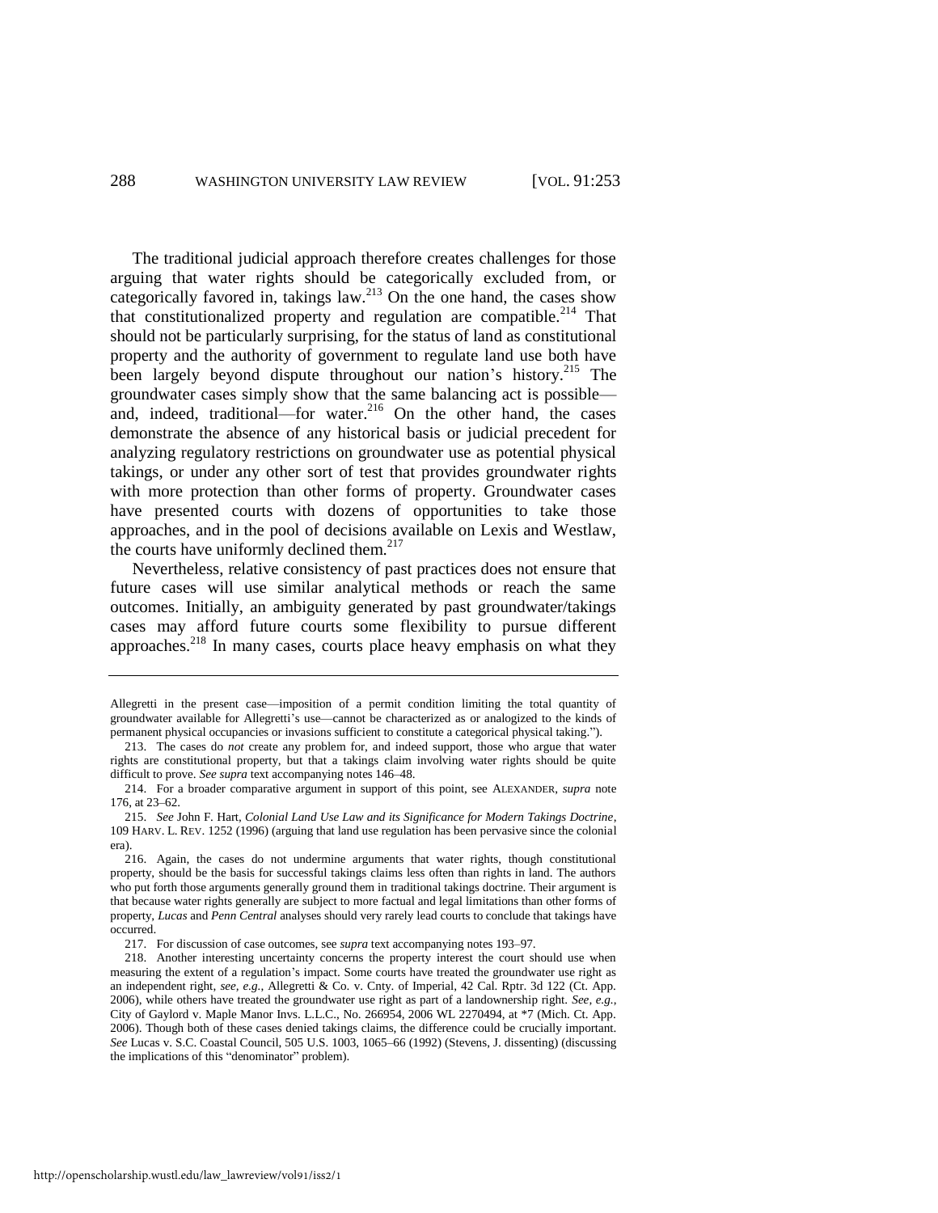The traditional judicial approach therefore creates challenges for those arguing that water rights should be categorically excluded from, or categorically favored in, takings law.[213] On the one hand, the cases show that constitutionalized property and regulation are compatible.[214] That should not be particularly surprising, for the status of land as constitutional property and the authority of government to regulate land use both have been largely beyond dispute throughout our nation's history.[215] The groundwater cases simply show that the same balancing act is possible—and, indeed, traditional—for water.[216] On the other hand, the cases demonstrate the absence of any historical basis or judicial precedent for analyzing regulatory restrictions on groundwater use as potential physical takings, or under any other sort of test that provides groundwater rights with more protection than other forms of property. Groundwater cases have presented courts with dozens of opportunities to take those approaches, and in the pool of decisions available on Lexis and Westlaw, the courts have uniformly declined them.[217]

Nevertheless, relative consistency of past practices does not ensure that future cases will use similar analytical methods or reach the same outcomes. Initially, an ambiguity generated by past groundwater/takings cases may afford future courts some flexibility to pursue different approaches.[218] In many cases, courts place heavy emphasis on what they

---

Allegretti in the present case—imposition of a permit condition limiting the total quantity of groundwater available for Allegretti's use—cannot be characterized as or analogized to the kinds of permanent physical occupancies or invasions sufficient to constitute a categorical physical taking.").

213. The cases do *not* create any problem for, and indeed support, those who argue that water rights are constitutional property, but that a takings claim involving water rights should be quite difficult to prove. *See supra* text accompanying notes 146–48.

214. For a broader comparative argument in support of this point, see ALEXANDER, *supra* note 176, at 23–62.

215. *See* John F. Hart, *Colonial Land Use Law and its Significance for Modern Takings Doctrine*, 109 HARV. L. REV. 1252 (1996) (arguing that land use regulation has been pervasive since the colonial era).

216. Again, the cases do not undermine arguments that water rights, though constitutional property, should be the basis for successful takings claims less often than rights in land. The authors who put forth those arguments generally ground them in traditional takings doctrine. Their argument is that because water rights generally are subject to more factual and legal limitations than other forms of property, *Lucas* and *Penn Central* analyses should very rarely lead courts to conclude that takings have occurred.

217. For discussion of case outcomes, see *supra* text accompanying notes 193–97.

218. Another interesting uncertainty concerns the property interest the court should use when measuring the extent of a regulation's impact. Some courts have treated the groundwater use right as an independent right, *see, e.g.*, Allegretti & Co. v. Cnty. of Imperial, 42 Cal. Rptr. 3d 122 (Ct. App. 2006), while others have treated the groundwater use right as part of a landownership right. *See, e.g.*, City of Gaylord v. Maple Manor Invs. L.L.C., No. 266954, 2006 WL 2270494, at *7 (Mich. Ct. App. 2006). Though both of these cases denied takings claims, the difference could be crucially important. *See* Lucas v. S.C. Coastal Council, 505 U.S. 1003, 1065–66 (1992) (Stevens, J. dissenting) (discussing the implications of this "denominator" problem).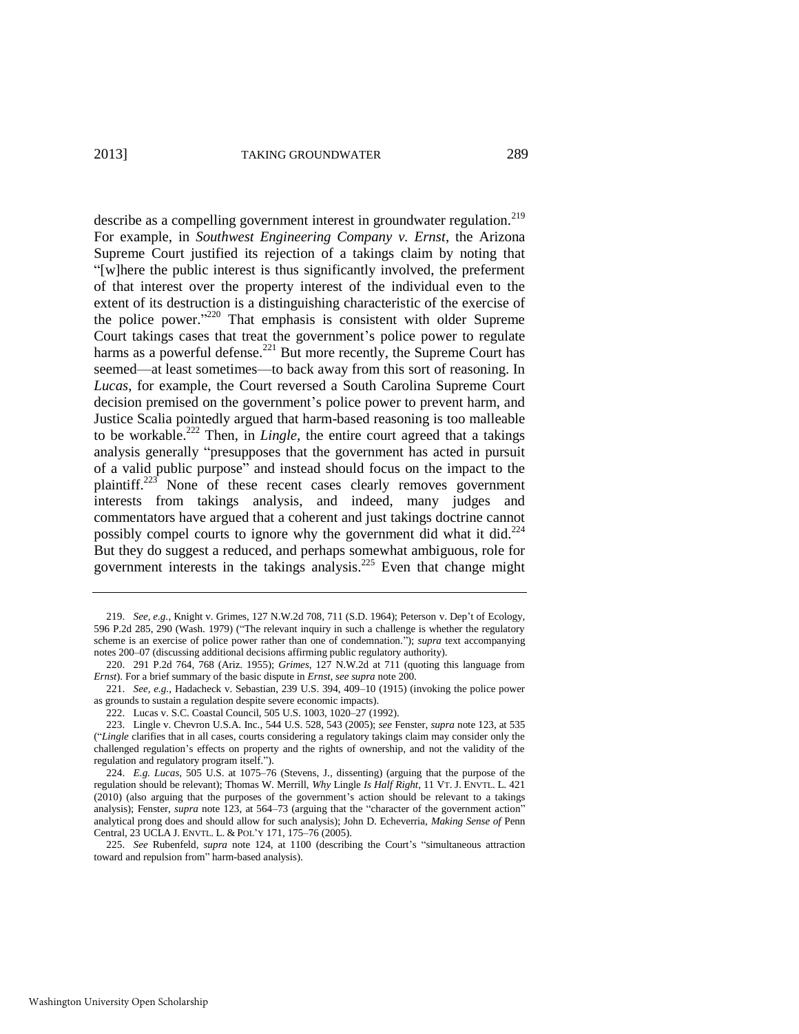describe as a compelling government interest in groundwater regulation.[219] For example, in *Southwest Engineering Company v. Ernst*, the Arizona Supreme Court justified its rejection of a takings claim by noting that "[w]here the public interest is thus significantly involved, the preferment of that interest over the property interest of the individual even to the extent of its destruction is a distinguishing characteristic of the exercise of the police power."[220] That emphasis is consistent with older Supreme Court takings cases that treat the government's police power to regulate harms as a powerful defense.[221] But more recently, the Supreme Court has seemed—at least sometimes—to back away from this sort of reasoning. In *Lucas*, for example, the Court reversed a South Carolina Supreme Court decision premised on the government's police power to prevent harm, and Justice Scalia pointedly argued that harm-based reasoning is too malleable to be workable.[222] Then, in *Lingle*, the entire court agreed that a takings analysis generally "presupposes that the government has acted in pursuit of a valid public purpose" and instead should focus on the impact to the plaintiff.[223] None of these recent cases clearly removes government interests from takings analysis, and indeed, many judges and commentators have argued that a coherent and just takings doctrine cannot possibly compel courts to ignore why the government did what it did.[224] But they do suggest a reduced, and perhaps somewhat ambiguous, role for government interests in the takings analysis.[225] Even that change might

---

219. *See, e.g.*, Knight v. Grimes, 127 N.W.2d 708, 711 (S.D. 1964); Peterson v. Dep't of Ecology, 596 P.2d 285, 290 (Wash. 1979) ("The relevant inquiry in such a challenge is whether the regulatory scheme is an exercise of police power rather than one of condemnation."); *supra* text accompanying notes 200–07 (discussing additional decisions affirming public regulatory authority).

220. 291 P.2d 764, 768 (Ariz. 1955); *Grimes*, 127 N.W.2d at 711 (quoting this language from *Ernst*). For a brief summary of the basic dispute in *Ernst*, *see supra* note 200.

221. *See, e.g.*, Hadacheck v. Sebastian, 239 U.S. 394, 409–10 (1915) (invoking the police power as grounds to sustain a regulation despite severe economic impacts).

222. Lucas v. S.C. Coastal Council, 505 U.S. 1003, 1020–27 (1992).

223. Lingle v. Chevron U.S.A. Inc., 544 U.S. 528, 543 (2005); *see* Fenster, *supra* note 123, at 535 ("*Lingle* clarifies that in all cases, courts considering a regulatory takings claim may consider only the challenged regulation's effects on property and the rights of ownership, and not the validity of the regulation and regulatory program itself.").

224. *E.g. Lucas*, 505 U.S. at 1075–76 (Stevens, J., dissenting) (arguing that the purpose of the regulation should be relevant); Thomas W. Merrill, *Why* Lingle *Is Half Right*, 11 VT. J. ENVTL. L. 421 (2010) (also arguing that the purposes of the government's action should be relevant to a takings analysis); Fenster, *supra* note 123, at 564–73 (arguing that the "character of the government action" analytical prong does and should allow for such analysis); John D. Echeverria, *Making Sense of* Penn Central, 23 UCLA J. ENVTL. L. & POL'Y 171, 175–76 (2005).

225. *See* Rubenfeld, *supra* note 124, at 1100 (describing the Court's "simultaneous attraction toward and repulsion from" harm-based analysis).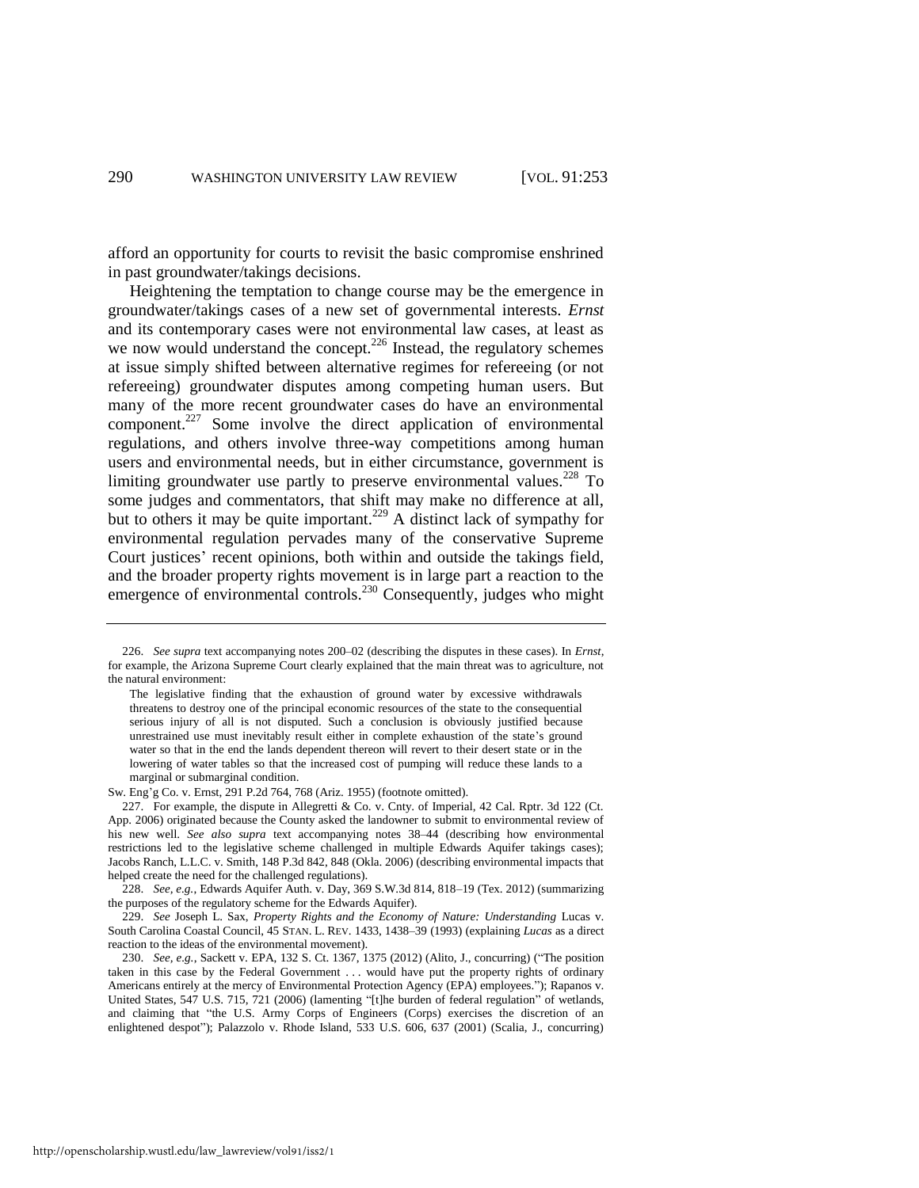afford an opportunity for courts to revisit the basic compromise enshrined in past groundwater/takings decisions.

Heightening the temptation to change course may be the emergence in groundwater/takings cases of a new set of governmental interests. *Ernst* and its contemporary cases were not environmental law cases, at least as we now would understand the concept.[226] Instead, the regulatory schemes at issue simply shifted between alternative regimes for refereeing (or not refereeing) groundwater disputes among competing human users. But many of the more recent groundwater cases do have an environmental component.[227] Some involve the direct application of environmental regulations, and others involve three-way competitions among human users and environmental needs, but in either circumstance, government is limiting groundwater use partly to preserve environmental values.[228] To some judges and commentators, that shift may make no difference at all, but to others it may be quite important.[229] A distinct lack of sympathy for environmental regulation pervades many of the conservative Supreme Court justices' recent opinions, both within and outside the takings field, and the broader property rights movement is in large part a reaction to the emergence of environmental controls.[230] Consequently, judges who might

---

226. *See supra* text accompanying notes 200–02 (describing the disputes in these cases). In *Ernst*, for example, the Arizona Supreme Court clearly explained that the main threat was to agriculture, not the natural environment:

> The legislative finding that the exhaustion of ground water by excessive withdrawals threatens to destroy one of the principal economic resources of the state to the consequential serious injury of all is not disputed. Such a conclusion is obviously justified because unrestrained use must inevitably result either in complete exhaustion of the state's ground water so that in the end the lands dependent thereon will revert to their desert state or in the lowering of water tables so that the increased cost of pumping will reduce these lands to a marginal or submarginal condition.

Sw. Eng'g Co. v. Ernst, 291 P.2d 764, 768 (Ariz. 1955) (footnote omitted).

227. For example, the dispute in Allegretti & Co. v. Cnty. of Imperial, 42 Cal. Rptr. 3d 122 (Ct. App. 2006) originated because the County asked the landowner to submit to environmental review of his new well. *See also supra* text accompanying notes 38–44 (describing how environmental restrictions led to the legislative scheme challenged in multiple Edwards Aquifer takings cases); Jacobs Ranch, L.L.C. v. Smith, 148 P.3d 842, 848 (Okla. 2006) (describing environmental impacts that helped create the need for the challenged regulations).

228. *See, e.g.*, Edwards Aquifer Auth. v. Day, 369 S.W.3d 814, 818–19 (Tex. 2012) (summarizing the purposes of the regulatory scheme for the Edwards Aquifer).

229. *See* Joseph L. Sax, *Property Rights and the Economy of Nature: Understanding* Lucas v. South Carolina Coastal Council, 45 STAN. L. REV. 1433, 1438–39 (1993) (explaining *Lucas* as a direct reaction to the ideas of the environmental movement).

230. *See, e.g.*, Sackett v. EPA, 132 S. Ct. 1367, 1375 (2012) (Alito, J., concurring) ("The position taken in this case by the Federal Government . . . would have put the property rights of ordinary Americans entirely at the mercy of Environmental Protection Agency (EPA) employees."); Rapanos v. United States, 547 U.S. 715, 721 (2006) (lamenting "[t]he burden of federal regulation" of wetlands, and claiming that "the U.S. Army Corps of Engineers (Corps) exercises the discretion of an enlightened despot"); Palazzolo v. Rhode Island, 533 U.S. 606, 637 (2001) (Scalia, J., concurring)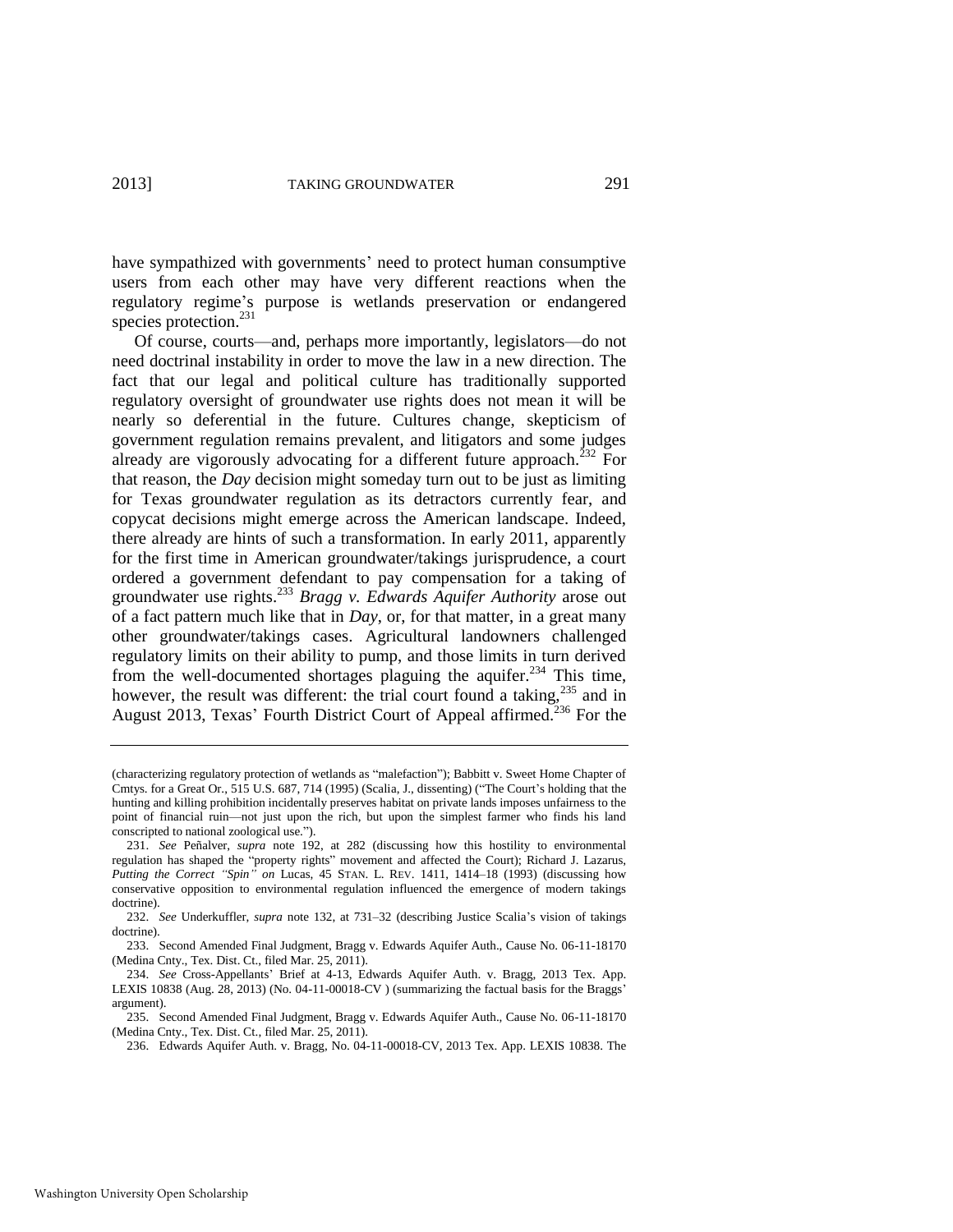have sympathized with governments' need to protect human consumptive users from each other may have very different reactions when the regulatory regime's purpose is wetlands preservation or endangered species protection.[231]

Of course, courts—and, perhaps more importantly, legislators—do not need doctrinal instability in order to move the law in a new direction. The fact that our legal and political culture has traditionally supported regulatory oversight of groundwater use rights does not mean it will be nearly so deferential in the future. Cultures change, skepticism of government regulation remains prevalent, and litigators and some judges already are vigorously advocating for a different future approach.[232] For that reason, the *Day* decision might someday turn out to be just as limiting for Texas groundwater regulation as its detractors currently fear, and copycat decisions might emerge across the American landscape. Indeed, there already are hints of such a transformation. In early 2011, apparently for the first time in American groundwater/takings jurisprudence, a court ordered a government defendant to pay compensation for a taking of groundwater use rights.[233] *Bragg v. Edwards Aquifer Authority* arose out of a fact pattern much like that in *Day*, or, for that matter, in a great many other groundwater/takings cases. Agricultural landowners challenged regulatory limits on their ability to pump, and those limits in turn derived from the well-documented shortages plaguing the aquifer.[234] This time, however, the result was different: the trial court found a taking,[235] and in August 2013, Texas' Fourth District Court of Appeal affirmed.[236] For the

---

(characterizing regulatory protection of wetlands as "malefaction"); Babbitt v. Sweet Home Chapter of Cmtys. for a Great Or., 515 U.S. 687, 714 (1995) (Scalia, J., dissenting) ("The Court's holding that the hunting and killing prohibition incidentally preserves habitat on private lands imposes unfairness to the point of financial ruin—not just upon the rich, but upon the simplest farmer who finds his land conscripted to national zoological use.").

231. *See* Peñalver, *supra* note 192, at 282 (discussing how this hostility to environmental regulation has shaped the "property rights" movement and affected the Court); Richard J. Lazarus, *Putting the Correct "Spin" on* Lucas, 45 STAN. L. REV. 1411, 1414–18 (1993) (discussing how conservative opposition to environmental regulation influenced the emergence of modern takings doctrine).

232. *See* Underkuffler, *supra* note 132, at 731–32 (describing Justice Scalia's vision of takings doctrine).

233. Second Amended Final Judgment, Bragg v. Edwards Aquifer Auth., Cause No. 06-11-18170 (Medina Cnty., Tex. Dist. Ct., filed Mar. 25, 2011).

234. *See* Cross-Appellants' Brief at 4-13, Edwards Aquifer Auth. v. Bragg, 2013 Tex. App. LEXIS 10838 (Aug. 28, 2013) (No. 04-11-00018-CV ) (summarizing the factual basis for the Braggs' argument).

235. Second Amended Final Judgment, Bragg v. Edwards Aquifer Auth., Cause No. 06-11-18170 (Medina Cnty., Tex. Dist. Ct., filed Mar. 25, 2011).

236. Edwards Aquifer Auth. v. Bragg, No. 04-11-00018-CV, 2013 Tex. App. LEXIS 10838. The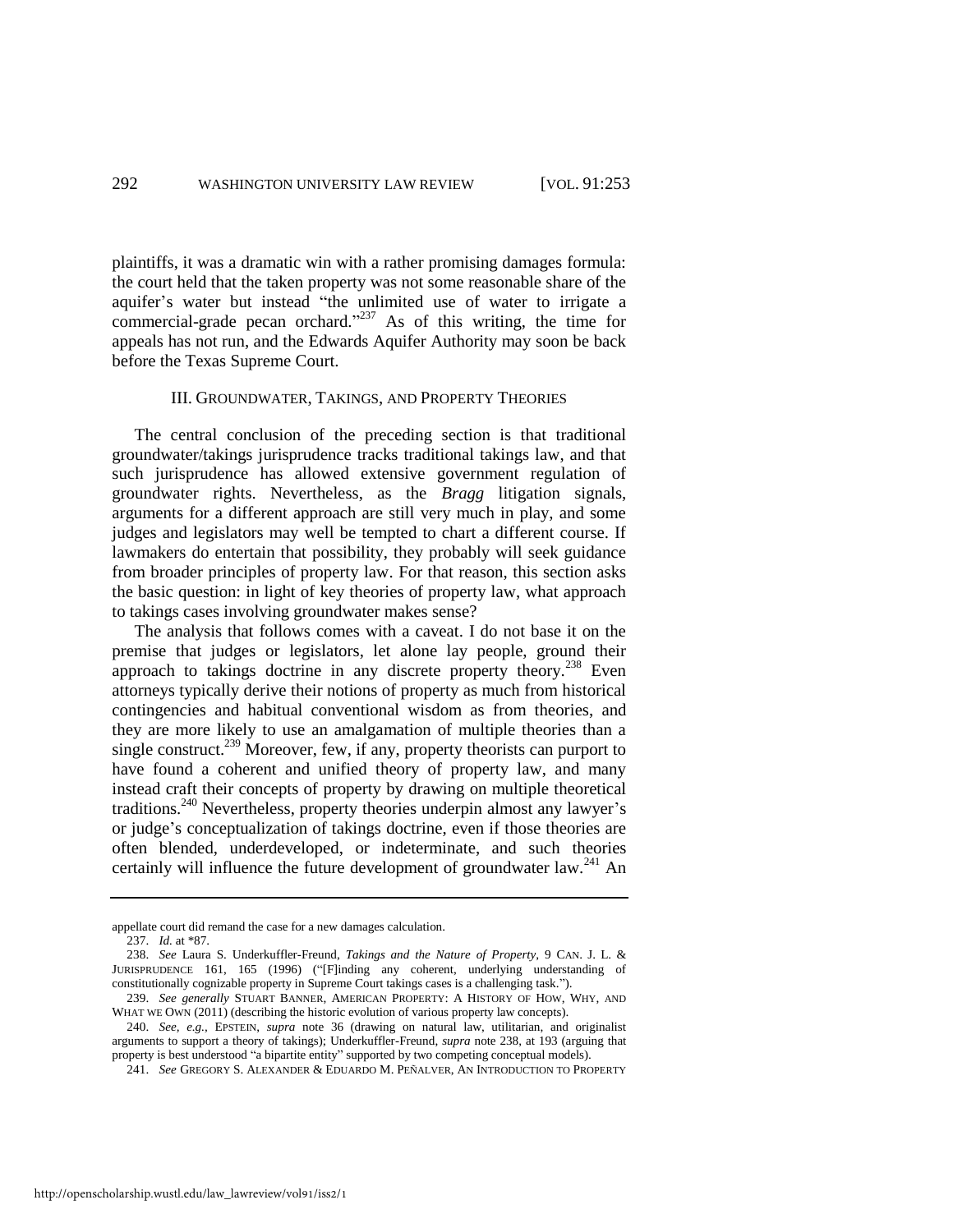plaintiffs, it was a dramatic win with a rather promising damages formula: the court held that the taken property was not some reasonable share of the aquifer's water but instead "the unlimited use of water to irrigate a commercial-grade pecan orchard."[237] As of this writing, the time for appeals has not run, and the Edwards Aquifer Authority may soon be back before the Texas Supreme Court.

## III. GROUNDWATER, TAKINGS, AND PROPERTY THEORIES

The central conclusion of the preceding section is that traditional groundwater/takings jurisprudence tracks traditional takings law, and that such jurisprudence has allowed extensive government regulation of groundwater rights. Nevertheless, as the *Bragg* litigation signals, arguments for a different approach are still very much in play, and some judges and legislators may well be tempted to chart a different course. If lawmakers do entertain that possibility, they probably will seek guidance from broader principles of property law. For that reason, this section asks the basic question: in light of key theories of property law, what approach to takings cases involving groundwater makes sense?

The analysis that follows comes with a caveat. I do not base it on the premise that judges or legislators, let alone lay people, ground their approach to takings doctrine in any discrete property theory.[238] Even attorneys typically derive their notions of property as much from historical contingencies and habitual conventional wisdom as from theories, and they are more likely to use an amalgamation of multiple theories than a single construct.[239] Moreover, few, if any, property theorists can purport to have found a coherent and unified theory of property law, and many instead craft their concepts of property by drawing on multiple theoretical traditions.[240] Nevertheless, property theories underpin almost any lawyer's or judge's conceptualization of takings doctrine, even if those theories are often blended, underdeveloped, or indeterminate, and such theories certainly will influence the future development of groundwater law.[241] An

---

appellate court did remand the case for a new damages calculation.

237. *Id.* at *87.

238. *See* Laura S. Underkuffler-Freund, *Takings and the Nature of Property*, 9 CAN. J. L. & JURISPRUDENCE 161, 165 (1996) ("[F]inding any coherent, underlying understanding of constitutionally cognizable property in Supreme Court takings cases is a challenging task.").

239. *See generally* STUART BANNER, AMERICAN PROPERTY: A HISTORY OF HOW, WHY, AND WHAT WE OWN (2011) (describing the historic evolution of various property law concepts).

240. *See, e.g.*, EPSTEIN, *supra* note 36 (drawing on natural law, utilitarian, and originalist arguments to support a theory of takings); Underkuffler-Freund, *supra* note 238, at 193 (arguing that property is best understood "a bipartite entity" supported by two competing conceptual models).

241. *See* GREGORY S. ALEXANDER & EDUARDO M. PEÑALVER, AN INTRODUCTION TO PROPERTY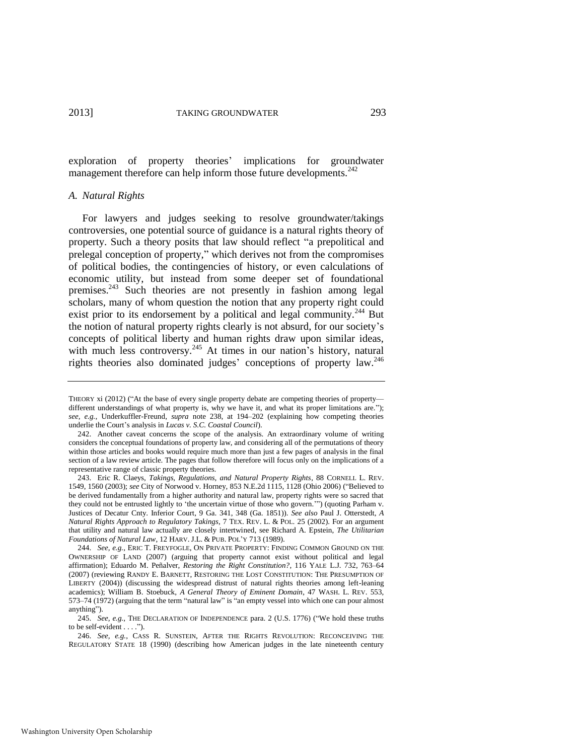exploration of property theories' implications for groundwater management therefore can help inform those future developments.[242]

### *A. Natural Rights*

For lawyers and judges seeking to resolve groundwater/takings controversies, one potential source of guidance is a natural rights theory of property. Such a theory posits that law should reflect "a prepolitical and prelegal conception of property," which derives not from the compromises of political bodies, the contingencies of history, or even calculations of economic utility, but instead from some deeper set of foundational premises.[243] Such theories are not presently in fashion among legal scholars, many of whom question the notion that any property right could exist prior to its endorsement by a political and legal community.[244] But the notion of natural property rights clearly is not absurd, for our society's concepts of political liberty and human rights draw upon similar ideas, with much less controversy.[245] At times in our nation's history, natural rights theories also dominated judges' conceptions of property law.[246]

---

THEORY xi (2012) ("At the base of every single property debate are competing theories of property—different understandings of what property is, why we have it, and what its proper limitations are."); *see, e.g.*, Underkuffler-Freund, *supra* note 238, at 194–202 (explaining how competing theories underlie the Court's analysis in *Lucas v. S.C. Coastal Council*).

242. Another caveat concerns the scope of the analysis. An extraordinary volume of writing considers the conceptual foundations of property law, and considering all of the permutations of theory within those articles and books would require much more than just a few pages of analysis in the final section of a law review article. The pages that follow therefore will focus only on the implications of a representative range of classic property theories.

243. Eric R. Claeys, *Takings, Regulations, and Natural Property Rights*, 88 CORNELL L. REV. 1549, 1560 (2003); *see* City of Norwood v. Horney, 853 N.E.2d 1115, 1128 (Ohio 2006) ("Believed to be derived fundamentally from a higher authority and natural law, property rights were so sacred that they could not be entrusted lightly to 'the uncertain virtue of those who govern.'") (quoting Parham v. Justices of Decatur Cnty. Inferior Court, 9 Ga. 341, 348 (Ga. 1851)). *See also* Paul J. Otterstedt, *A Natural Rights Approach to Regulatory Takings*, 7 TEX. REV. L. & POL. 25 (2002). For an argument that utility and natural law actually are closely intertwined, see Richard A. Epstein, *The Utilitarian Foundations of Natural Law*, 12 HARV. J.L. & PUB. POL'Y 713 (1989).

244. *See, e.g.*, ERIC T. FREYFOGLE, ON PRIVATE PROPERTY: FINDING COMMON GROUND ON THE OWNERSHIP OF LAND (2007) (arguing that property cannot exist without political and legal affirmation); Eduardo M. Peñalver, *Restoring the Right Constitution?*, 116 YALE L.J. 732, 763–64 (2007) (reviewing RANDY E. BARNETT, RESTORING THE LOST CONSTITUTION: THE PRESUMPTION OF LIBERTY (2004)) (discussing the widespread distrust of natural rights theories among left-leaning academics); William B. Stoebuck, *A General Theory of Eminent Domain*, 47 WASH. L. REV. 553, 573–74 (1972) (arguing that the term "natural law" is "an empty vessel into which one can pour almost anything").

245. *See, e.g.*, THE DECLARATION OF INDEPENDENCE para. 2 (U.S. 1776) ("We hold these truths to be self-evident . . . .").

246. *See, e.g.*, CASS R. SUNSTEIN, AFTER THE RIGHTS REVOLUTION: RECONCEIVING THE REGULATORY STATE 18 (1990) (describing how American judges in the late nineteenth century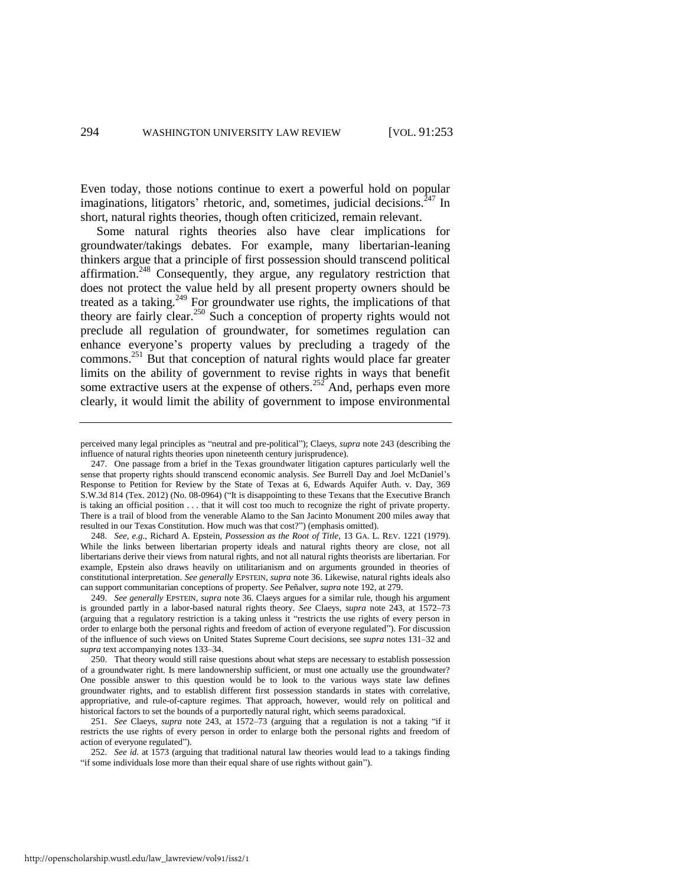Even today, those notions continue to exert a powerful hold on popular imaginations, litigators' rhetoric, and, sometimes, judicial decisions.[247] In short, natural rights theories, though often criticized, remain relevant.

Some natural rights theories also have clear implications for groundwater/takings debates. For example, many libertarian-leaning thinkers argue that a principle of first possession should transcend political affirmation.[248] Consequently, they argue, any regulatory restriction that does not protect the value held by all present property owners should be treated as a taking.[249] For groundwater use rights, the implications of that theory are fairly clear.[250] Such a conception of property rights would not preclude all regulation of groundwater, for sometimes regulation can enhance everyone's property values by precluding a tragedy of the commons.[251] But that conception of natural rights would place far greater limits on the ability of government to revise rights in ways that benefit some extractive users at the expense of others.[252] And, perhaps even more clearly, it would limit the ability of government to impose environmental

---

perceived many legal principles as "neutral and pre-political"); Claeys, *supra* note 243 (describing the influence of natural rights theories upon nineteenth century jurisprudence).

247. One passage from a brief in the Texas groundwater litigation captures particularly well the sense that property rights should transcend economic analysis. *See* Burrell Day and Joel McDaniel's Response to Petition for Review by the State of Texas at 6, Edwards Aquifer Auth. v. Day, 369 S.W.3d 814 (Tex. 2012) (No. 08-0964) ("It is disappointing to these Texans that the Executive Branch is taking an official position . . . that it will cost too much to recognize the right of private property. There is a trail of blood from the venerable Alamo to the San Jacinto Monument 200 miles away that resulted in our Texas Constitution. How much was that cost?") (emphasis omitted).

248. *See, e.g.*, Richard A. Epstein, *Possession as the Root of Title*, 13 GA. L. REV. 1221 (1979). While the links between libertarian property ideals and natural rights theory are close, not all libertarians derive their views from natural rights, and not all natural rights theorists are libertarian. For example, Epstein also draws heavily on utilitarianism and on arguments grounded in theories of constitutional interpretation. *See generally* EPSTEIN, *supra* note 36. Likewise, natural rights ideals also can support communitarian conceptions of property. *See* Peñalver, *supra* note 192, at 279.

249. *See generally* EPSTEIN, *supra* note 36. Claeys argues for a similar rule, though his argument is grounded partly in a labor-based natural rights theory. *See* Claeys, *supra* note 243, at 1572–73 (arguing that a regulatory restriction is a taking unless it "restricts the use rights of every person in order to enlarge both the personal rights and freedom of action of everyone regulated"). For discussion of the influence of such views on United States Supreme Court decisions, see *supra* notes 131–32 and *supra* text accompanying notes 133–34.

250. That theory would still raise questions about what steps are necessary to establish possession of a groundwater right. Is mere landownership sufficient, or must one actually use the groundwater? One possible answer to this question would be to look to the various ways state law defines groundwater rights, and to establish different first possession standards in states with correlative, appropriative, and rule-of-capture regimes. That approach, however, would rely on political and historical factors to set the bounds of a purportedly natural right, which seems paradoxical.

251. *See* Claeys, *supra* note 243, at 1572–73 (arguing that a regulation is not a taking "if it restricts the use rights of every person in order to enlarge both the personal rights and freedom of action of everyone regulated").

252. *See id.* at 1573 (arguing that traditional natural law theories would lead to a takings finding "if some individuals lose more than their equal share of use rights without gain").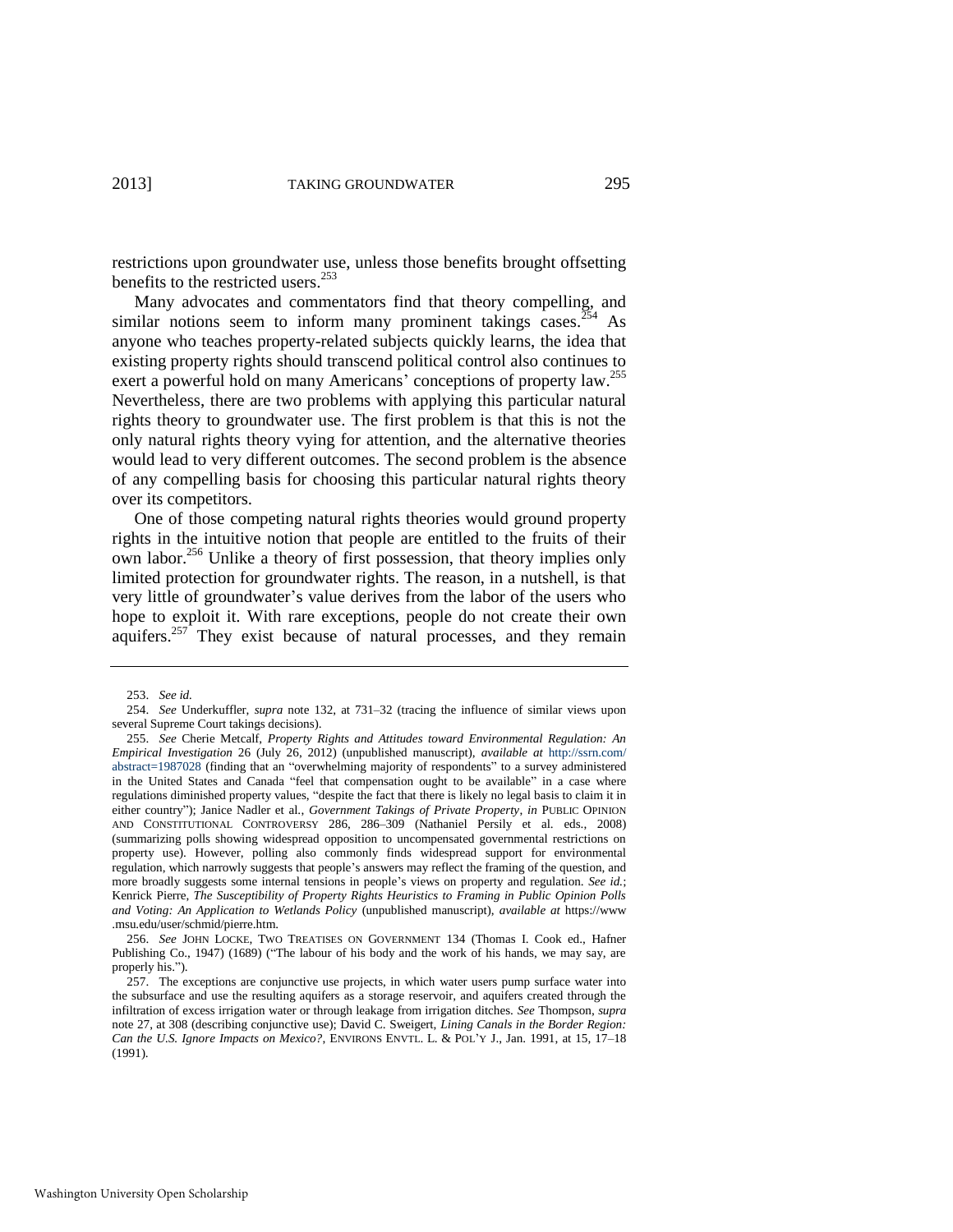restrictions upon groundwater use, unless those benefits brought offsetting benefits to the restricted users.[253]

Many advocates and commentators find that theory compelling, and similar notions seem to inform many prominent takings cases.[254] As anyone who teaches property-related subjects quickly learns, the idea that existing property rights should transcend political control also continues to exert a powerful hold on many Americans' conceptions of property law.[255] Nevertheless, there are two problems with applying this particular natural rights theory to groundwater use. The first problem is that this is not the only natural rights theory vying for attention, and the alternative theories would lead to very different outcomes. The second problem is the absence of any compelling basis for choosing this particular natural rights theory over its competitors.

One of those competing natural rights theories would ground property rights in the intuitive notion that people are entitled to the fruits of their own labor.[256] Unlike a theory of first possession, that theory implies only limited protection for groundwater rights. The reason, in a nutshell, is that very little of groundwater's value derives from the labor of the users who hope to exploit it. With rare exceptions, people do not create their own aquifers.[257] They exist because of natural processes, and they remain

---

253. *See id.*

254. *See* Underkuffler, *supra* note 132, at 731–32 (tracing the influence of similar views upon several Supreme Court takings decisions).

255. *See* Cherie Metcalf, *Property Rights and Attitudes toward Environmental Regulation: An Empirical Investigation* 26 (July 26, 2012) (unpublished manuscript), *available at* http://ssrn.com/abstract=1987028 (finding that an "overwhelming majority of respondents" to a survey administered in the United States and Canada "feel that compensation ought to be available" in a case where regulations diminished property values, "despite the fact that there is likely no legal basis to claim it in either country"); Janice Nadler et al., *Government Takings of Private Property*, *in* PUBLIC OPINION AND CONSTITUTIONAL CONTROVERSY 286, 286–309 (Nathaniel Persily et al. eds., 2008) (summarizing polls showing widespread opposition to uncompensated governmental restrictions on property use). However, polling also commonly finds widespread support for environmental regulation, which narrowly suggests that people's answers may reflect the framing of the question, and more broadly suggests some internal tensions in people's views on property and regulation. *See id.*; Kenrick Pierre, *The Susceptibility of Property Rights Heuristics to Framing in Public Opinion Polls and Voting: An Application to Wetlands Policy* (unpublished manuscript), *available at* https://www.msu.edu/user/schmid/pierre.htm.

256. *See* JOHN LOCKE, TWO TREATISES ON GOVERNMENT 134 (Thomas I. Cook ed., Hafner Publishing Co., 1947) (1689) ("The labour of his body and the work of his hands, we may say, are properly his.").

257. The exceptions are conjunctive use projects, in which water users pump surface water into the subsurface and use the resulting aquifers as a storage reservoir, and aquifers created through the infiltration of excess irrigation water or through leakage from irrigation ditches. *See* Thompson, *supra* note 27, at 308 (describing conjunctive use); David C. Sweigert, *Lining Canals in the Border Region: Can the U.S. Ignore Impacts on Mexico?*, ENVIRONS ENVTL. L. & POL'Y J., Jan. 1991, at 15, 17–18 (1991).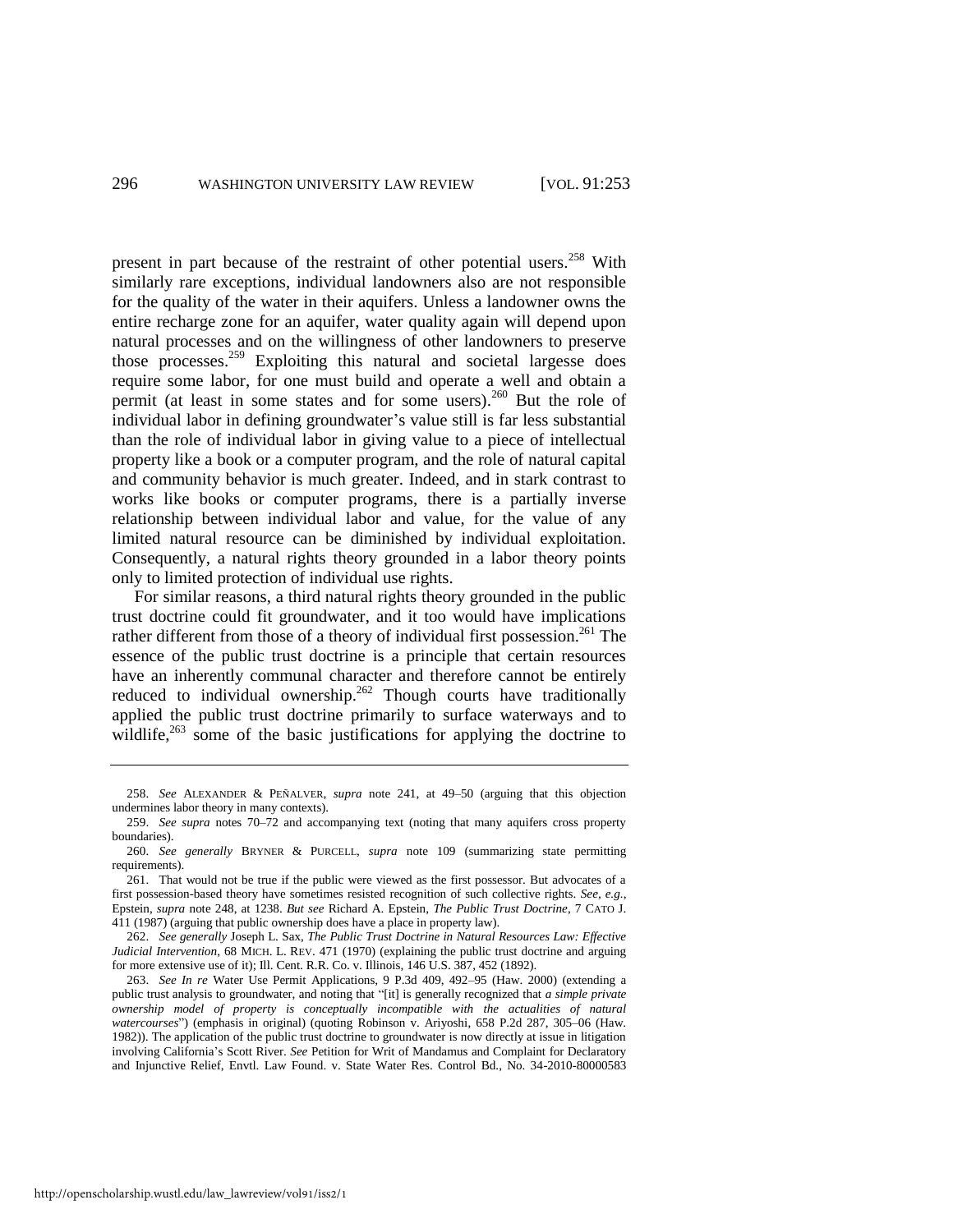present in part because of the restraint of other potential users.[258] With similarly rare exceptions, individual landowners also are not responsible for the quality of the water in their aquifers. Unless a landowner owns the entire recharge zone for an aquifer, water quality again will depend upon natural processes and on the willingness of other landowners to preserve those processes.[259] Exploiting this natural and societal largesse does require some labor, for one must build and operate a well and obtain a permit (at least in some states and for some users).[260] But the role of individual labor in defining groundwater's value still is far less substantial than the role of individual labor in giving value to a piece of intellectual property like a book or a computer program, and the role of natural capital and community behavior is much greater. Indeed, and in stark contrast to works like books or computer programs, there is a partially inverse relationship between individual labor and value, for the value of any limited natural resource can be diminished by individual exploitation. Consequently, a natural rights theory grounded in a labor theory points only to limited protection of individual use rights.

For similar reasons, a third natural rights theory grounded in the public trust doctrine could fit groundwater, and it too would have implications rather different from those of a theory of individual first possession.[261] The essence of the public trust doctrine is a principle that certain resources have an inherently communal character and therefore cannot be entirely reduced to individual ownership.[262] Though courts have traditionally applied the public trust doctrine primarily to surface waterways and to wildlife,[263] some of the basic justifications for applying the doctrine to

---

258. *See* ALEXANDER & PEÑALVER, *supra* note 241, at 49–50 (arguing that this objection undermines labor theory in many contexts).

259. *See supra* notes 70–72 and accompanying text (noting that many aquifers cross property boundaries).

260. *See generally* BRYNER & PURCELL, *supra* note 109 (summarizing state permitting requirements).

261. That would not be true if the public were viewed as the first possessor. But advocates of a first possession-based theory have sometimes resisted recognition of such collective rights. *See, e.g.*, Epstein, *supra* note 248, at 1238. *But see* Richard A. Epstein, *The Public Trust Doctrine*, 7 CATO J. 411 (1987) (arguing that public ownership does have a place in property law).

262. *See generally* Joseph L. Sax, *The Public Trust Doctrine in Natural Resources Law: Effective Judicial Intervention*, 68 MICH. L. REV. 471 (1970) (explaining the public trust doctrine and arguing for more extensive use of it); Ill. Cent. R.R. Co. v. Illinois, 146 U.S. 387, 452 (1892).

263. *See In re* Water Use Permit Applications, 9 P.3d 409, 492–95 (Haw. 2000) (extending a public trust analysis to groundwater, and noting that "[it] is generally recognized that *a simple private ownership model of property is conceptually incompatible with the actualities of natural watercourses*") (emphasis in original) (quoting Robinson v. Ariyoshi, 658 P.2d 287, 305–06 (Haw. 1982)). The application of the public trust doctrine to groundwater is now directly at issue in litigation involving California's Scott River. *See* Petition for Writ of Mandamus and Complaint for Declaratory and Injunctive Relief, Envtl. Law Found. v. State Water Res. Control Bd., No. 34-2010-80000583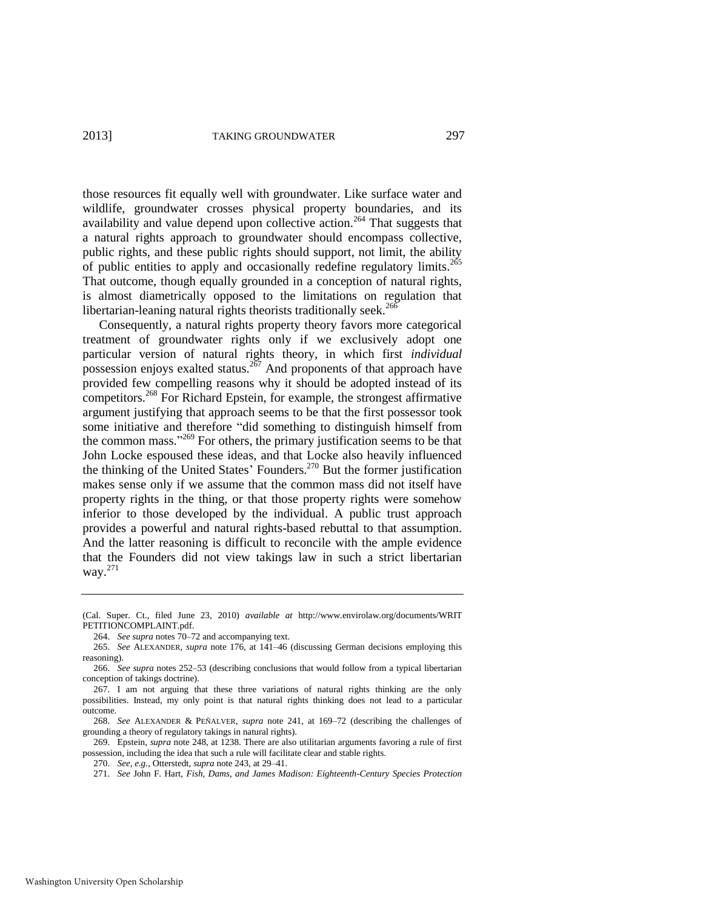those resources fit equally well with groundwater. Like surface water and wildlife, groundwater crosses physical property boundaries, and its availability and value depend upon collective action.[264] That suggests that a natural rights approach to groundwater should encompass collective, public rights, and these public rights should support, not limit, the ability of public entities to apply and occasionally redefine regulatory limits.[265] That outcome, though equally grounded in a conception of natural rights, is almost diametrically opposed to the limitations on regulation that libertarian-leaning natural rights theorists traditionally seek.[266]

Consequently, a natural rights property theory favors more categorical treatment of groundwater rights only if we exclusively adopt one particular version of natural rights theory, in which first *individual* possession enjoys exalted status.[267] And proponents of that approach have provided few compelling reasons why it should be adopted instead of its competitors.[268] For Richard Epstein, for example, the strongest affirmative argument justifying that approach seems to be that the first possessor took some initiative and therefore "did something to distinguish himself from the common mass."[269] For others, the primary justification seems to be that John Locke espoused these ideas, and that Locke also heavily influenced the thinking of the United States' Founders.[270] But the former justification makes sense only if we assume that the common mass did not itself have property rights in the thing, or that those property rights were somehow inferior to those developed by the individual. A public trust approach provides a powerful and natural rights-based rebuttal to that assumption. And the latter reasoning is difficult to reconcile with the ample evidence that the Founders did not view takings law in such a strict libertarian way.[271]

---

(Cal. Super. Ct., filed June 23, 2010) *available at* http://www.envirolaw.org/documents/WRIT PETITIONCOMPLAINT.pdf.

264. *See supra* notes 70–72 and accompanying text.

265. *See* ALEXANDER, *supra* note 176, at 141–46 (discussing German decisions employing this reasoning).

266. *See supra* notes 252–53 (describing conclusions that would follow from a typical libertarian conception of takings doctrine).

267. I am not arguing that these three variations of natural rights thinking are the only possibilities. Instead, my only point is that natural rights thinking does not lead to a particular outcome.

268. *See* ALEXANDER & PEÑALVER, *supra* note 241, at 169–72 (describing the challenges of grounding a theory of regulatory takings in natural rights).

269. Epstein, *supra* note 248, at 1238. There are also utilitarian arguments favoring a rule of first possession, including the idea that such a rule will facilitate clear and stable rights.

270. *See, e.g.*, Otterstedt, *supra* note 243, at 29–41.

271. *See* John F. Hart, *Fish, Dams, and James Madison: Eighteenth-Century Species Protection*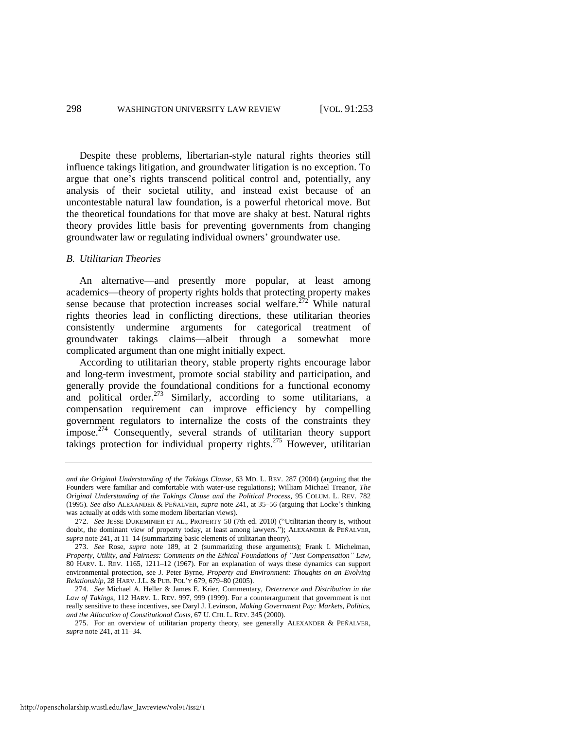Despite these problems, libertarian-style natural rights theories still influence takings litigation, and groundwater litigation is no exception. To argue that one's rights transcend political control and, potentially, any analysis of their societal utility, and instead exist because of an uncontestable natural law foundation, is a powerful rhetorical move. But the theoretical foundations for that move are shaky at best. Natural rights theory provides little basis for preventing governments from changing groundwater law or regulating individual owners' groundwater use.

### *B. Utilitarian Theories*

An alternative—and presently more popular, at least among academics—theory of property rights holds that protecting property makes sense because that protection increases social welfare.[272] While natural rights theories lead in conflicting directions, these utilitarian theories consistently undermine arguments for categorical treatment of groundwater takings claims—albeit through a somewhat more complicated argument than one might initially expect.

According to utilitarian theory, stable property rights encourage labor and long-term investment, promote social stability and participation, and generally provide the foundational conditions for a functional economy and political order.[273] Similarly, according to some utilitarians, a compensation requirement can improve efficiency by compelling government regulators to internalize the costs of the constraints they impose.[274] Consequently, several strands of utilitarian theory support takings protection for individual property rights.[275] However, utilitarian

---

*and the Original Understanding of the Takings Clause*, 63 MD. L. REV. 287 (2004) (arguing that the Founders were familiar and comfortable with water-use regulations); William Michael Treanor, *The Original Understanding of the Takings Clause and the Political Process*, 95 COLUM. L. REV. 782 (1995). *See also* ALEXANDER & PEÑALVER, *supra* note 241, at 35–56 (arguing that Locke's thinking was actually at odds with some modern libertarian views).

272. *See* JESSE DUKEMINIER ET AL., PROPERTY 50 (7th ed. 2010) ("Utilitarian theory is, without doubt, the dominant view of property today, at least among lawyers."); ALEXANDER & PEÑALVER, *supra* note 241, at 11–14 (summarizing basic elements of utilitarian theory).

273. *See* Rose, *supra* note 189, at 2 (summarizing these arguments); Frank I. Michelman, *Property, Utility, and Fairness: Comments on the Ethical Foundations of "Just Compensation" Law*, 80 HARV. L. REV. 1165, 1211–12 (1967). For an explanation of ways these dynamics can support environmental protection, see J. Peter Byrne, *Property and Environment: Thoughts on an Evolving Relationship*, 28 HARV. J.L. & PUB. POL'Y 679, 679–80 (2005).

274. *See* Michael A. Heller & James E. Krier, Commentary, *Deterrence and Distribution in the Law of Takings*, 112 HARV. L. REV. 997, 999 (1999). For a counterargument that government is not really sensitive to these incentives, see Daryl J. Levinson, *Making Government Pay: Markets, Politics, and the Allocation of Constitutional Costs*, 67 U. CHI. L. REV. 345 (2000).

275. For an overview of utilitarian property theory, see generally ALEXANDER & PEÑALVER, *supra* note 241, at 11–34.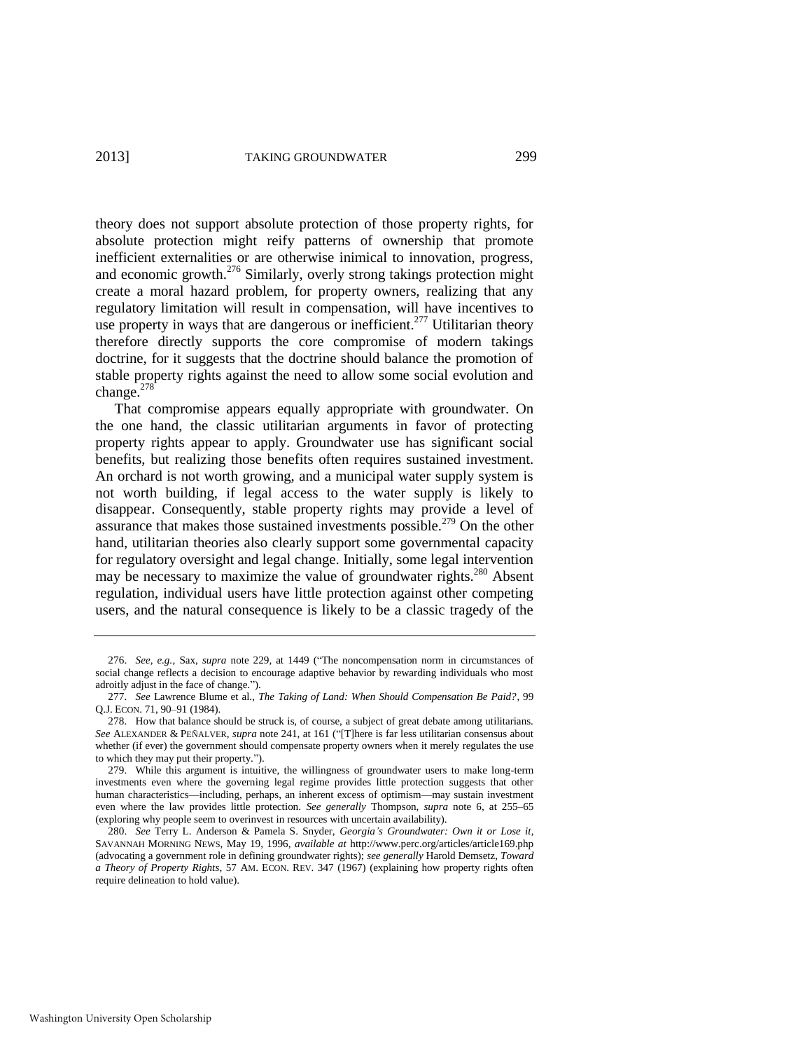theory does not support absolute protection of those property rights, for absolute protection might reify patterns of ownership that promote inefficient externalities or are otherwise inimical to innovation, progress, and economic growth.[276] Similarly, overly strong takings protection might create a moral hazard problem, for property owners, realizing that any regulatory limitation will result in compensation, will have incentives to use property in ways that are dangerous or inefficient.[277] Utilitarian theory therefore directly supports the core compromise of modern takings doctrine, for it suggests that the doctrine should balance the promotion of stable property rights against the need to allow some social evolution and change.[278]

That compromise appears equally appropriate with groundwater. On the one hand, the classic utilitarian arguments in favor of protecting property rights appear to apply. Groundwater use has significant social benefits, but realizing those benefits often requires sustained investment. An orchard is not worth growing, and a municipal water supply system is not worth building, if legal access to the water supply is likely to disappear. Consequently, stable property rights may provide a level of assurance that makes those sustained investments possible.[279] On the other hand, utilitarian theories also clearly support some governmental capacity for regulatory oversight and legal change. Initially, some legal intervention may be necessary to maximize the value of groundwater rights.[280] Absent regulation, individual users have little protection against other competing users, and the natural consequence is likely to be a classic tragedy of the

---

276. *See, e.g.*, Sax, *supra* note 229, at 1449 ("The noncompensation norm in circumstances of social change reflects a decision to encourage adaptive behavior by rewarding individuals who most adroitly adjust in the face of change.").

277. *See* Lawrence Blume et al., *The Taking of Land: When Should Compensation Be Paid?*, 99 Q.J. ECON. 71, 90–91 (1984).

278. How that balance should be struck is, of course, a subject of great debate among utilitarians. *See* ALEXANDER & PEÑALVER, *supra* note 241, at 161 ("[T]here is far less utilitarian consensus about whether (if ever) the government should compensate property owners when it merely regulates the use to which they may put their property.").

279. While this argument is intuitive, the willingness of groundwater users to make long-term investments even where the governing legal regime provides little protection suggests that other human characteristics—including, perhaps, an inherent excess of optimism—may sustain investment even where the law provides little protection. *See generally* Thompson, *supra* note 6, at 255–65 (exploring why people seem to overinvest in resources with uncertain availability).

280. *See* Terry L. Anderson & Pamela S. Snyder, *Georgia's Groundwater: Own it or Lose it*, SAVANNAH MORNING NEWS, May 19, 1996, *available at* http://www.perc.org/articles/article169.php (advocating a government role in defining groundwater rights); *see generally* Harold Demsetz, *Toward a Theory of Property Rights*, 57 AM. ECON. REV. 347 (1967) (explaining how property rights often require delineation to hold value).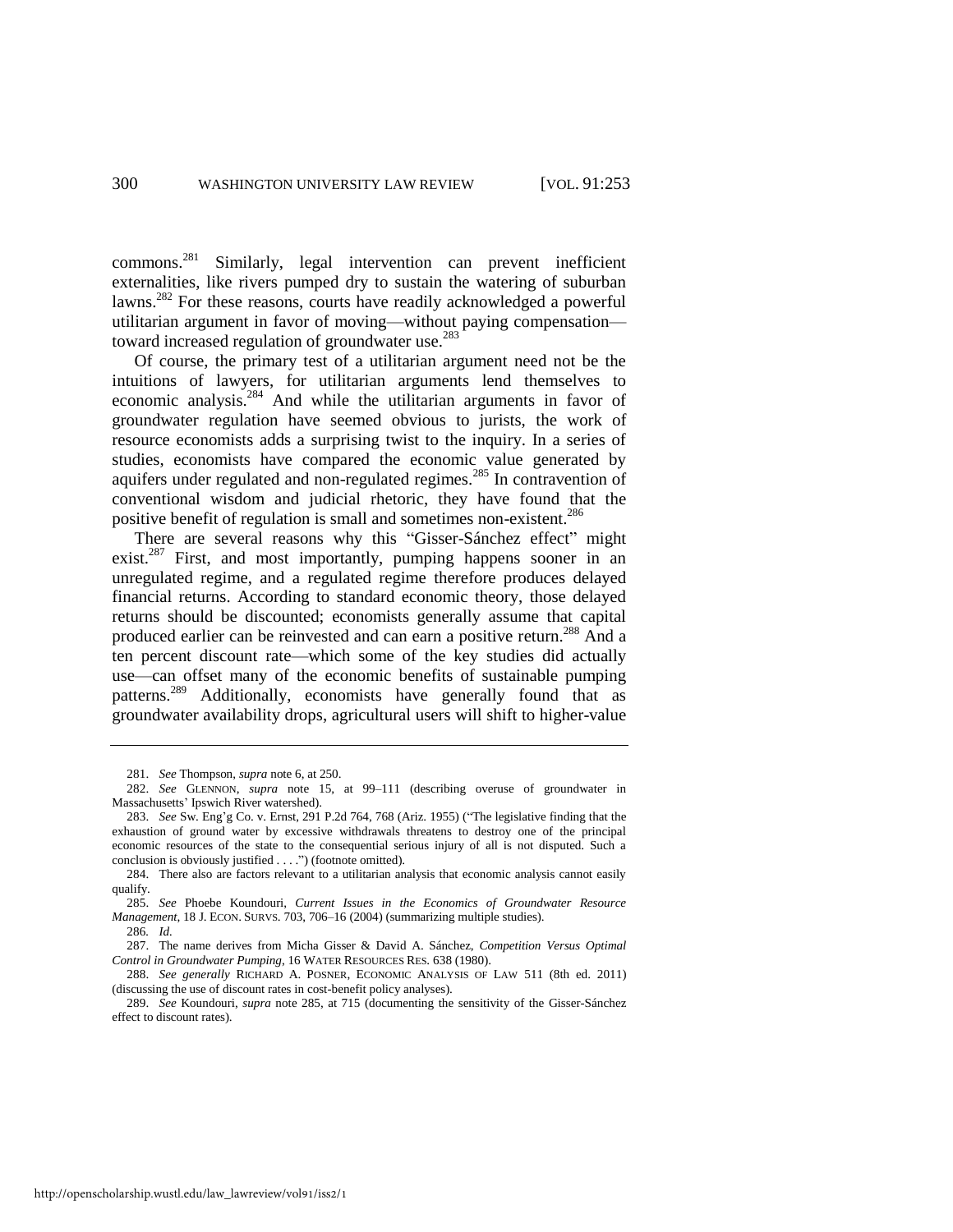commons.[281] Similarly, legal intervention can prevent inefficient externalities, like rivers pumped dry to sustain the watering of suburban lawns.[282] For these reasons, courts have readily acknowledged a powerful utilitarian argument in favor of moving—without paying compensation—toward increased regulation of groundwater use.[283]

Of course, the primary test of a utilitarian argument need not be the intuitions of lawyers, for utilitarian arguments lend themselves to economic analysis.[284] And while the utilitarian arguments in favor of groundwater regulation have seemed obvious to jurists, the work of resource economists adds a surprising twist to the inquiry. In a series of studies, economists have compared the economic value generated by aquifers under regulated and non-regulated regimes.[285] In contravention of conventional wisdom and judicial rhetoric, they have found that the positive benefit of regulation is small and sometimes non-existent.[286]

There are several reasons why this "Gisser-Sánchez effect" might exist.[287] First, and most importantly, pumping happens sooner in an unregulated regime, and a regulated regime therefore produces delayed financial returns. According to standard economic theory, those delayed returns should be discounted; economists generally assume that capital produced earlier can be reinvested and can earn a positive return.[288] And a ten percent discount rate—which some of the key studies did actually use—can offset many of the economic benefits of sustainable pumping patterns.[289] Additionally, economists have generally found that as groundwater availability drops, agricultural users will shift to higher-value

---

281. *See* Thompson, *supra* note 6, at 250.

282. *See* GLENNON, *supra* note 15, at 99–111 (describing overuse of groundwater in Massachusetts' Ipswich River watershed).

283. *See* Sw. Eng'g Co. v. Ernst, 291 P.2d 764, 768 (Ariz. 1955) ("The legislative finding that the exhaustion of ground water by excessive withdrawals threatens to destroy one of the principal economic resources of the state to the consequential serious injury of all is not disputed. Such a conclusion is obviously justified . . . .") (footnote omitted).

284. There also are factors relevant to a utilitarian analysis that economic analysis cannot easily qualify.

285. *See* Phoebe Koundouri, *Current Issues in the Economics of Groundwater Resource Management*, 18 J. ECON. SURVS. 703, 706–16 (2004) (summarizing multiple studies).

286. *Id.*

287. The name derives from Micha Gisser & David A. Sánchez, *Competition Versus Optimal Control in Groundwater Pumping*, 16 WATER RESOURCES RES. 638 (1980).

288. *See generally* RICHARD A. POSNER, ECONOMIC ANALYSIS OF LAW 511 (8th ed. 2011) (discussing the use of discount rates in cost-benefit policy analyses).

289. *See* Koundouri, *supra* note 285, at 715 (documenting the sensitivity of the Gisser-Sánchez effect to discount rates).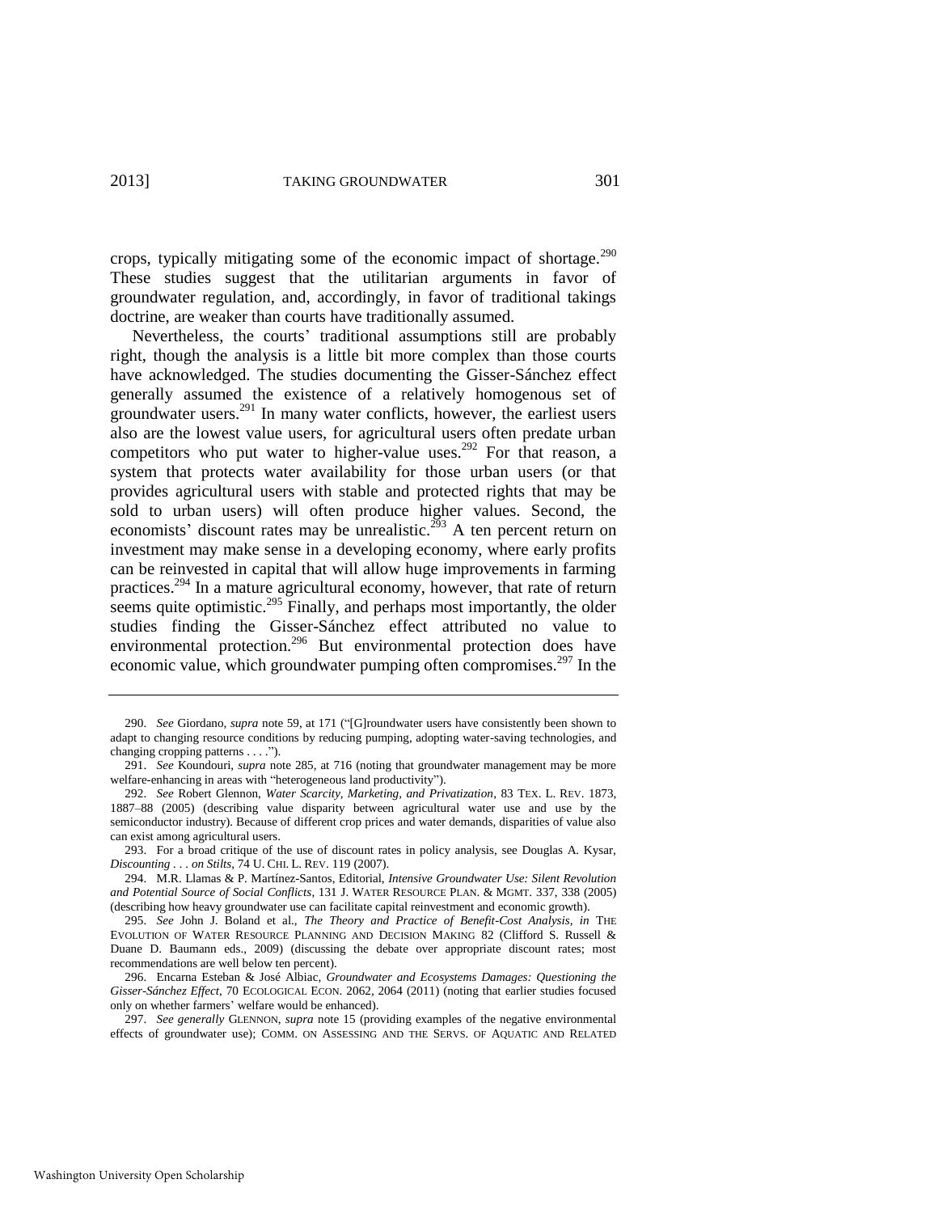crops, typically mitigating some of the economic impact of shortage.[290] These studies suggest that the utilitarian arguments in favor of groundwater regulation, and, accordingly, in favor of traditional takings doctrine, are weaker than courts have traditionally assumed.

Nevertheless, the courts' traditional assumptions still are probably right, though the analysis is a little bit more complex than those courts have acknowledged. The studies documenting the Gisser-Sánchez effect generally assumed the existence of a relatively homogenous set of groundwater users.[291] In many water conflicts, however, the earliest users also are the lowest value users, for agricultural users often predate urban competitors who put water to higher-value uses.[292] For that reason, a system that protects water availability for those urban users (or that provides agricultural users with stable and protected rights that may be sold to urban users) will often produce higher values. Second, the economists' discount rates may be unrealistic.[293] A ten percent return on investment may make sense in a developing economy, where early profits can be reinvested in capital that will allow huge improvements in farming practices.[294] In a mature agricultural economy, however, that rate of return seems quite optimistic.[295] Finally, and perhaps most importantly, the older studies finding the Gisser-Sánchez effect attributed no value to environmental protection.[296] But environmental protection does have economic value, which groundwater pumping often compromises.[297] In the

---

290. *See* Giordano, *supra* note 59, at 171 ("[G]roundwater users have consistently been shown to adapt to changing resource conditions by reducing pumping, adopting water-saving technologies, and changing cropping patterns . . . .").

291. *See* Koundouri, *supra* note 285, at 716 (noting that groundwater management may be more welfare-enhancing in areas with "heterogeneous land productivity").

292. *See* Robert Glennon, *Water Scarcity, Marketing, and Privatization*, 83 TEX. L. REV. 1873, 1887–88 (2005) (describing value disparity between agricultural water use and use by the semiconductor industry). Because of different crop prices and water demands, disparities of value also can exist among agricultural users.

293. For a broad critique of the use of discount rates in policy analysis, see Douglas A. Kysar, *Discounting . . . on Stilts*, 74 U. CHI. L. REV. 119 (2007).

294. M.R. Llamas & P. Martínez-Santos, Editorial, *Intensive Groundwater Use: Silent Revolution and Potential Source of Social Conflicts*, 131 J. WATER RESOURCE PLAN. & MGMT. 337, 338 (2005) (describing how heavy groundwater use can facilitate capital reinvestment and economic growth).

295. *See* John J. Boland et al., *The Theory and Practice of Benefit-Cost Analysis*, *in* THE EVOLUTION OF WATER RESOURCE PLANNING AND DECISION MAKING 82 (Clifford S. Russell & Duane D. Baumann eds., 2009) (discussing the debate over appropriate discount rates; most recommendations are well below ten percent).

296. Encarna Esteban & José Albiac, *Groundwater and Ecosystems Damages: Questioning the Gisser-Sánchez Effect*, 70 ECOLOGICAL ECON. 2062, 2064 (2011) (noting that earlier studies focused only on whether farmers' welfare would be enhanced).

297. *See generally* GLENNON, *supra* note 15 (providing examples of the negative environmental effects of groundwater use); COMM. ON ASSESSING AND THE SERVS. OF AQUATIC AND RELATED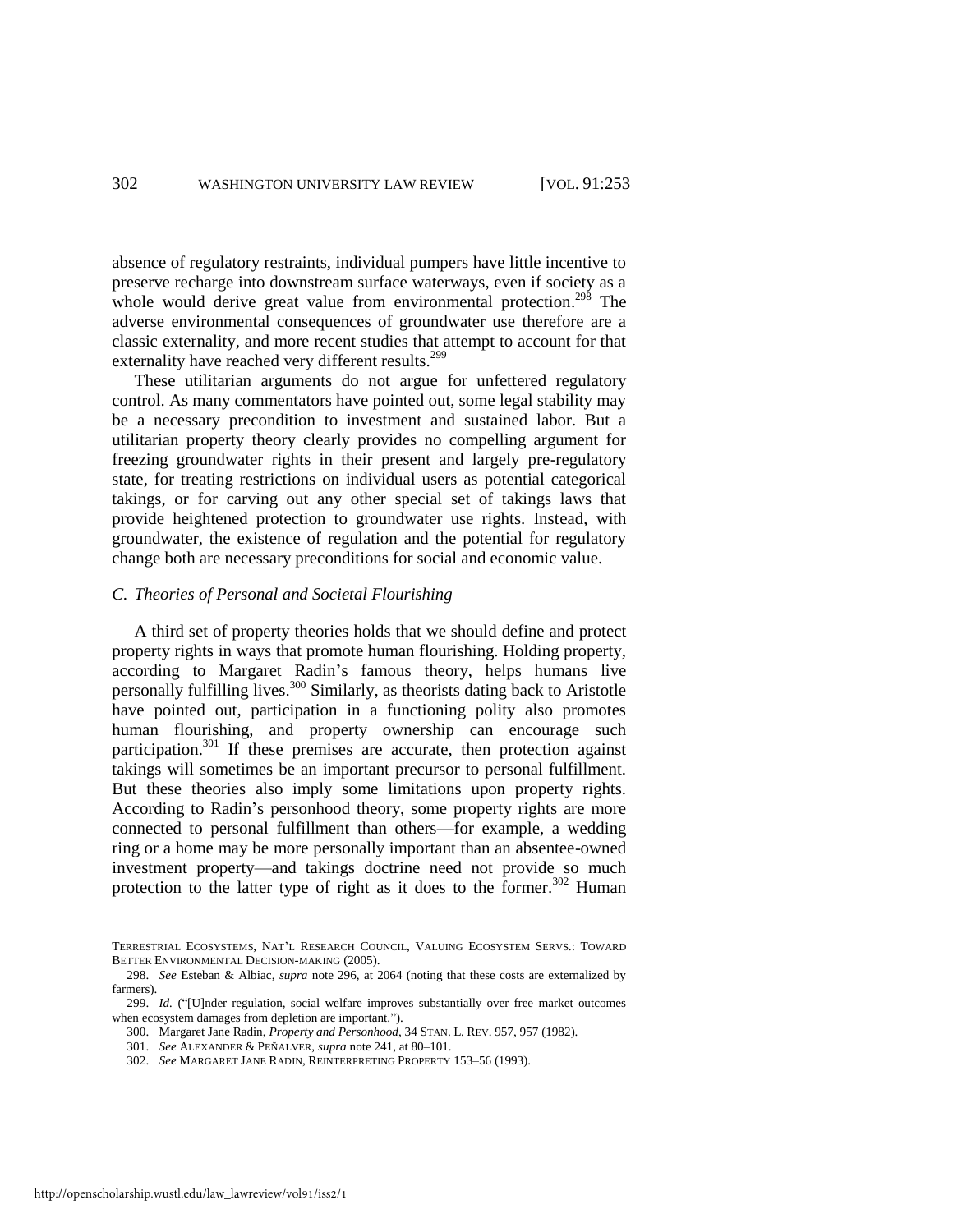absence of regulatory restraints, individual pumpers have little incentive to preserve recharge into downstream surface waterways, even if society as a whole would derive great value from environmental protection.[298] The adverse environmental consequences of groundwater use therefore are a classic externality, and more recent studies that attempt to account for that externality have reached very different results.[299]

These utilitarian arguments do not argue for unfettered regulatory control. As many commentators have pointed out, some legal stability may be a necessary precondition to investment and sustained labor. But a utilitarian property theory clearly provides no compelling argument for freezing groundwater rights in their present and largely pre-regulatory state, for treating restrictions on individual users as potential categorical takings, or for carving out any other special set of takings laws that provide heightened protection to groundwater use rights. Instead, with groundwater, the existence of regulation and the potential for regulatory change both are necessary preconditions for social and economic value.

### *C. Theories of Personal and Societal Flourishing*

A third set of property theories holds that we should define and protect property rights in ways that promote human flourishing. Holding property, according to Margaret Radin's famous theory, helps humans live personally fulfilling lives.[300] Similarly, as theorists dating back to Aristotle have pointed out, participation in a functioning polity also promotes human flourishing, and property ownership can encourage such participation.[301] If these premises are accurate, then protection against takings will sometimes be an important precursor to personal fulfillment. But these theories also imply some limitations upon property rights. According to Radin's personhood theory, some property rights are more connected to personal fulfillment than others—for example, a wedding ring or a home may be more personally important than an absentee-owned investment property—and takings doctrine need not provide so much protection to the latter type of right as it does to the former.[302] Human

---

TERRESTRIAL ECOSYSTEMS, NAT'L RESEARCH COUNCIL, VALUING ECOSYSTEM SERVS.: TOWARD BETTER ENVIRONMENTAL DECISION-MAKING (2005).

298. *See* Esteban & Albiac, *supra* note 296, at 2064 (noting that these costs are externalized by farmers).

299. *Id.* ("[U]nder regulation, social welfare improves substantially over free market outcomes when ecosystem damages from depletion are important.").

300. Margaret Jane Radin, *Property and Personhood*, 34 STAN. L. REV. 957, 957 (1982).

301. *See* ALEXANDER & PEÑALVER, *supra* note 241, at 80–101.

302. *See* MARGARET JANE RADIN, REINTERPRETING PROPERTY 153–56 (1993).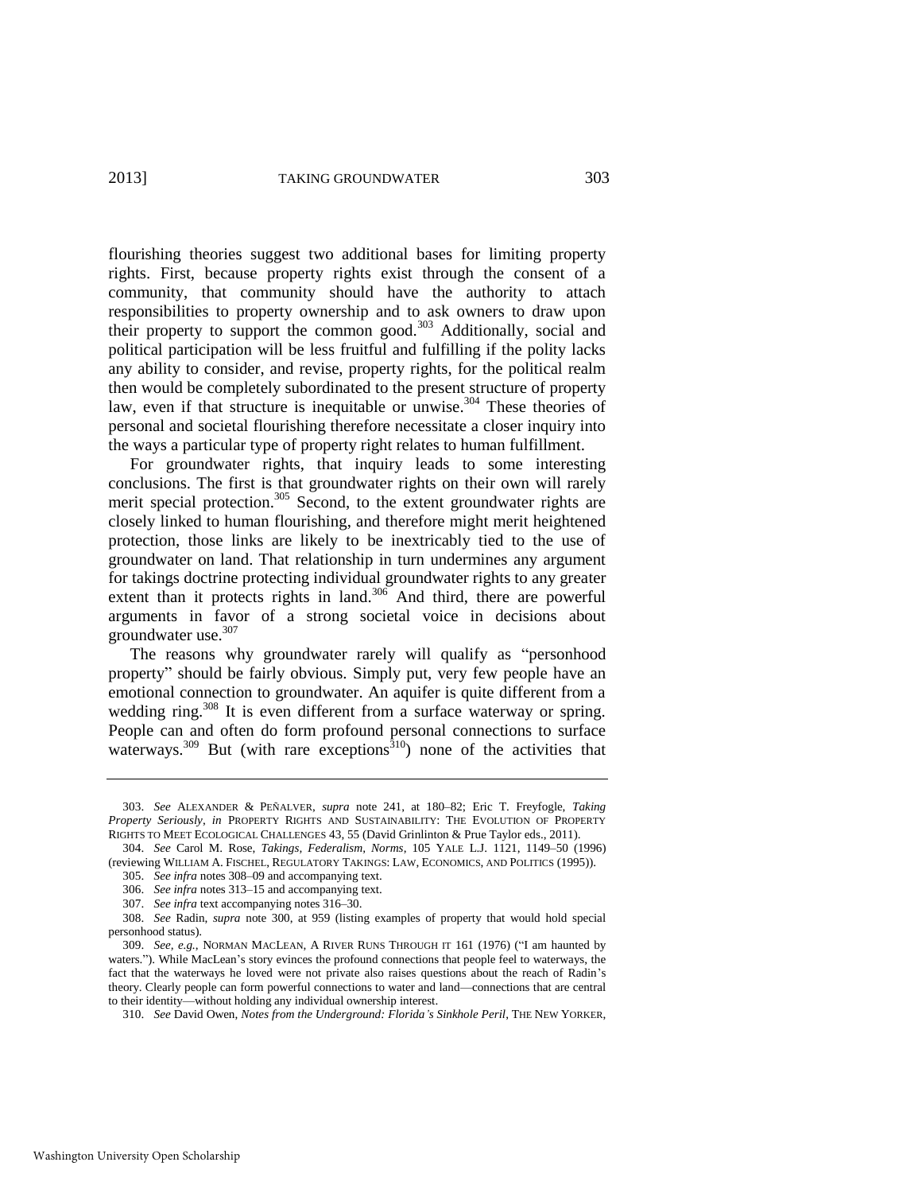flourishing theories suggest two additional bases for limiting property rights. First, because property rights exist through the consent of a community, that community should have the authority to attach responsibilities to property ownership and to ask owners to draw upon their property to support the common good.[303] Additionally, social and political participation will be less fruitful and fulfilling if the polity lacks any ability to consider, and revise, property rights, for the political realm then would be completely subordinated to the present structure of property law, even if that structure is inequitable or unwise.[304] These theories of personal and societal flourishing therefore necessitate a closer inquiry into the ways a particular type of property right relates to human fulfillment.

For groundwater rights, that inquiry leads to some interesting conclusions. The first is that groundwater rights on their own will rarely merit special protection.[305] Second, to the extent groundwater rights are closely linked to human flourishing, and therefore might merit heightened protection, those links are likely to be inextricably tied to the use of groundwater on land. That relationship in turn undermines any argument for takings doctrine protecting individual groundwater rights to any greater extent than it protects rights in land.[306] And third, there are powerful arguments in favor of a strong societal voice in decisions about groundwater use.[307]

The reasons why groundwater rarely will qualify as "personhood property" should be fairly obvious. Simply put, very few people have an emotional connection to groundwater. An aquifer is quite different from a wedding ring.[308] It is even different from a surface waterway or spring. People can and often do form profound personal connections to surface waterways.[309] But (with rare exceptions[310]) none of the activities that

---

303. *See* ALEXANDER & PEÑALVER, *supra* note 241, at 180–82; Eric T. Freyfogle, *Taking Property Seriously*, *in* PROPERTY RIGHTS AND SUSTAINABILITY: THE EVOLUTION OF PROPERTY RIGHTS TO MEET ECOLOGICAL CHALLENGES 43, 55 (David Grinlinton & Prue Taylor eds., 2011).

304. *See* Carol M. Rose, *Takings, Federalism, Norms*, 105 YALE L.J. 1121, 1149–50 (1996) (reviewing WILLIAM A. FISCHEL, REGULATORY TAKINGS: LAW, ECONOMICS, AND POLITICS (1995)).

305. *See infra* notes 308–09 and accompanying text.

306. *See infra* notes 313–15 and accompanying text.

307. *See infra* text accompanying notes 316–30.

308. *See* Radin, *supra* note 300, at 959 (listing examples of property that would hold special personhood status).

309. *See, e.g.*, NORMAN MACLEAN, A RIVER RUNS THROUGH IT 161 (1976) ("I am haunted by waters."). While MacLean's story evinces the profound connections that people feel to waterways, the fact that the waterways he loved were not private also raises questions about the reach of Radin's theory. Clearly people can form powerful connections to water and land—connections that are central to their identity—without holding any individual ownership interest.

310. *See* David Owen, *Notes from the Underground: Florida's Sinkhole Peril*, THE NEW YORKER,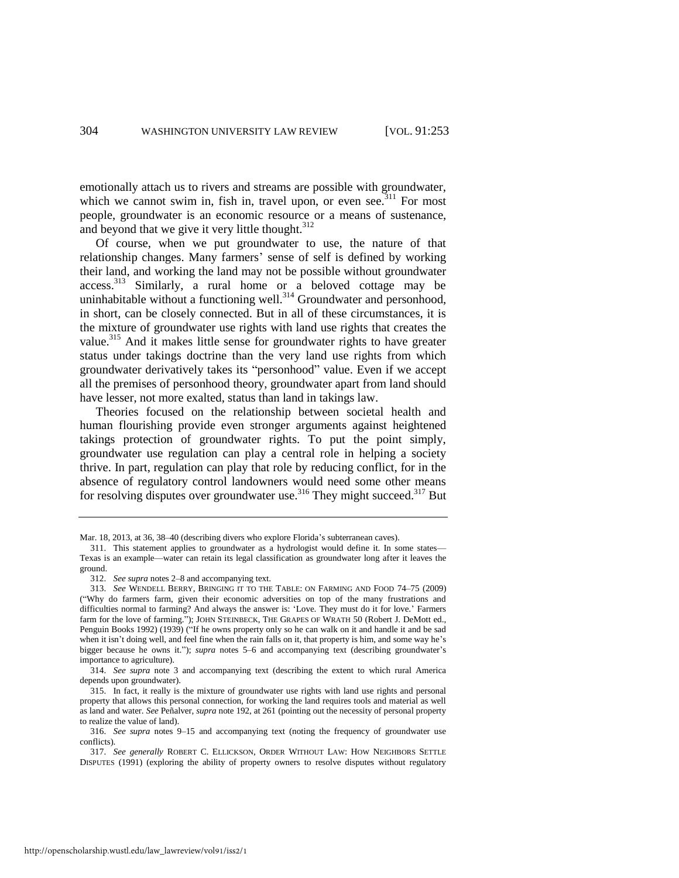emotionally attach us to rivers and streams are possible with groundwater, which we cannot swim in, fish in, travel upon, or even see.[311] For most people, groundwater is an economic resource or a means of sustenance, and beyond that we give it very little thought.[312]

Of course, when we put groundwater to use, the nature of that relationship changes. Many farmers' sense of self is defined by working their land, and working the land may not be possible without groundwater access.[313] Similarly, a rural home or a beloved cottage may be uninhabitable without a functioning well.[314] Groundwater and personhood, in short, can be closely connected. But in all of these circumstances, it is the mixture of groundwater use rights with land use rights that creates the value.[315] And it makes little sense for groundwater rights to have greater status under takings doctrine than the very land use rights from which groundwater derivatively takes its "personhood" value. Even if we accept all the premises of personhood theory, groundwater apart from land should have lesser, not more exalted, status than land in takings law.

Theories focused on the relationship between societal health and human flourishing provide even stronger arguments against heightened takings protection of groundwater rights. To put the point simply, groundwater use regulation can play a central role in helping a society thrive. In part, regulation can play that role by reducing conflict, for in the absence of regulatory control landowners would need some other means for resolving disputes over groundwater use.[316] They might succeed.[317] But

---

Mar. 18, 2013, at 36, 38–40 (describing divers who explore Florida's subterranean caves).

311. This statement applies to groundwater as a hydrologist would define it. In some states—Texas is an example—water can retain its legal classification as groundwater long after it leaves the ground.

312. *See supra* notes 2–8 and accompanying text.

313. *See* WENDELL BERRY, BRINGING IT TO THE TABLE: ON FARMING AND FOOD 74–75 (2009) ("Why do farmers farm, given their economic adversities on top of the many frustrations and difficulties normal to farming? And always the answer is: 'Love. They must do it for love.' Farmers farm for the love of farming."); JOHN STEINBECK, THE GRAPES OF WRATH 50 (Robert J. DeMott ed., Penguin Books 1992) (1939) ("If he owns property only so he can walk on it and handle it and be sad when it isn't doing well, and feel fine when the rain falls on it, that property is him, and some way he's bigger because he owns it."); *supra* notes 5–6 and accompanying text (describing groundwater's importance to agriculture).

314. *See supra* note 3 and accompanying text (describing the extent to which rural America depends upon groundwater).

315. In fact, it really is the mixture of groundwater use rights with land use rights and personal property that allows this personal connection, for working the land requires tools and material as well as land and water. *See* Peñalver, *supra* note 192, at 261 (pointing out the necessity of personal property to realize the value of land).

316. *See supra* notes 9–15 and accompanying text (noting the frequency of groundwater use conflicts).

317. *See generally* ROBERT C. ELLICKSON, ORDER WITHOUT LAW: HOW NEIGHBORS SETTLE DISPUTES (1991) (exploring the ability of property owners to resolve disputes without regulatory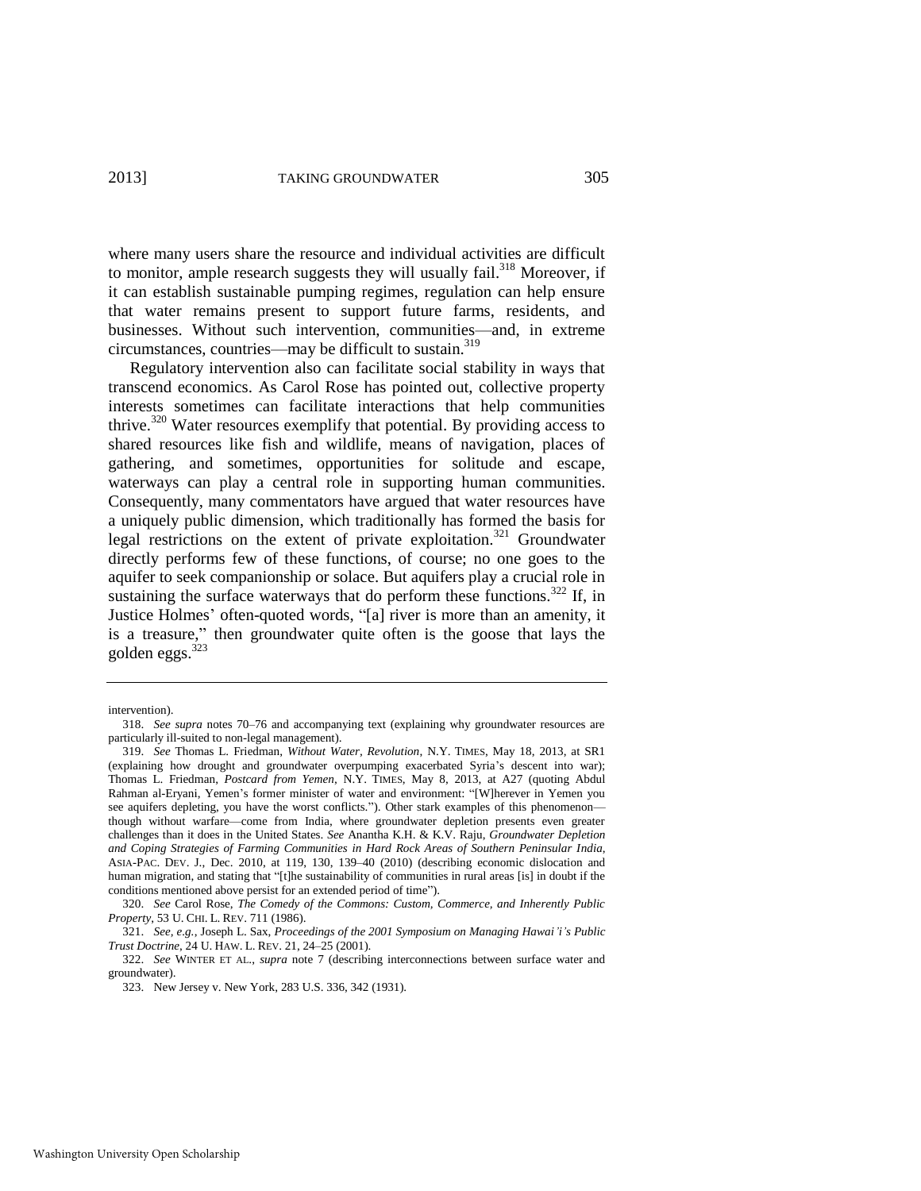where many users share the resource and individual activities are difficult to monitor, ample research suggests they will usually fail.[318] Moreover, if it can establish sustainable pumping regimes, regulation can help ensure that water remains present to support future farms, residents, and businesses. Without such intervention, communities—and, in extreme circumstances, countries—may be difficult to sustain.[319]

Regulatory intervention also can facilitate social stability in ways that transcend economics. As Carol Rose has pointed out, collective property interests sometimes can facilitate interactions that help communities thrive.[320] Water resources exemplify that potential. By providing access to shared resources like fish and wildlife, means of navigation, places of gathering, and sometimes, opportunities for solitude and escape, waterways can play a central role in supporting human communities. Consequently, many commentators have argued that water resources have a uniquely public dimension, which traditionally has formed the basis for legal restrictions on the extent of private exploitation.[321] Groundwater directly performs few of these functions, of course; no one goes to the aquifer to seek companionship or solace. But aquifers play a crucial role in sustaining the surface waterways that do perform these functions.[322] If, in Justice Holmes' often-quoted words, "[a] river is more than an amenity, it is a treasure," then groundwater quite often is the goose that lays the golden eggs.[323]

---

intervention).

318. *See supra* notes 70–76 and accompanying text (explaining why groundwater resources are particularly ill-suited to non-legal management).

319. *See* Thomas L. Friedman, *Without Water, Revolution*, N.Y. TIMES, May 18, 2013, at SR1 (explaining how drought and groundwater overpumping exacerbated Syria's descent into war); Thomas L. Friedman, *Postcard from Yemen*, N.Y. TIMES, May 8, 2013, at A27 (quoting Abdul Rahman al-Eryani, Yemen's former minister of water and environment: "[W]herever in Yemen you see aquifers depleting, you have the worst conflicts."). Other stark examples of this phenomenon—though without warfare—come from India, where groundwater depletion presents even greater challenges than it does in the United States. *See* Anantha K.H. & K.V. Raju, *Groundwater Depletion and Coping Strategies of Farming Communities in Hard Rock Areas of Southern Peninsular India*, ASIA-PAC. DEV. J., Dec. 2010, at 119, 130, 139–40 (2010) (describing economic dislocation and human migration, and stating that "[t]he sustainability of communities in rural areas [is] in doubt if the conditions mentioned above persist for an extended period of time").

320. *See* Carol Rose, *The Comedy of the Commons: Custom, Commerce, and Inherently Public Property*, 53 U. CHI. L. REV. 711 (1986).

321. *See, e.g.*, Joseph L. Sax, *Proceedings of the 2001 Symposium on Managing Hawai'i's Public Trust Doctrine*, 24 U. HAW. L. REV. 21, 24–25 (2001).

322. *See* WINTER ET AL., *supra* note 7 (describing interconnections between surface water and groundwater).

323. New Jersey v. New York, 283 U.S. 336, 342 (1931).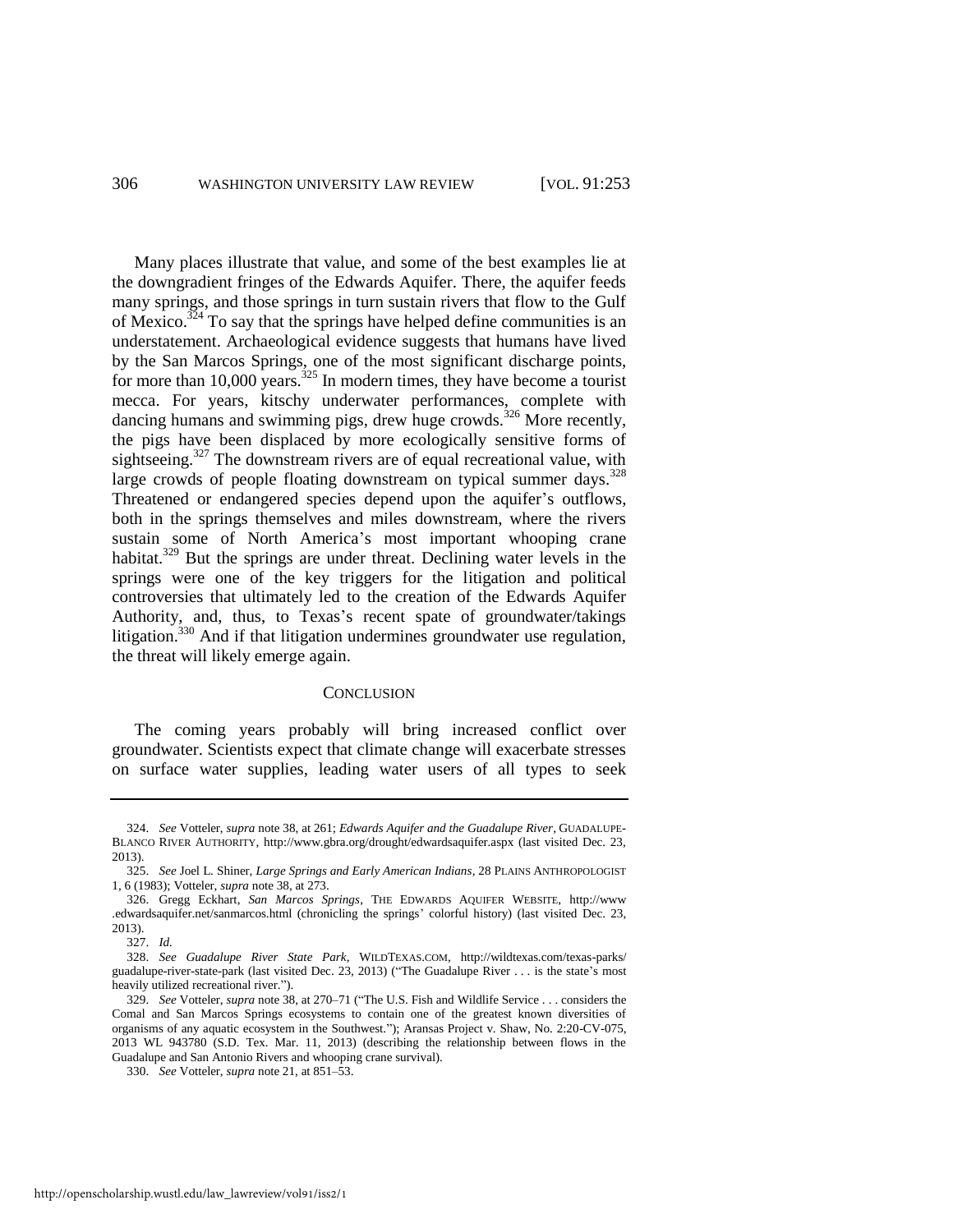Many places illustrate that value, and some of the best examples lie at the downgradient fringes of the Edwards Aquifer. There, the aquifer feeds many springs, and those springs in turn sustain rivers that flow to the Gulf of Mexico.[324] To say that the springs have helped define communities is an understatement. Archaeological evidence suggests that humans have lived by the San Marcos Springs, one of the most significant discharge points, for more than 10,000 years.[325] In modern times, they have become a tourist mecca. For years, kitschy underwater performances, complete with dancing humans and swimming pigs, drew huge crowds.[326] More recently, the pigs have been displaced by more ecologically sensitive forms of sightseeing.[327] The downstream rivers are of equal recreational value, with large crowds of people floating downstream on typical summer days.[328] Threatened or endangered species depend upon the aquifer's outflows, both in the springs themselves and miles downstream, where the rivers sustain some of North America's most important whooping crane habitat.[329] But the springs are under threat. Declining water levels in the springs were one of the key triggers for the litigation and political controversies that ultimately led to the creation of the Edwards Aquifer Authority, and, thus, to Texas's recent spate of groundwater/takings litigation.[330] And if that litigation undermines groundwater use regulation, the threat will likely emerge again.

## CONCLUSION

The coming years probably will bring increased conflict over groundwater. Scientists expect that climate change will exacerbate stresses on surface water supplies, leading water users of all types to seek

---

324. *See* Votteler, *supra* note 38, at 261; *Edwards Aquifer and the Guadalupe River*, GUADALUPE-BLANCO RIVER AUTHORITY, http://www.gbra.org/drought/edwardsaquifer.aspx (last visited Dec. 23, 2013).

325. *See* Joel L. Shiner, *Large Springs and Early American Indians*, 28 PLAINS ANTHROPOLOGIST 1, 6 (1983); Votteler, *supra* note 38, at 273.

326. Gregg Eckhart, *San Marcos Springs*, THE EDWARDS AQUIFER WEBSITE, http://www.edwardsaquifer.net/sanmarcos.html (chronicling the springs' colorful history) (last visited Dec. 23, 2013).

327. *Id.*

328. *See Guadalupe River State Park*, WILDTEXAS.COM, http://wildtexas.com/texas-parks/guadalupe-river-state-park (last visited Dec. 23, 2013) ("The Guadalupe River . . . is the state's most heavily utilized recreational river.").

329. *See* Votteler, *supra* note 38, at 270–71 ("The U.S. Fish and Wildlife Service . . . considers the Comal and San Marcos Springs ecosystems to contain one of the greatest known diversities of organisms of any aquatic ecosystem in the Southwest."); Aransas Project v. Shaw, No. 2:20-CV-075, 2013 WL 943780 (S.D. Tex. Mar. 11, 2013) (describing the relationship between flows in the Guadalupe and San Antonio Rivers and whooping crane survival).

330. *See* Votteler, *supra* note 21, at 851–53.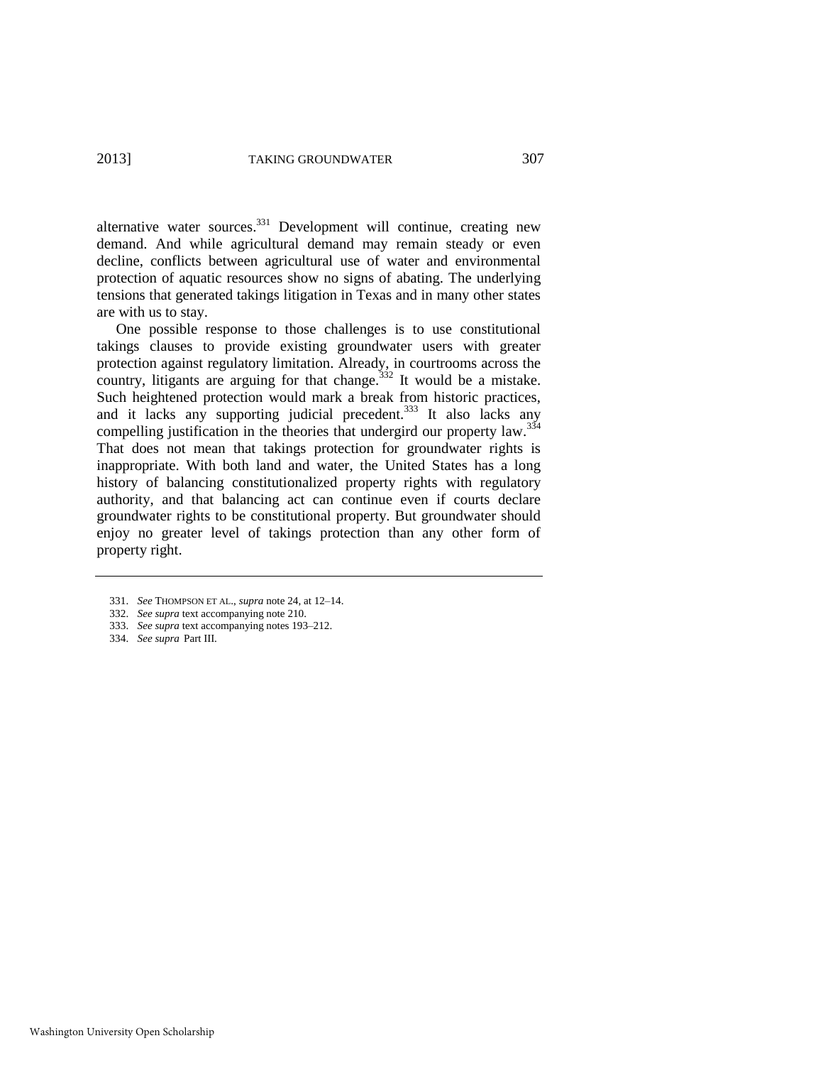alternative water sources.[331] Development will continue, creating new demand. And while agricultural demand may remain steady or even decline, conflicts between agricultural use of water and environmental protection of aquatic resources show no signs of abating. The underlying tensions that generated takings litigation in Texas and in many other states are with us to stay.

One possible response to those challenges is to use constitutional takings clauses to provide existing groundwater users with greater protection against regulatory limitation. Already, in courtrooms across the country, litigants are arguing for that change.[332] It would be a mistake. Such heightened protection would mark a break from historic practices, and it lacks any supporting judicial precedent.[333] It also lacks any compelling justification in the theories that undergird our property law.[334] That does not mean that takings protection for groundwater rights is inappropriate. With both land and water, the United States has a long history of balancing constitutionalized property rights with regulatory authority, and that balancing act can continue even if courts declare groundwater rights to be constitutional property. But groundwater should enjoy no greater level of takings protection than any other form of property right.

---

331. *See* THOMPSON ET AL., *supra* note 24, at 12–14.

332. *See supra* text accompanying note 210.

333. *See supra* text accompanying notes 193–212.

334. *See supra* Part III.